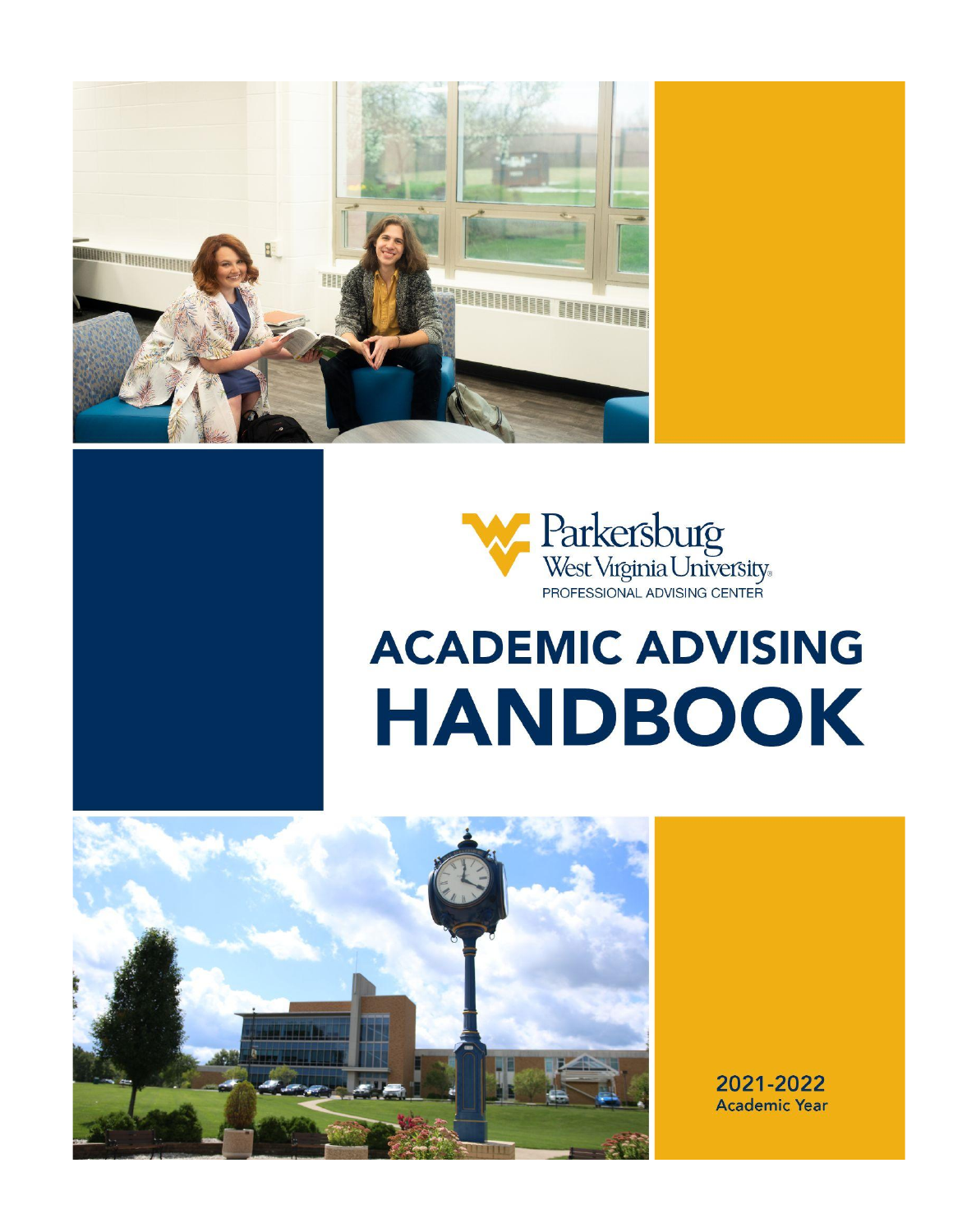Parkersburg
West Virginia University
PROFESSIONAL ADVISING CENTER

# ACADEMIC ADVISING HANDBOOK

2021-2022
Academic Year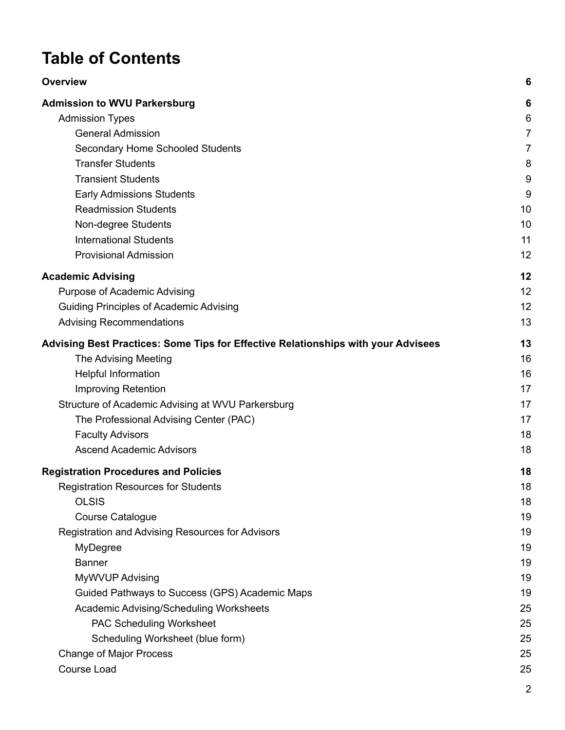# Table of Contents

| | |
|---|---|
| **Overview** | **6** |
| **Admission to WVU Parkersburg** | **6** |
| Admission Types | 6 |
| General Admission | 7 |
| Secondary Home Schooled Students | 7 |
| Transfer Students | 8 |
| Transient Students | 9 |
| Early Admissions Students | 9 |
| Readmission Students | 10 |
| Non-degree Students | 10 |
| International Students | 11 |
| Provisional Admission | 12 |
| **Academic Advising** | **12** |
| Purpose of Academic Advising | 12 |
| Guiding Principles of Academic Advising | 12 |
| Advising Recommendations | 13 |
| **Advising Best Practices: Some Tips for Effective Relationships with your Advisees** | **13** |
| The Advising Meeting | 16 |
| Helpful Information | 16 |
| Improving Retention | 17 |
| Structure of Academic Advising at WVU Parkersburg | 17 |
| The Professional Advising Center (PAC) | 17 |
| Faculty Advisors | 18 |
| Ascend Academic Advisors | 18 |
| **Registration Procedures and Policies** | **18** |
| Registration Resources for Students | 18 |
| OLSIS | 18 |
| Course Catalogue | 19 |
| Registration and Advising Resources for Advisors | 19 |
| MyDegree | 19 |
| Banner | 19 |
| MyWVUP Advising | 19 |
| Guided Pathways to Success (GPS) Academic Maps | 19 |
| Academic Advising/Scheduling Worksheets | 25 |
| PAC Scheduling Worksheet | 25 |
| Scheduling Worksheet (blue form) | 25 |
| Change of Major Process | 25 |
| Course Load | 25 |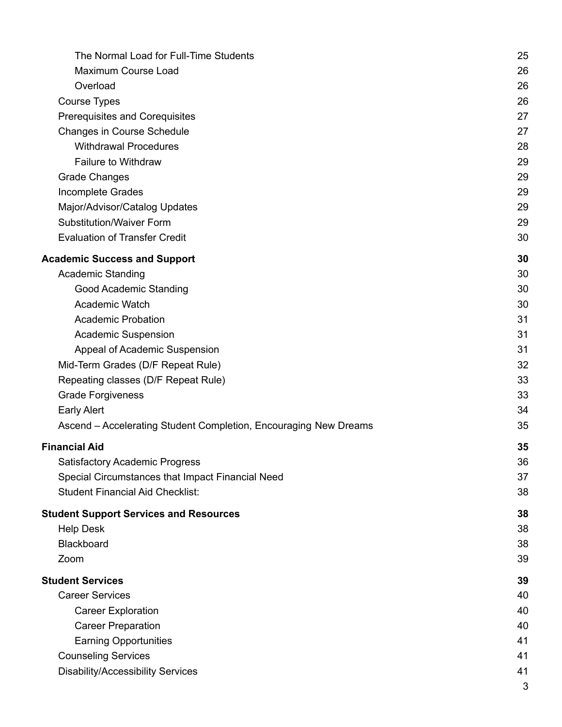- The Normal Load for Full-Time Students 25
- Maximum Course Load 26
- Overload 26

Course Types 26

Prerequisites and Corequisites 27

Changes in Course Schedule 27

- Withdrawal Procedures 28
- Failure to Withdraw 29

Grade Changes 29

Incomplete Grades 29

Major/Advisor/Catalog Updates 29

Substitution/Waiver Form 29

Evaluation of Transfer Credit 30

**Academic Success and Support 30**

Academic Standing 30

- Good Academic Standing 30
- Academic Watch 30
- Academic Probation 31
- Academic Suspension 31
- Appeal of Academic Suspension 31

Mid-Term Grades (D/F Repeat Rule) 32

Repeating classes (D/F Repeat Rule) 33

Grade Forgiveness 33

Early Alert 34

Ascend – Accelerating Student Completion, Encouraging New Dreams 35

**Financial Aid 35**

Satisfactory Academic Progress 36

Special Circumstances that Impact Financial Need 37

Student Financial Aid Checklist: 38

**Student Support Services and Resources 38**

Help Desk 38

Blackboard 38

Zoom 39

**Student Services 39**

Career Services 40

- Career Exploration 40
- Career Preparation 40
- Earning Opportunities 41

Counseling Services 41

Disability/Accessibility Services 41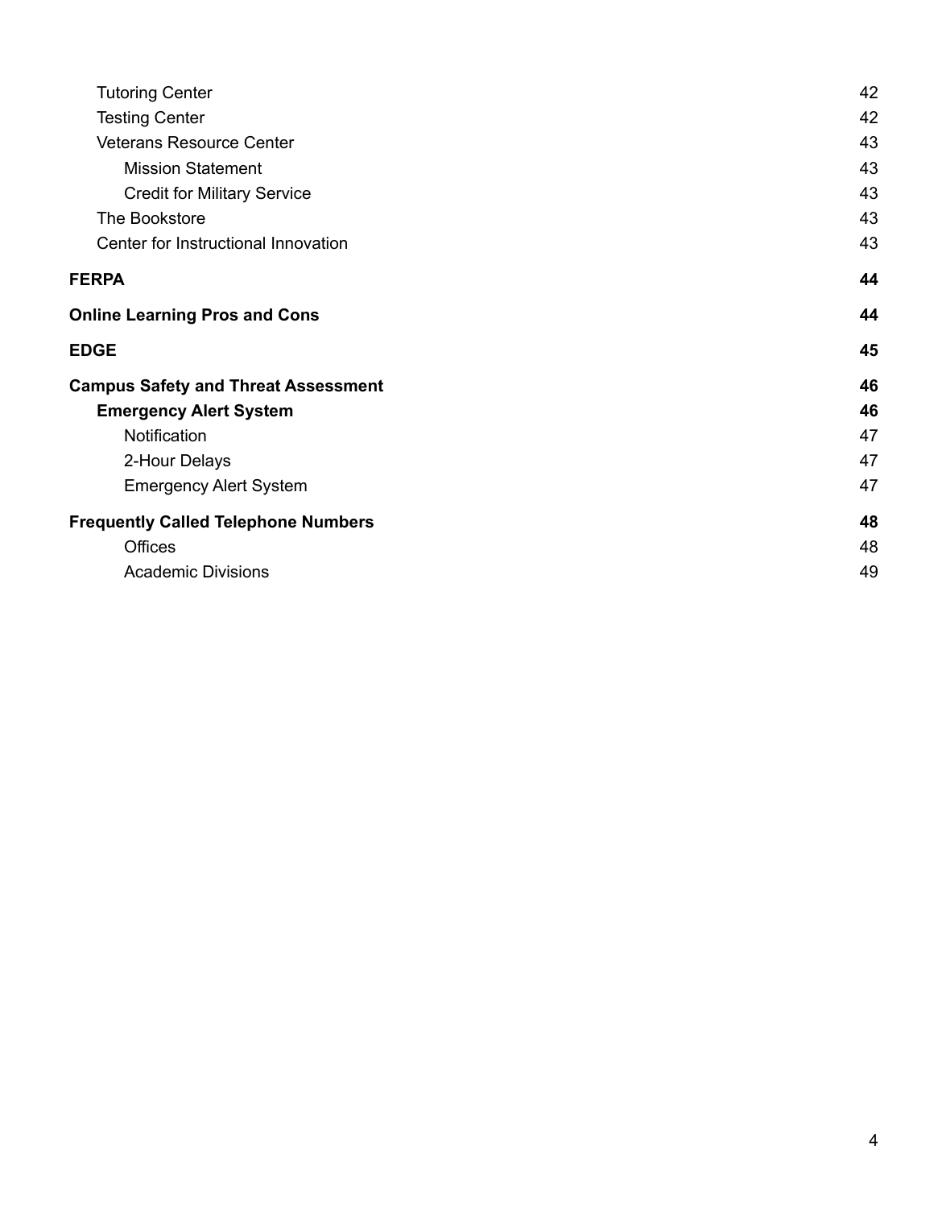| | |
|---|---|
| Tutoring Center | 42 |
| Testing Center | 42 |
| Veterans Resource Center | 43 |
| Mission Statement | 43 |
| Credit for Military Service | 43 |
| The Bookstore | 43 |
| Center for Instructional Innovation | 43 |
| **FERPA** | **44** |
| **Online Learning Pros and Cons** | **44** |
| **EDGE** | **45** |
| **Campus Safety and Threat Assessment** | **46** |
| **Emergency Alert System** | **46** |
| Notification | 47 |
| 2-Hour Delays | 47 |
| Emergency Alert System | 47 |
| **Frequently Called Telephone Numbers** | **48** |
| Offices | 48 |
| Academic Divisions | 49 |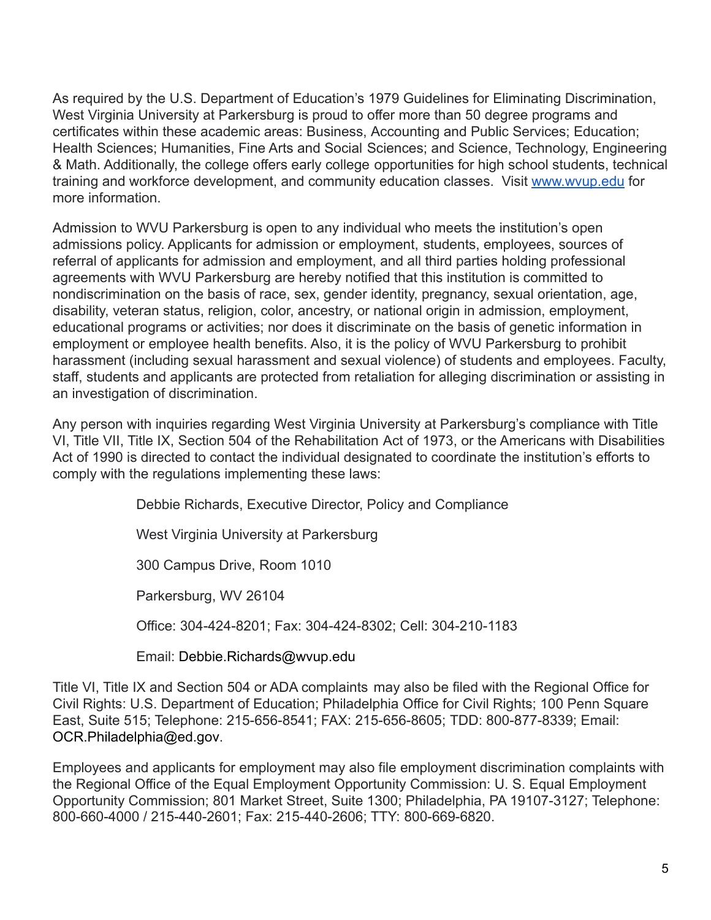As required by the U.S. Department of Education's 1979 Guidelines for Eliminating Discrimination, West Virginia University at Parkersburg is proud to offer more than 50 degree programs and certificates within these academic areas: Business, Accounting and Public Services; Education; Health Sciences; Humanities, Fine Arts and Social Sciences; and Science, Technology, Engineering & Math. Additionally, the college offers early college opportunities for high school students, technical training and workforce development, and community education classes. Visit [www.wvup.edu](http://www.wvup.edu) for more information.

Admission to WVU Parkersburg is open to any individual who meets the institution's open admissions policy. Applicants for admission or employment, students, employees, sources of referral of applicants for admission and employment, and all third parties holding professional agreements with WVU Parkersburg are hereby notified that this institution is committed to nondiscrimination on the basis of race, sex, gender identity, pregnancy, sexual orientation, age, disability, veteran status, religion, color, ancestry, or national origin in admission, employment, educational programs or activities; nor does it discriminate on the basis of genetic information in employment or employee health benefits. Also, it is the policy of WVU Parkersburg to prohibit harassment (including sexual harassment and sexual violence) of students and employees. Faculty, staff, students and applicants are protected from retaliation for alleging discrimination or assisting in an investigation of discrimination.

Any person with inquiries regarding West Virginia University at Parkersburg's compliance with Title VI, Title VII, Title IX, Section 504 of the Rehabilitation Act of 1973, or the Americans with Disabilities Act of 1990 is directed to contact the individual designated to coordinate the institution's efforts to comply with the regulations implementing these laws:

Debbie Richards, Executive Director, Policy and Compliance

West Virginia University at Parkersburg

300 Campus Drive, Room 1010

Parkersburg, WV 26104

Office: 304-424-8201; Fax: 304-424-8302; Cell: 304-210-1183

Email: Debbie.Richards@wvup.edu

Title VI, Title IX and Section 504 or ADA complaints may also be filed with the Regional Office for Civil Rights: U.S. Department of Education; Philadelphia Office for Civil Rights; 100 Penn Square East, Suite 515; Telephone: 215-656-8541; FAX: 215-656-8605; TDD: 800-877-8339; Email: OCR.Philadelphia@ed.gov.

Employees and applicants for employment may also file employment discrimination complaints with the Regional Office of the Equal Employment Opportunity Commission: U. S. Equal Employment Opportunity Commission; 801 Market Street, Suite 1300; Philadelphia, PA 19107-3127; Telephone: 800-660-4000 / 215-440-2601; Fax: 215-440-2606; TTY: 800-669-6820.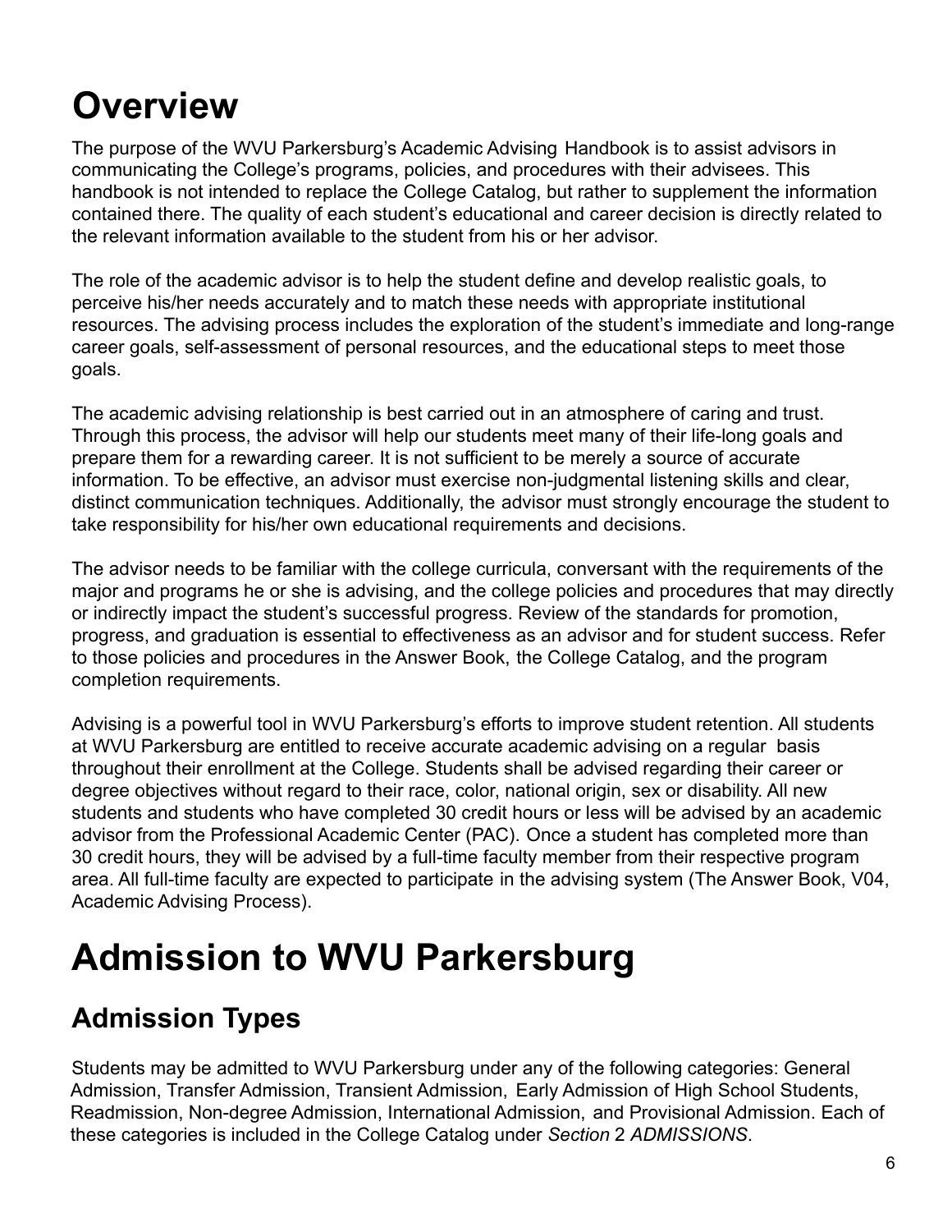# Overview

The purpose of the WVU Parkersburg's Academic Advising Handbook is to assist advisors in communicating the College's programs, policies, and procedures with their advisees. This handbook is not intended to replace the College Catalog, but rather to supplement the information contained there. The quality of each student's educational and career decision is directly related to the relevant information available to the student from his or her advisor.

The role of the academic advisor is to help the student define and develop realistic goals, to perceive his/her needs accurately and to match these needs with appropriate institutional resources. The advising process includes the exploration of the student's immediate and long-range career goals, self-assessment of personal resources, and the educational steps to meet those goals.

The academic advising relationship is best carried out in an atmosphere of caring and trust. Through this process, the advisor will help our students meet many of their life-long goals and prepare them for a rewarding career. It is not sufficient to be merely a source of accurate information. To be effective, an advisor must exercise non-judgmental listening skills and clear, distinct communication techniques. Additionally, the advisor must strongly encourage the student to take responsibility for his/her own educational requirements and decisions.

The advisor needs to be familiar with the college curricula, conversant with the requirements of the major and programs he or she is advising, and the college policies and procedures that may directly or indirectly impact the student's successful progress. Review of the standards for promotion, progress, and graduation is essential to effectiveness as an advisor and for student success. Refer to those policies and procedures in the Answer Book, the College Catalog, and the program completion requirements.

Advising is a powerful tool in WVU Parkersburg's efforts to improve student retention. All students at WVU Parkersburg are entitled to receive accurate academic advising on a regular basis throughout their enrollment at the College. Students shall be advised regarding their career or degree objectives without regard to their race, color, national origin, sex or disability. All new students and students who have completed 30 credit hours or less will be advised by an academic advisor from the Professional Academic Center (PAC). Once a student has completed more than 30 credit hours, they will be advised by a full-time faculty member from their respective program area. All full-time faculty are expected to participate in the advising system (The Answer Book, V04, Academic Advising Process).

# Admission to WVU Parkersburg

## Admission Types

Students may be admitted to WVU Parkersburg under any of the following categories: General Admission, Transfer Admission, Transient Admission, Early Admission of High School Students, Readmission, Non-degree Admission, International Admission, and Provisional Admission. Each of these categories is included in the College Catalog under *Section* 2 *ADMISSIONS*.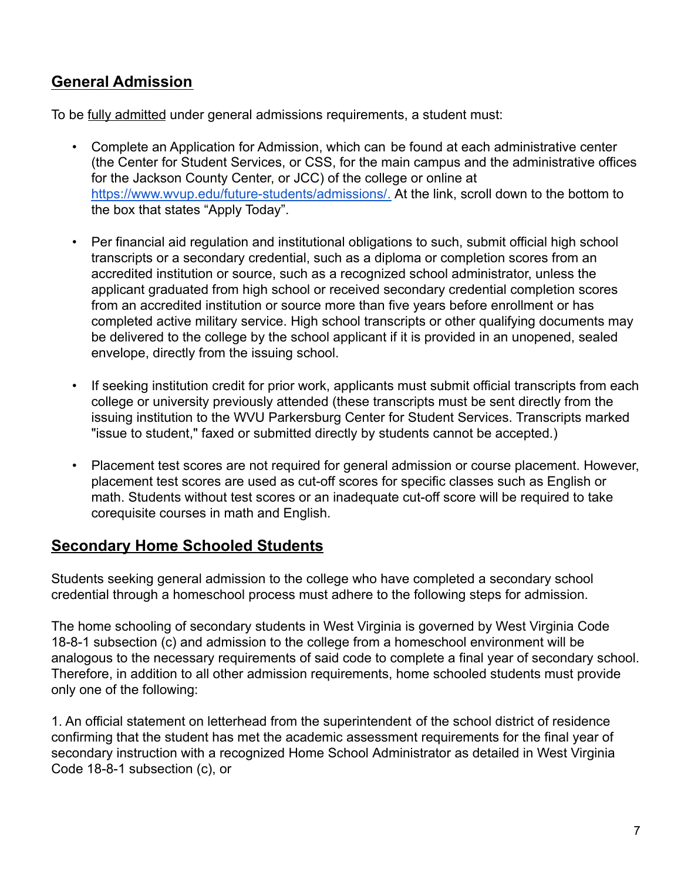## General Admission

To be fully admitted under general admissions requirements, a student must:

- Complete an Application for Admission, which can be found at each administrative center (the Center for Student Services, or CSS, for the main campus and the administrative offices for the Jackson County Center, or JCC) of the college or online at https://www.wvup.edu/future-students/admissions/. At the link, scroll down to the bottom to the box that states "Apply Today".

- Per financial aid regulation and institutional obligations to such, submit official high school transcripts or a secondary credential, such as a diploma or completion scores from an accredited institution or source, such as a recognized school administrator, unless the applicant graduated from high school or received secondary credential completion scores from an accredited institution or source more than five years before enrollment or has completed active military service. High school transcripts or other qualifying documents may be delivered to the college by the school applicant if it is provided in an unopened, sealed envelope, directly from the issuing school.

- If seeking institution credit for prior work, applicants must submit official transcripts from each college or university previously attended (these transcripts must be sent directly from the issuing institution to the WVU Parkersburg Center for Student Services. Transcripts marked "issue to student," faxed or submitted directly by students cannot be accepted.)

- Placement test scores are not required for general admission or course placement. However, placement test scores are used as cut-off scores for specific classes such as English or math. Students without test scores or an inadequate cut-off score will be required to take corequisite courses in math and English.

## Secondary Home Schooled Students

Students seeking general admission to the college who have completed a secondary school credential through a homeschool process must adhere to the following steps for admission.

The home schooling of secondary students in West Virginia is governed by West Virginia Code 18-8-1 subsection (c) and admission to the college from a homeschool environment will be analogous to the necessary requirements of said code to complete a final year of secondary school. Therefore, in addition to all other admission requirements, home schooled students must provide only one of the following:

1. An official statement on letterhead from the superintendent of the school district of residence confirming that the student has met the academic assessment requirements for the final year of secondary instruction with a recognized Home School Administrator as detailed in West Virginia Code 18-8-1 subsection (c), or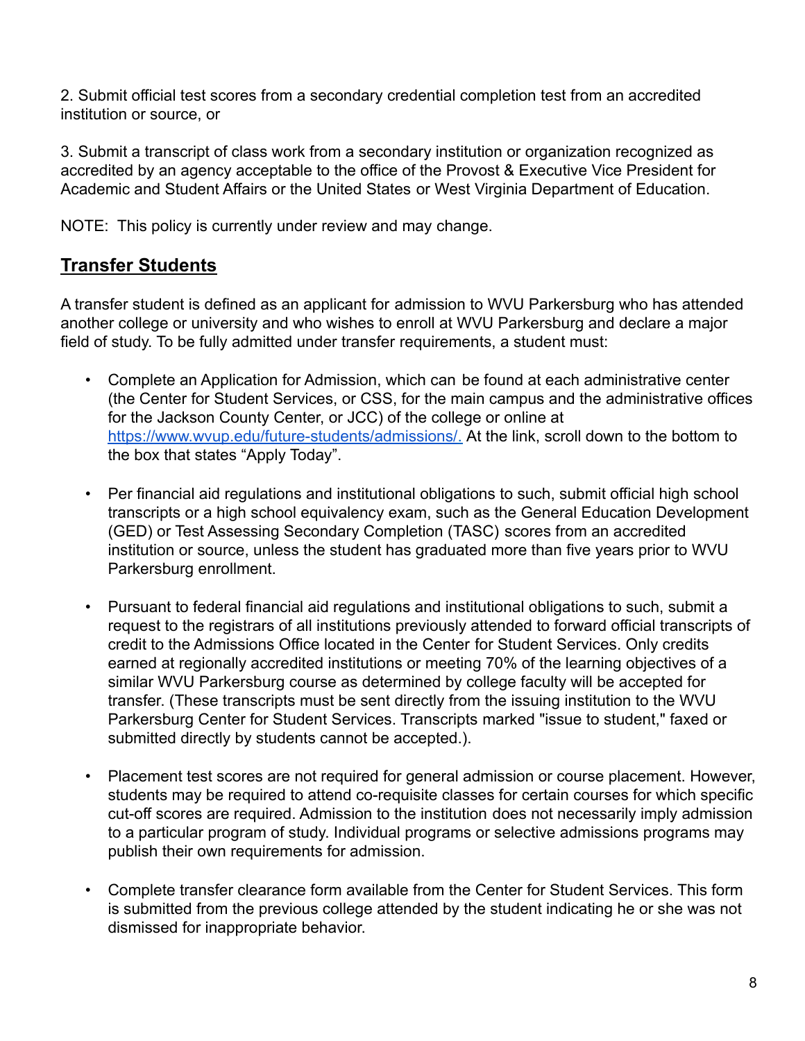2. Submit official test scores from a secondary credential completion test from an accredited institution or source, or

3. Submit a transcript of class work from a secondary institution or organization recognized as accredited by an agency acceptable to the office of the Provost & Executive Vice President for Academic and Student Affairs or the United States or West Virginia Department of Education.

NOTE: This policy is currently under review and may change.

## Transfer Students

A transfer student is defined as an applicant for admission to WVU Parkersburg who has attended another college or university and who wishes to enroll at WVU Parkersburg and declare a major field of study. To be fully admitted under transfer requirements, a student must:

- Complete an Application for Admission, which can be found at each administrative center (the Center for Student Services, or CSS, for the main campus and the administrative offices for the Jackson County Center, or JCC) of the college or online at [https://www.wvup.edu/future-students/admissions/.](https://www.wvup.edu/future-students/admissions/) At the link, scroll down to the bottom to the box that states "Apply Today".

- Per financial aid regulations and institutional obligations to such, submit official high school transcripts or a high school equivalency exam, such as the General Education Development (GED) or Test Assessing Secondary Completion (TASC) scores from an accredited institution or source, unless the student has graduated more than five years prior to WVU Parkersburg enrollment.

- Pursuant to federal financial aid regulations and institutional obligations to such, submit a request to the registrars of all institutions previously attended to forward official transcripts of credit to the Admissions Office located in the Center for Student Services. Only credits earned at regionally accredited institutions or meeting 70% of the learning objectives of a similar WVU Parkersburg course as determined by college faculty will be accepted for transfer. (These transcripts must be sent directly from the issuing institution to the WVU Parkersburg Center for Student Services. Transcripts marked "issue to student," faxed or submitted directly by students cannot be accepted.).

- Placement test scores are not required for general admission or course placement. However, students may be required to attend co-requisite classes for certain courses for which specific cut-off scores are required. Admission to the institution does not necessarily imply admission to a particular program of study. Individual programs or selective admissions programs may publish their own requirements for admission.

- Complete transfer clearance form available from the Center for Student Services. This form is submitted from the previous college attended by the student indicating he or she was not dismissed for inappropriate behavior.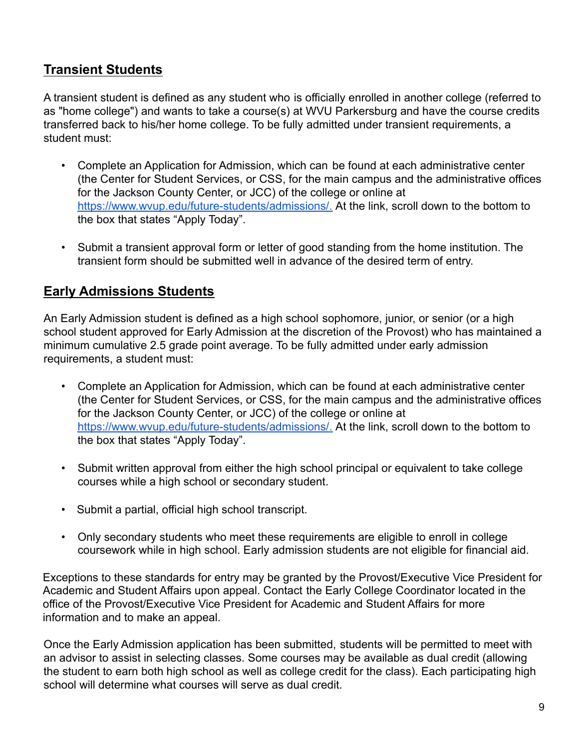## Transient Students

A transient student is defined as any student who is officially enrolled in another college (referred to as "home college") and wants to take a course(s) at WVU Parkersburg and have the course credits transferred back to his/her home college. To be fully admitted under transient requirements, a student must:

- Complete an Application for Admission, which can be found at each administrative center (the Center for Student Services, or CSS, for the main campus and the administrative offices for the Jackson County Center, or JCC) of the college or online at https://www.wvup.edu/future-students/admissions/. At the link, scroll down to the bottom to the box that states "Apply Today".
- Submit a transient approval form or letter of good standing from the home institution. The transient form should be submitted well in advance of the desired term of entry.

## Early Admissions Students

An Early Admission student is defined as a high school sophomore, junior, or senior (or a high school student approved for Early Admission at the discretion of the Provost) who has maintained a minimum cumulative 2.5 grade point average. To be fully admitted under early admission requirements, a student must:

- Complete an Application for Admission, which can be found at each administrative center (the Center for Student Services, or CSS, for the main campus and the administrative offices for the Jackson County Center, or JCC) of the college or online at https://www.wvup.edu/future-students/admissions/. At the link, scroll down to the bottom to the box that states "Apply Today".
- Submit written approval from either the high school principal or equivalent to take college courses while a high school or secondary student.
- Submit a partial, official high school transcript.
- Only secondary students who meet these requirements are eligible to enroll in college coursework while in high school. Early admission students are not eligible for financial aid.

Exceptions to these standards for entry may be granted by the Provost/Executive Vice President for Academic and Student Affairs upon appeal. Contact the Early College Coordinator located in the office of the Provost/Executive Vice President for Academic and Student Affairs for more information and to make an appeal.

Once the Early Admission application has been submitted, students will be permitted to meet with an advisor to assist in selecting classes. Some courses may be available as dual credit (allowing the student to earn both high school as well as college credit for the class). Each participating high school will determine what courses will serve as dual credit.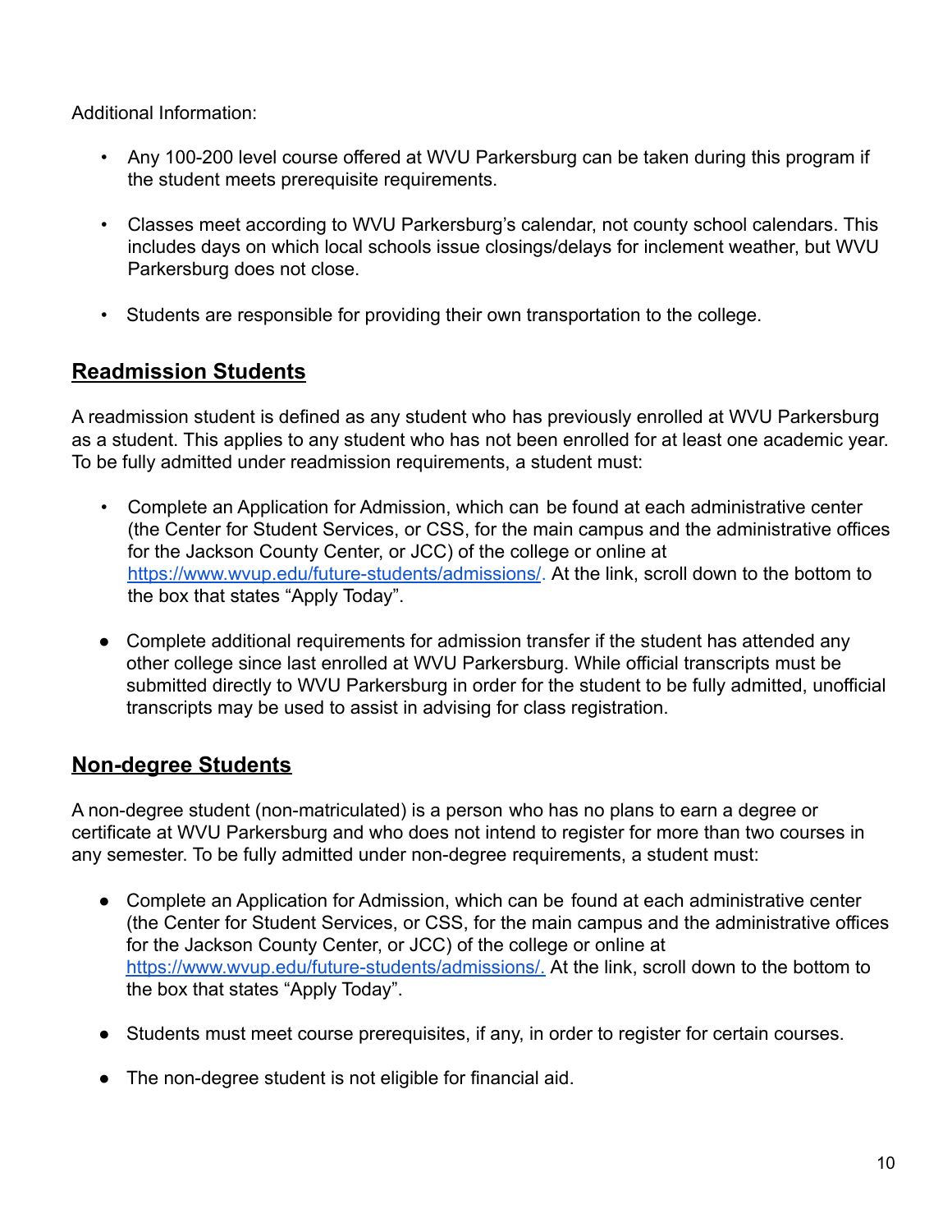Additional Information:

- Any 100-200 level course offered at WVU Parkersburg can be taken during this program if the student meets prerequisite requirements.
- Classes meet according to WVU Parkersburg's calendar, not county school calendars. This includes days on which local schools issue closings/delays for inclement weather, but WVU Parkersburg does not close.
- Students are responsible for providing their own transportation to the college.

## Readmission Students

A readmission student is defined as any student who has previously enrolled at WVU Parkersburg as a student. This applies to any student who has not been enrolled for at least one academic year. To be fully admitted under readmission requirements, a student must:

- Complete an Application for Admission, which can be found at each administrative center (the Center for Student Services, or CSS, for the main campus and the administrative offices for the Jackson County Center, or JCC) of the college or online at [https://www.wvup.edu/future-students/admissions/](https://www.wvup.edu/future-students/admissions/). At the link, scroll down to the bottom to the box that states "Apply Today".
- Complete additional requirements for admission transfer if the student has attended any other college since last enrolled at WVU Parkersburg. While official transcripts must be submitted directly to WVU Parkersburg in order for the student to be fully admitted, unofficial transcripts may be used to assist in advising for class registration.

## Non-degree Students

A non-degree student (non-matriculated) is a person who has no plans to earn a degree or certificate at WVU Parkersburg and who does not intend to register for more than two courses in any semester. To be fully admitted under non-degree requirements, a student must:

- Complete an Application for Admission, which can be found at each administrative center (the Center for Student Services, or CSS, for the main campus and the administrative offices for the Jackson County Center, or JCC) of the college or online at [https://www.wvup.edu/future-students/admissions/](https://www.wvup.edu/future-students/admissions/). At the link, scroll down to the bottom to the box that states "Apply Today".
- Students must meet course prerequisites, if any, in order to register for certain courses.
- The non-degree student is not eligible for financial aid.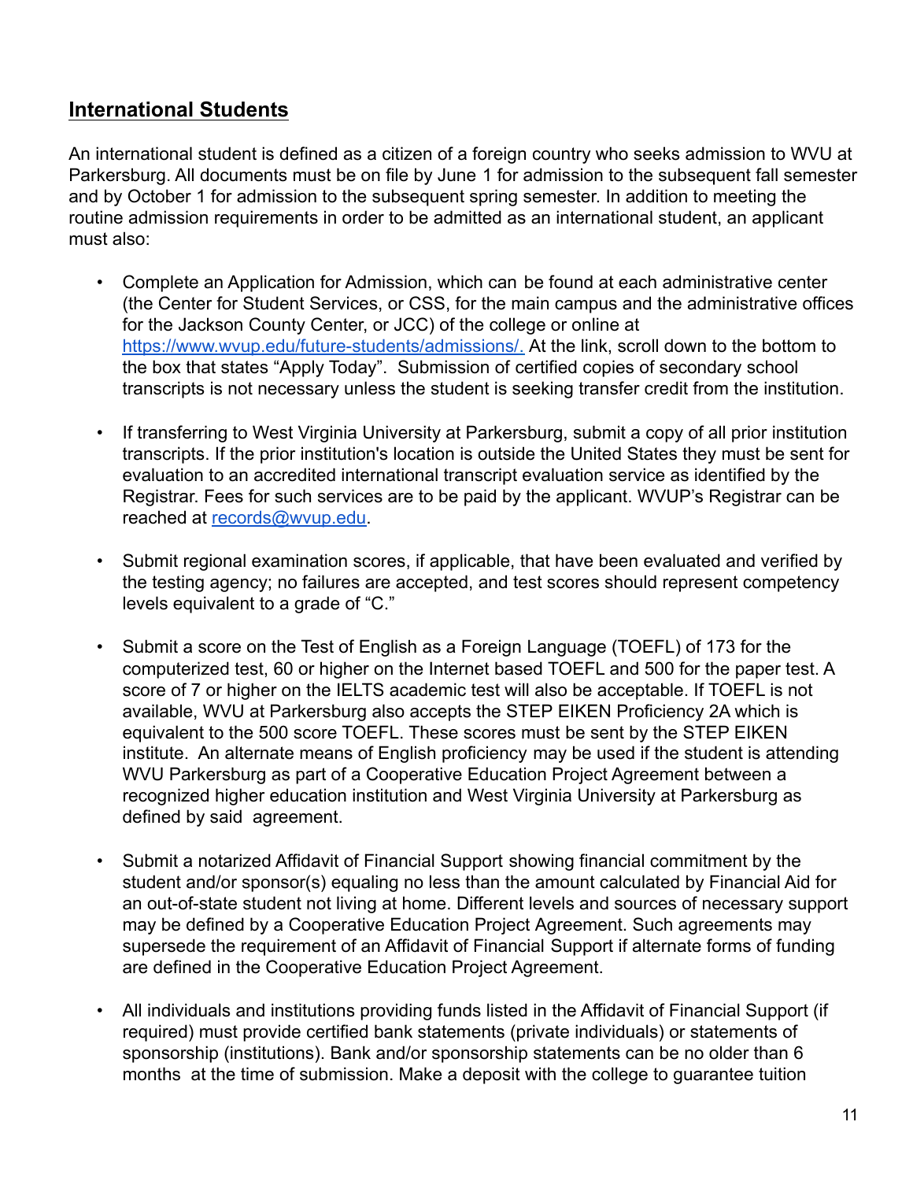## International Students

An international student is defined as a citizen of a foreign country who seeks admission to WVU at Parkersburg. All documents must be on file by June 1 for admission to the subsequent fall semester and by October 1 for admission to the subsequent spring semester. In addition to meeting the routine admission requirements in order to be admitted as an international student, an applicant must also:

- Complete an Application for Admission, which can be found at each administrative center (the Center for Student Services, or CSS, for the main campus and the administrative offices for the Jackson County Center, or JCC) of the college or online at https://www.wvup.edu/future-students/admissions/. At the link, scroll down to the bottom to the box that states "Apply Today". Submission of certified copies of secondary school transcripts is not necessary unless the student is seeking transfer credit from the institution.

- If transferring to West Virginia University at Parkersburg, submit a copy of all prior institution transcripts. If the prior institution's location is outside the United States they must be sent for evaluation to an accredited international transcript evaluation service as identified by the Registrar. Fees for such services are to be paid by the applicant. WVUP's Registrar can be reached at records@wvup.edu.

- Submit regional examination scores, if applicable, that have been evaluated and verified by the testing agency; no failures are accepted, and test scores should represent competency levels equivalent to a grade of "C."

- Submit a score on the Test of English as a Foreign Language (TOEFL) of 173 for the computerized test, 60 or higher on the Internet based TOEFL and 500 for the paper test. A score of 7 or higher on the IELTS academic test will also be acceptable. If TOEFL is not available, WVU at Parkersburg also accepts the STEP EIKEN Proficiency 2A which is equivalent to the 500 score TOEFL. These scores must be sent by the STEP EIKEN institute. An alternate means of English proficiency may be used if the student is attending WVU Parkersburg as part of a Cooperative Education Project Agreement between a recognized higher education institution and West Virginia University at Parkersburg as defined by said agreement.

- Submit a notarized Affidavit of Financial Support showing financial commitment by the student and/or sponsor(s) equaling no less than the amount calculated by Financial Aid for an out-of-state student not living at home. Different levels and sources of necessary support may be defined by a Cooperative Education Project Agreement. Such agreements may supersede the requirement of an Affidavit of Financial Support if alternate forms of funding are defined in the Cooperative Education Project Agreement.

- All individuals and institutions providing funds listed in the Affidavit of Financial Support (if required) must provide certified bank statements (private individuals) or statements of sponsorship (institutions). Bank and/or sponsorship statements can be no older than 6 months at the time of submission. Make a deposit with the college to guarantee tuition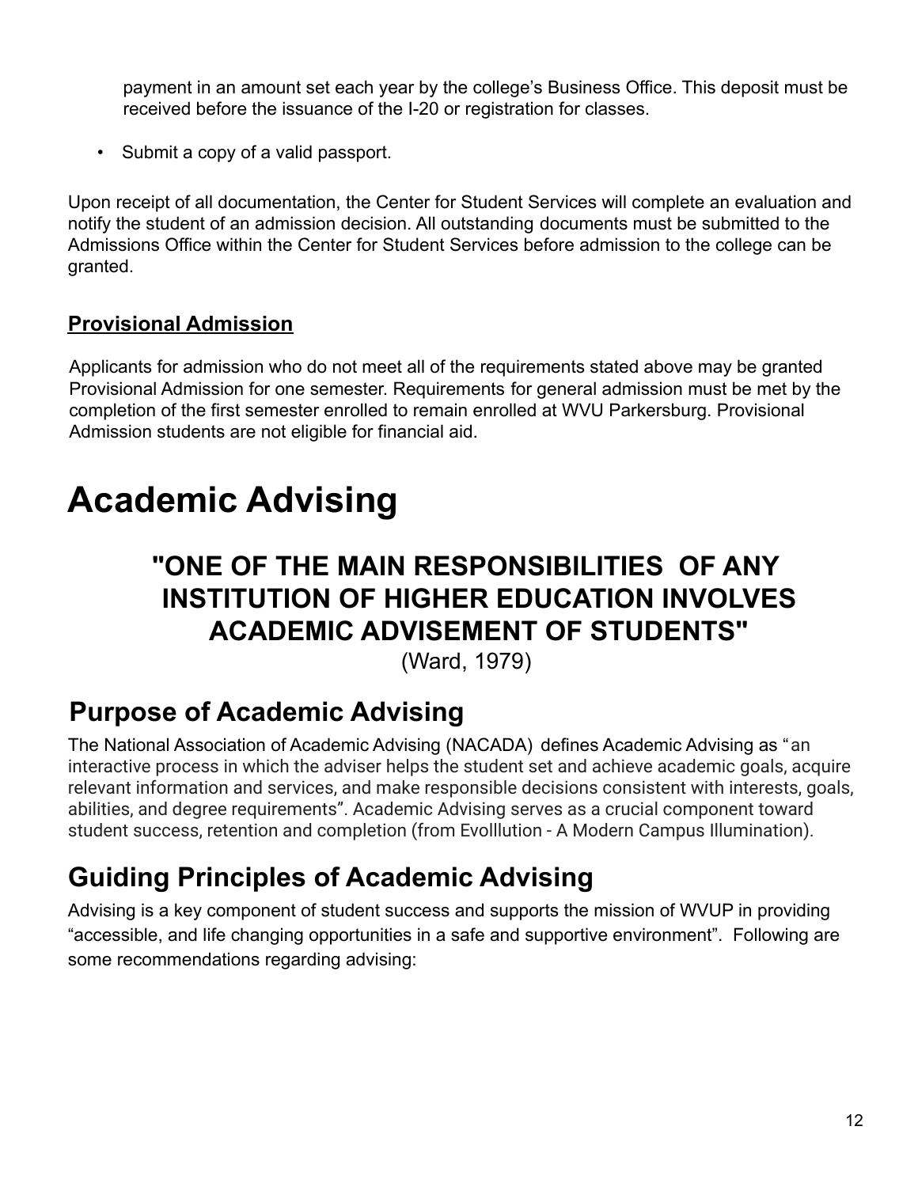payment in an amount set each year by the college's Business Office. This deposit must be received before the issuance of the I-20 or registration for classes.

- Submit a copy of a valid passport.

Upon receipt of all documentation, the Center for Student Services will complete an evaluation and notify the student of an admission decision. All outstanding documents must be submitted to the Admissions Office within the Center for Student Services before admission to the college can be granted.

### **Provisional Admission**

Applicants for admission who do not meet all of the requirements stated above may be granted Provisional Admission for one semester. Requirements for general admission must be met by the completion of the first semester enrolled to remain enrolled at WVU Parkersburg. Provisional Admission students are not eligible for financial aid.

# Academic Advising

**"ONE OF THE MAIN RESPONSIBILITIES OF ANY INSTITUTION OF HIGHER EDUCATION INVOLVES ACADEMIC ADVISEMENT OF STUDENTS"**

(Ward, 1979)

## Purpose of Academic Advising

The National Association of Academic Advising (NACADA) defines Academic Advising as "an interactive process in which the adviser helps the student set and achieve academic goals, acquire relevant information and services, and make responsible decisions consistent with interests, goals, abilities, and degree requirements". Academic Advising serves as a crucial component toward student success, retention and completion (from Evolllution - A Modern Campus Illumination).

## Guiding Principles of Academic Advising

Advising is a key component of student success and supports the mission of WVUP in providing "accessible, and life changing opportunities in a safe and supportive environment". Following are some recommendations regarding advising: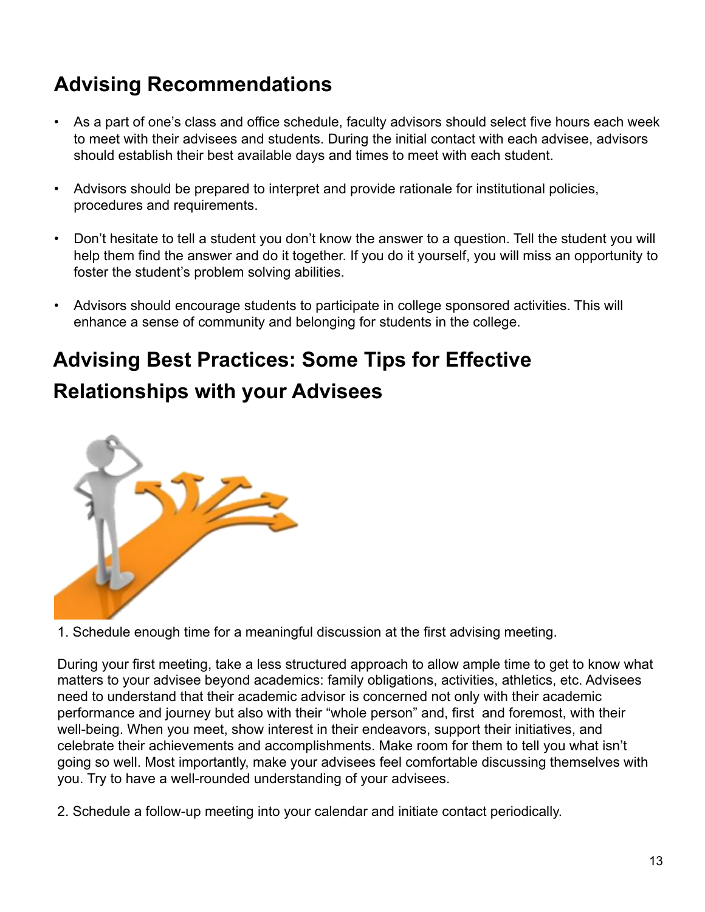## Advising Recommendations

- As a part of one's class and office schedule, faculty advisors should select five hours each week to meet with their advisees and students. During the initial contact with each advisee, advisors should establish their best available days and times to meet with each student.
- Advisors should be prepared to interpret and provide rationale for institutional policies, procedures and requirements.
- Don't hesitate to tell a student you don't know the answer to a question. Tell the student you will help them find the answer and do it together. If you do it yourself, you will miss an opportunity to foster the student's problem solving abilities.
- Advisors should encourage students to participate in college sponsored activities. This will enhance a sense of community and belonging for students in the college.

## Advising Best Practices: Some Tips for Effective Relationships with your Advisees

1. Schedule enough time for a meaningful discussion at the first advising meeting.

During your first meeting, take a less structured approach to allow ample time to get to know what matters to your advisee beyond academics: family obligations, activities, athletics, etc. Advisees need to understand that their academic advisor is concerned not only with their academic performance and journey but also with their "whole person" and, first and foremost, with their well-being. When you meet, show interest in their endeavors, support their initiatives, and celebrate their achievements and accomplishments. Make room for them to tell you what isn't going so well. Most importantly, make your advisees feel comfortable discussing themselves with you. Try to have a well-rounded understanding of your advisees.

2. Schedule a follow-up meeting into your calendar and initiate contact periodically.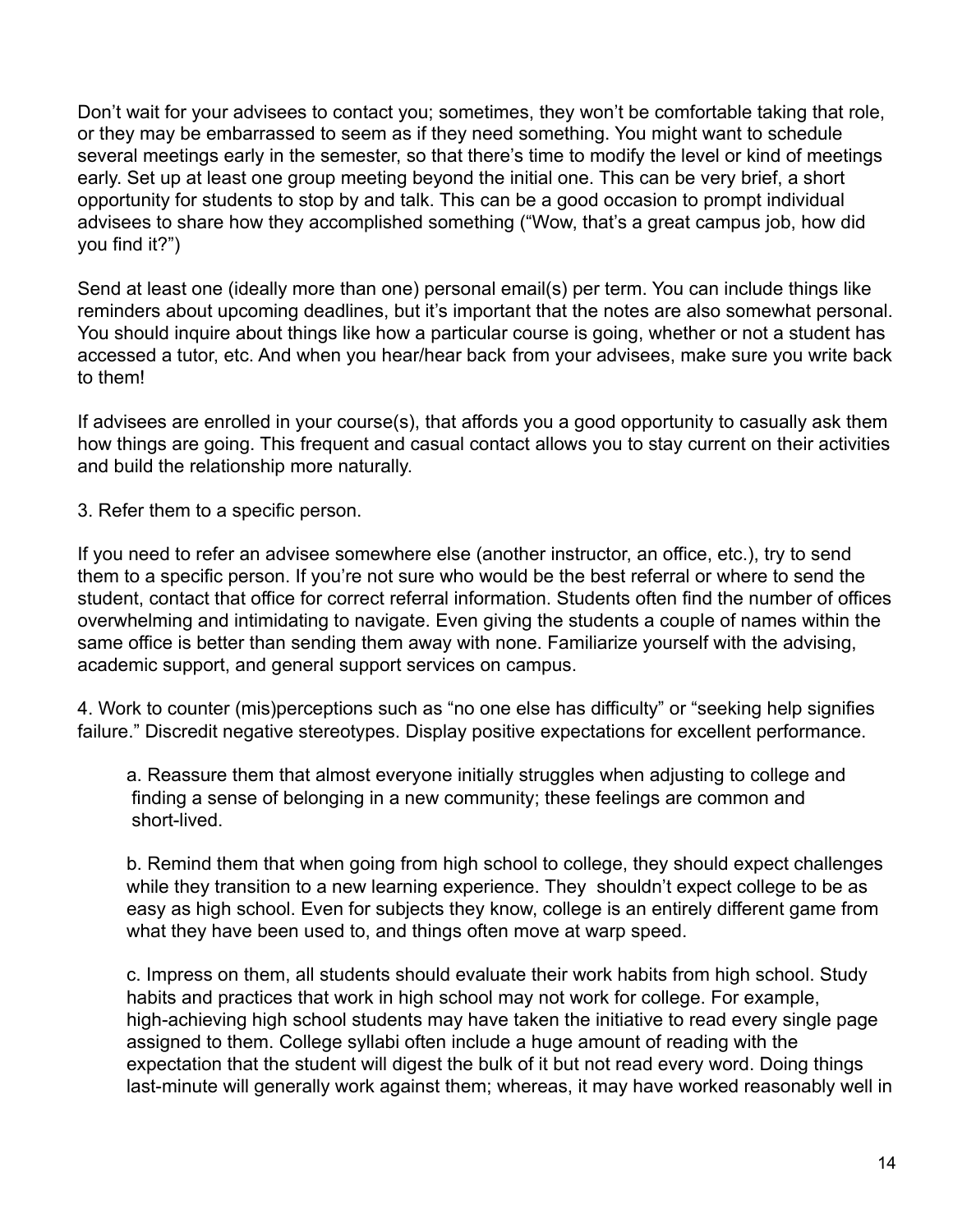Don't wait for your advisees to contact you; sometimes, they won't be comfortable taking that role, or they may be embarrassed to seem as if they need something. You might want to schedule several meetings early in the semester, so that there's time to modify the level or kind of meetings early. Set up at least one group meeting beyond the initial one. This can be very brief, a short opportunity for students to stop by and talk. This can be a good occasion to prompt individual advisees to share how they accomplished something ("Wow, that's a great campus job, how did you find it?")

Send at least one (ideally more than one) personal email(s) per term. You can include things like reminders about upcoming deadlines, but it's important that the notes are also somewhat personal. You should inquire about things like how a particular course is going, whether or not a student has accessed a tutor, etc. And when you hear/hear back from your advisees, make sure you write back to them!

If advisees are enrolled in your course(s), that affords you a good opportunity to casually ask them how things are going. This frequent and casual contact allows you to stay current on their activities and build the relationship more naturally.

3. Refer them to a specific person.

If you need to refer an advisee somewhere else (another instructor, an office, etc.), try to send them to a specific person. If you're not sure who would be the best referral or where to send the student, contact that office for correct referral information. Students often find the number of offices overwhelming and intimidating to navigate. Even giving the students a couple of names within the same office is better than sending them away with none. Familiarize yourself with the advising, academic support, and general support services on campus.

4. Work to counter (mis)perceptions such as "no one else has difficulty" or "seeking help signifies failure." Discredit negative stereotypes. Display positive expectations for excellent performance.

a. Reassure them that almost everyone initially struggles when adjusting to college and finding a sense of belonging in a new community; these feelings are common and short-lived.

b. Remind them that when going from high school to college, they should expect challenges while they transition to a new learning experience. They shouldn't expect college to be as easy as high school. Even for subjects they know, college is an entirely different game from what they have been used to, and things often move at warp speed.

c. Impress on them, all students should evaluate their work habits from high school. Study habits and practices that work in high school may not work for college. For example, high-achieving high school students may have taken the initiative to read every single page assigned to them. College syllabi often include a huge amount of reading with the expectation that the student will digest the bulk of it but not read every word. Doing things last-minute will generally work against them; whereas, it may have worked reasonably well in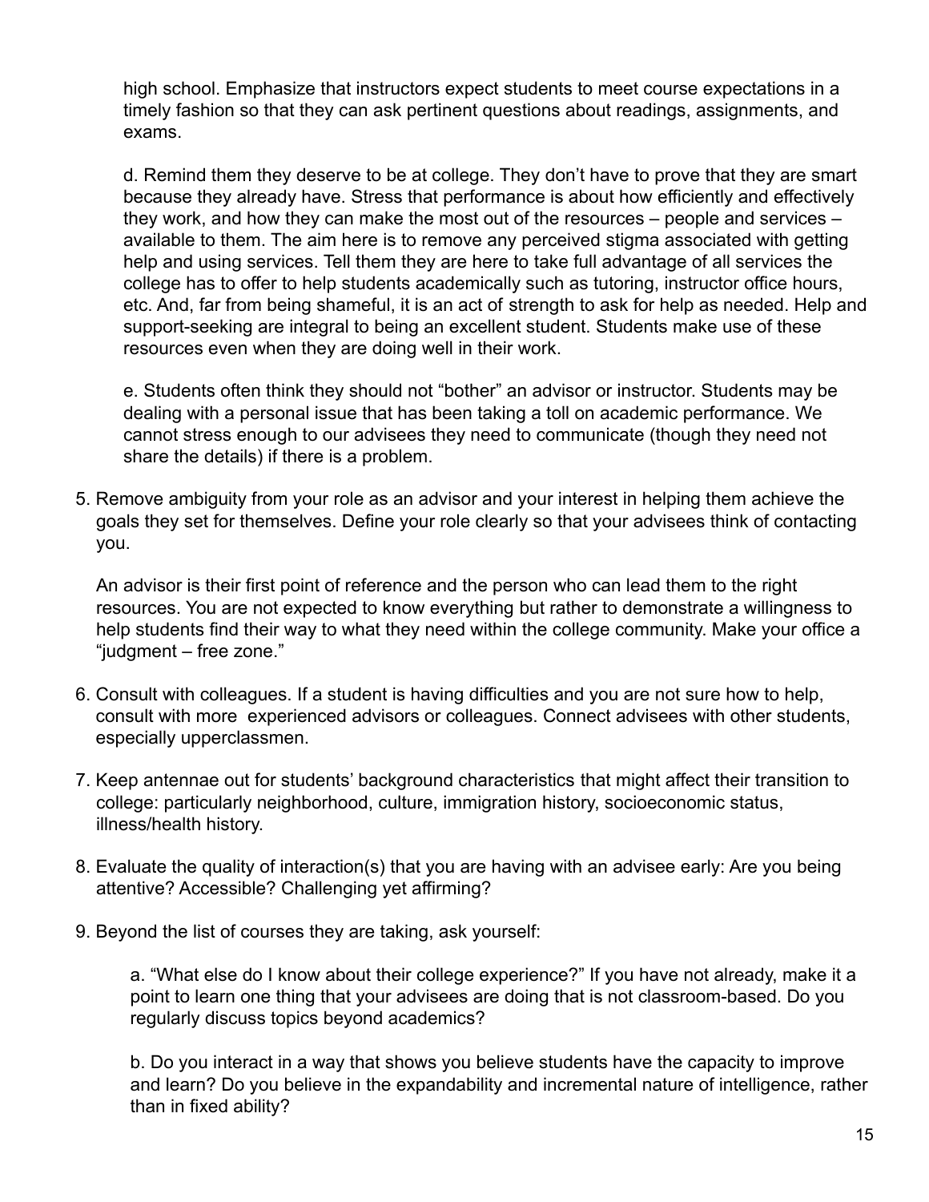high school. Emphasize that instructors expect students to meet course expectations in a timely fashion so that they can ask pertinent questions about readings, assignments, and exams.

d. Remind them they deserve to be at college. They don't have to prove that they are smart because they already have. Stress that performance is about how efficiently and effectively they work, and how they can make the most out of the resources – people and services – available to them. The aim here is to remove any perceived stigma associated with getting help and using services. Tell them they are here to take full advantage of all services the college has to offer to help students academically such as tutoring, instructor office hours, etc. And, far from being shameful, it is an act of strength to ask for help as needed. Help and support-seeking are integral to being an excellent student. Students make use of these resources even when they are doing well in their work.

e. Students often think they should not "bother" an advisor or instructor. Students may be dealing with a personal issue that has been taking a toll on academic performance. We cannot stress enough to our advisees they need to communicate (though they need not share the details) if there is a problem.

5. Remove ambiguity from your role as an advisor and your interest in helping them achieve the goals they set for themselves. Define your role clearly so that your advisees think of contacting you.

   An advisor is their first point of reference and the person who can lead them to the right resources. You are not expected to know everything but rather to demonstrate a willingness to help students find their way to what they need within the college community. Make your office a "judgment – free zone."

6. Consult with colleagues. If a student is having difficulties and you are not sure how to help, consult with more experienced advisors or colleagues. Connect advisees with other students, especially upperclassmen.

7. Keep antennae out for students' background characteristics that might affect their transition to college: particularly neighborhood, culture, immigration history, socioeconomic status, illness/health history.

8. Evaluate the quality of interaction(s) that you are having with an advisee early: Are you being attentive? Accessible? Challenging yet affirming?

9. Beyond the list of courses they are taking, ask yourself:

   a. "What else do I know about their college experience?" If you have not already, make it a point to learn one thing that your advisees are doing that is not classroom-based. Do you regularly discuss topics beyond academics?

   b. Do you interact in a way that shows you believe students have the capacity to improve and learn? Do you believe in the expandability and incremental nature of intelligence, rather than in fixed ability?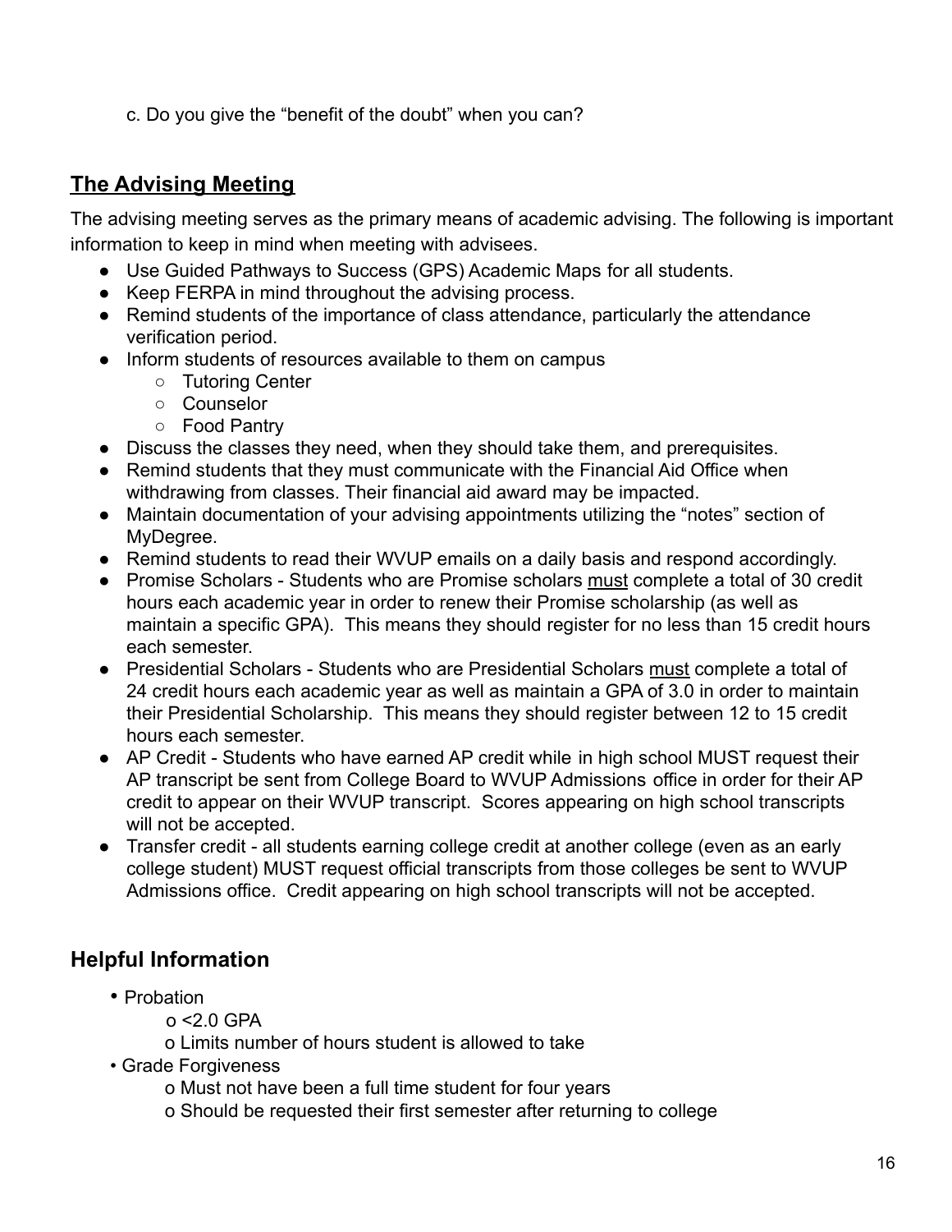c. Do you give the “benefit of the doubt” when you can?

## <u>**The Advising Meeting**</u>

The advising meeting serves as the primary means of academic advising. The following is important information to keep in mind when meeting with advisees.

- Use Guided Pathways to Success (GPS) Academic Maps for all students.
- Keep FERPA in mind throughout the advising process.
- Remind students of the importance of class attendance, particularly the attendance verification period.
- Inform students of resources available to them on campus
  - Tutoring Center
  - Counselor
  - Food Pantry
- Discuss the classes they need, when they should take them, and prerequisites.
- Remind students that they must communicate with the Financial Aid Office when withdrawing from classes. Their financial aid award may be impacted.
- Maintain documentation of your advising appointments utilizing the “notes” section of MyDegree.
- Remind students to read their WVUP emails on a daily basis and respond accordingly.
- Promise Scholars - Students who are Promise scholars <u>must</u> complete a total of 30 credit hours each academic year in order to renew their Promise scholarship (as well as maintain a specific GPA). This means they should register for no less than 15 credit hours each semester.
- Presidential Scholars - Students who are Presidential Scholars <u>must</u> complete a total of 24 credit hours each academic year as well as maintain a GPA of 3.0 in order to maintain their Presidential Scholarship. This means they should register between 12 to 15 credit hours each semester.
- AP Credit - Students who have earned AP credit while in high school MUST request their AP transcript be sent from College Board to WVUP Admissions office in order for their AP credit to appear on their WVUP transcript. Scores appearing on high school transcripts will not be accepted.
- Transfer credit - all students earning college credit at another college (even as an early college student) MUST request official transcripts from those colleges be sent to WVUP Admissions office. Credit appearing on high school transcripts will not be accepted.

## **Helpful Information**

- Probation
  - <2.0 GPA
  - Limits number of hours student is allowed to take
- Grade Forgiveness
  - Must not have been a full time student for four years
  - Should be requested their first semester after returning to college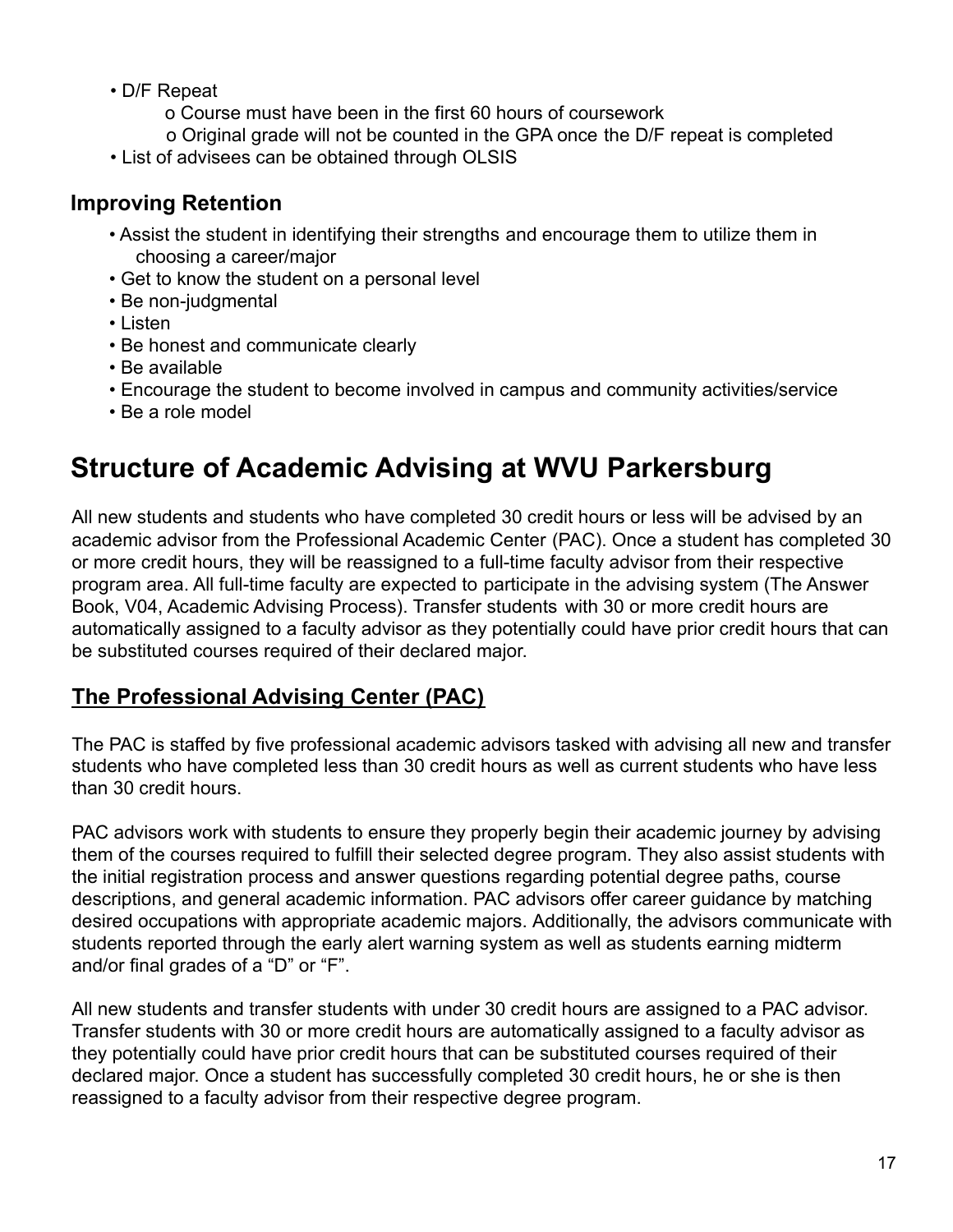- D/F Repeat
  - o Course must have been in the first 60 hours of coursework
  - o Original grade will not be counted in the GPA once the D/F repeat is completed
- List of advisees can be obtained through OLSIS

### Improving Retention

- Assist the student in identifying their strengths and encourage them to utilize them in choosing a career/major
- Get to know the student on a personal level
- Be non-judgmental
- Listen
- Be honest and communicate clearly
- Be available
- Encourage the student to become involved in campus and community activities/service
- Be a role model

# Structure of Academic Advising at WVU Parkersburg

All new students and students who have completed 30 credit hours or less will be advised by an academic advisor from the Professional Academic Center (PAC). Once a student has completed 30 or more credit hours, they will be reassigned to a full-time faculty advisor from their respective program area. All full-time faculty are expected to participate in the advising system (The Answer Book, V04, Academic Advising Process). Transfer students with 30 or more credit hours are automatically assigned to a faculty advisor as they potentially could have prior credit hours that can be substituted courses required of their declared major.

## <u>The Professional Advising Center (PAC)</u>

The PAC is staffed by five professional academic advisors tasked with advising all new and transfer students who have completed less than 30 credit hours as well as current students who have less than 30 credit hours.

PAC advisors work with students to ensure they properly begin their academic journey by advising them of the courses required to fulfill their selected degree program. They also assist students with the initial registration process and answer questions regarding potential degree paths, course descriptions, and general academic information. PAC advisors offer career guidance by matching desired occupations with appropriate academic majors. Additionally, the advisors communicate with students reported through the early alert warning system as well as students earning midterm and/or final grades of a "D" or "F".

All new students and transfer students with under 30 credit hours are assigned to a PAC advisor. Transfer students with 30 or more credit hours are automatically assigned to a faculty advisor as they potentially could have prior credit hours that can be substituted courses required of their declared major. Once a student has successfully completed 30 credit hours, he or she is then reassigned to a faculty advisor from their respective degree program.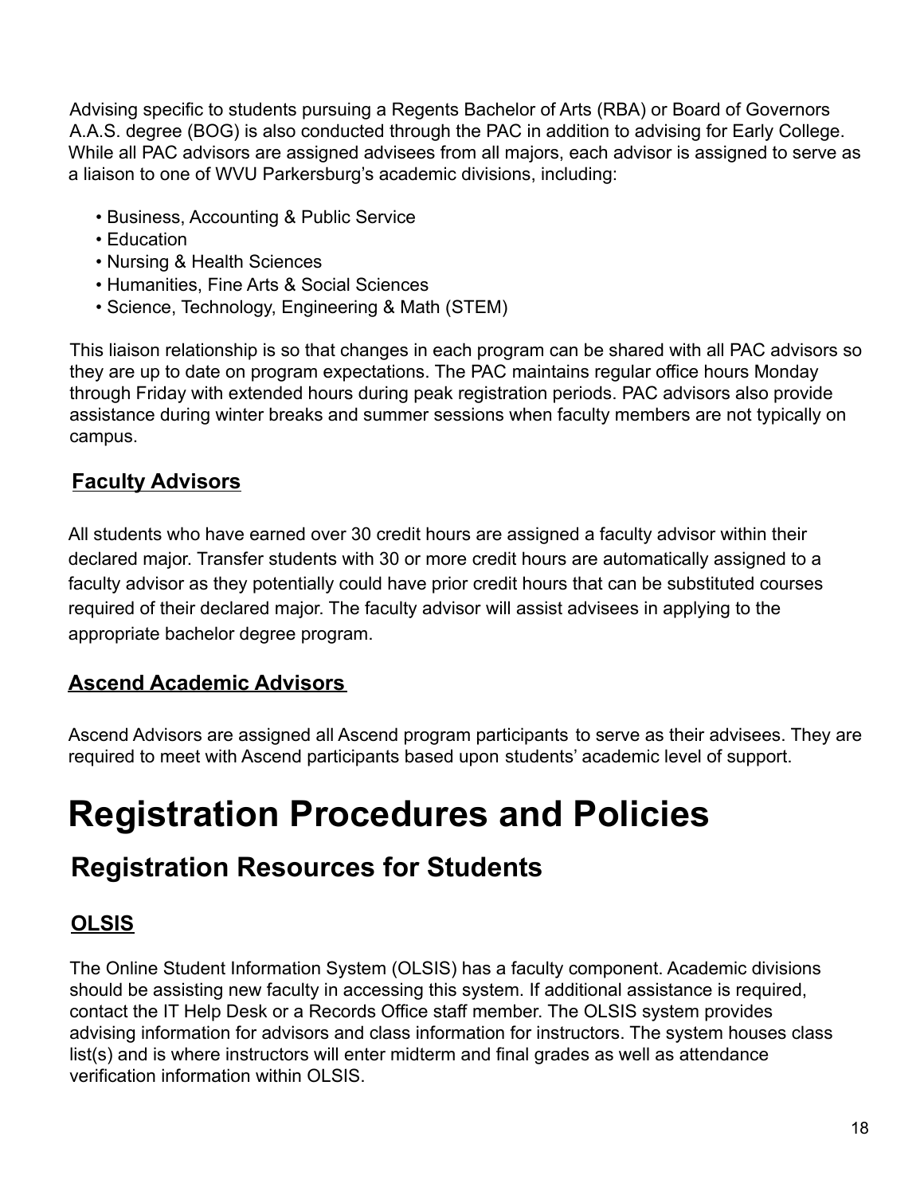Advising specific to students pursuing a Regents Bachelor of Arts (RBA) or Board of Governors A.A.S. degree (BOG) is also conducted through the PAC in addition to advising for Early College. While all PAC advisors are assigned advisees from all majors, each advisor is assigned to serve as a liaison to one of WVU Parkersburg's academic divisions, including:

- Business, Accounting & Public Service
- Education
- Nursing & Health Sciences
- Humanities, Fine Arts & Social Sciences
- Science, Technology, Engineering & Math (STEM)

This liaison relationship is so that changes in each program can be shared with all PAC advisors so they are up to date on program expectations. The PAC maintains regular office hours Monday through Friday with extended hours during peak registration periods. PAC advisors also provide assistance during winter breaks and summer sessions when faculty members are not typically on campus.

### <u>Faculty Advisors</u>

All students who have earned over 30 credit hours are assigned a faculty advisor within their declared major. Transfer students with 30 or more credit hours are automatically assigned to a faculty advisor as they potentially could have prior credit hours that can be substituted courses required of their declared major. The faculty advisor will assist advisees in applying to the appropriate bachelor degree program.

### <u>Ascend Academic Advisors</u>

Ascend Advisors are assigned all Ascend program participants to serve as their advisees. They are required to meet with Ascend participants based upon students' academic level of support.

# Registration Procedures and Policies

## Registration Resources for Students

### <u>OLSIS</u>

The Online Student Information System (OLSIS) has a faculty component. Academic divisions should be assisting new faculty in accessing this system. If additional assistance is required, contact the IT Help Desk or a Records Office staff member. The OLSIS system provides advising information for advisors and class information for instructors. The system houses class list(s) and is where instructors will enter midterm and final grades as well as attendance verification information within OLSIS.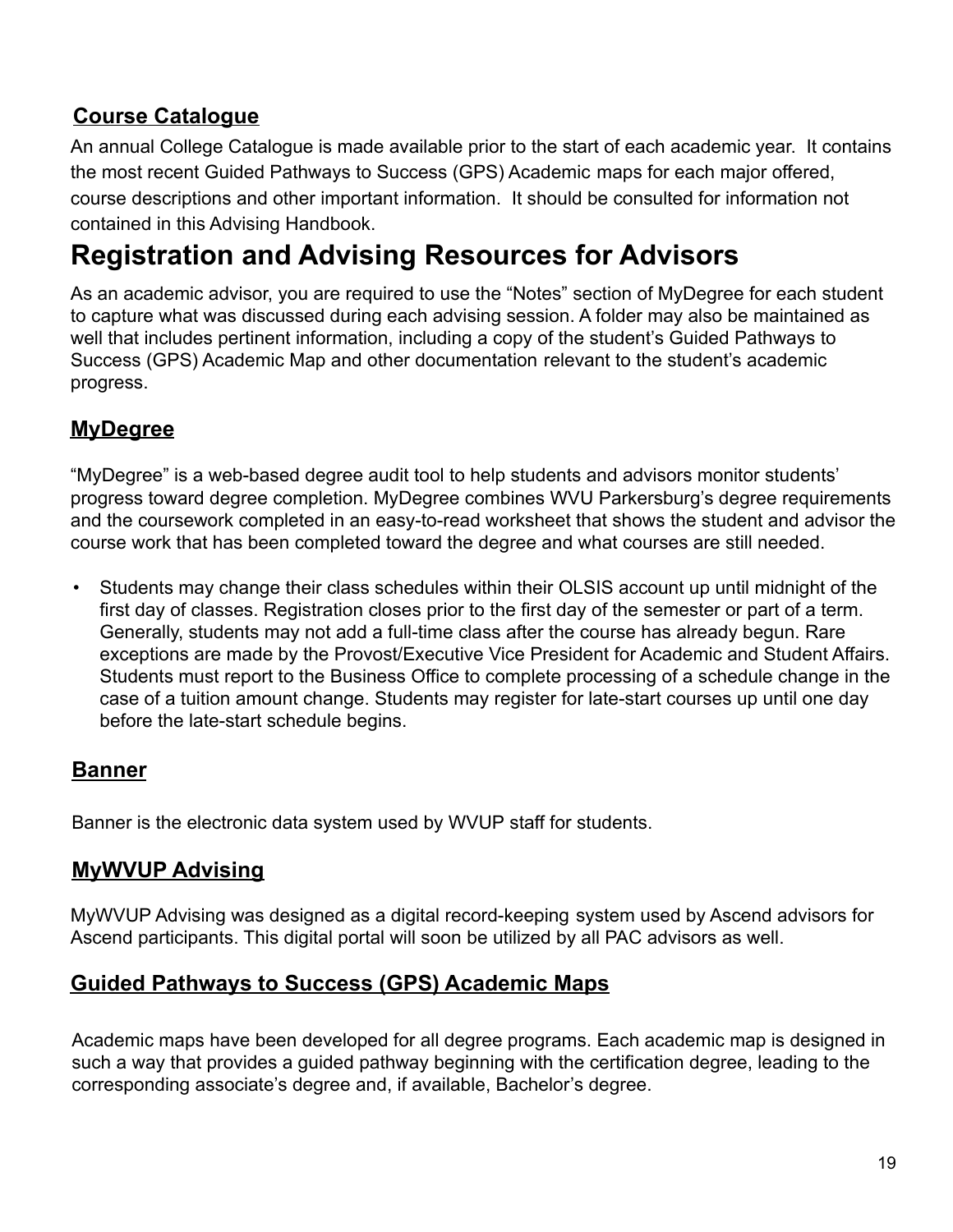### Course Catalogue

An annual College Catalogue is made available prior to the start of each academic year. It contains the most recent Guided Pathways to Success (GPS) Academic maps for each major offered, course descriptions and other important information. It should be consulted for information not contained in this Advising Handbook.

## Registration and Advising Resources for Advisors

As an academic advisor, you are required to use the "Notes" section of MyDegree for each student to capture what was discussed during each advising session. A folder may also be maintained as well that includes pertinent information, including a copy of the student's Guided Pathways to Success (GPS) Academic Map and other documentation relevant to the student's academic progress.

### MyDegree

"MyDegree" is a web-based degree audit tool to help students and advisors monitor students' progress toward degree completion. MyDegree combines WVU Parkersburg's degree requirements and the coursework completed in an easy-to-read worksheet that shows the student and advisor the course work that has been completed toward the degree and what courses are still needed.

- Students may change their class schedules within their OLSIS account up until midnight of the first day of classes. Registration closes prior to the first day of the semester or part of a term. Generally, students may not add a full-time class after the course has already begun. Rare exceptions are made by the Provost/Executive Vice President for Academic and Student Affairs. Students must report to the Business Office to complete processing of a schedule change in the case of a tuition amount change. Students may register for late-start courses up until one day before the late-start schedule begins.

### Banner

Banner is the electronic data system used by WVUP staff for students.

### MyWVUP Advising

MyWVUP Advising was designed as a digital record-keeping system used by Ascend advisors for Ascend participants. This digital portal will soon be utilized by all PAC advisors as well.

### Guided Pathways to Success (GPS) Academic Maps

Academic maps have been developed for all degree programs. Each academic map is designed in such a way that provides a guided pathway beginning with the certification degree, leading to the corresponding associate's degree and, if available, Bachelor's degree.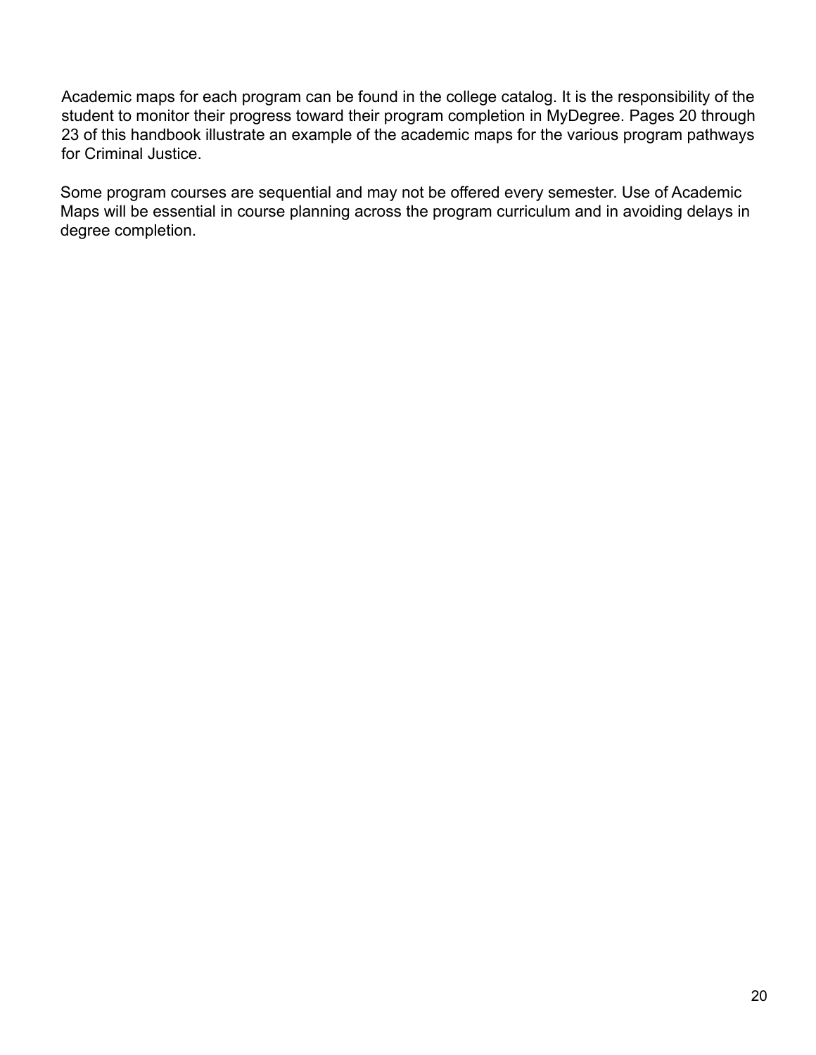Academic maps for each program can be found in the college catalog. It is the responsibility of the student to monitor their progress toward their program completion in MyDegree. Pages 20 through 23 of this handbook illustrate an example of the academic maps for the various program pathways for Criminal Justice.

Some program courses are sequential and may not be offered every semester. Use of Academic Maps will be essential in course planning across the program curriculum and in avoiding delays in degree completion.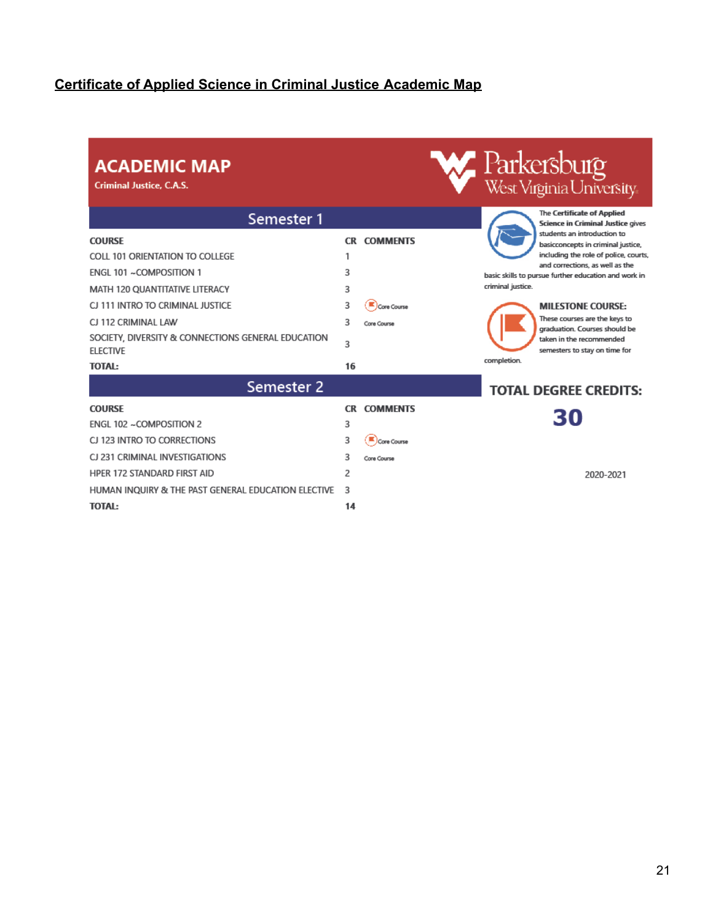## Certificate of Applied Science in Criminal Justice Academic Map

# ACADEMIC MAP

Criminal Justice, C.A.S.

Parkersburg West Virginia University

### Semester 1

| COURSE | CR | COMMENTS |
|---|---|---|
| COLL 101 ORIENTATION TO COLLEGE | 1 | |
| ENGL 101 ~COMPOSITION 1 | 3 | |
| MATH 120 QUANTITATIVE LITERACY | 3 | |
| CJ 111 INTRO TO CRIMINAL JUSTICE | 3 | Core Course |
| CJ 112 CRIMINAL LAW | 3 | Core Course |
| SOCIETY, DIVERSITY & CONNECTIONS GENERAL EDUCATION ELECTIVE | 3 | |
| **TOTAL:** | **16** | |

### Semester 2

| COURSE | CR | COMMENTS |
|---|---|---|
| ENGL 102 ~COMPOSITION 2 | 3 | |
| CJ 123 INTRO TO CORRECTIONS | 3 | Core Course |
| CJ 231 CRIMINAL INVESTIGATIONS | 3 | Core Course |
| HPER 172 STANDARD FIRST AID | 2 | |
| HUMAN INQUIRY & THE PAST GENERAL EDUCATION ELECTIVE | 3 | |
| **TOTAL:** | **14** | |

The **Certificate of Applied Science in Criminal Justice** gives students an introduction to basicconcepts in criminal justice, including the role of police, courts, and corrections, as well as the basic skills to pursue further education and work in criminal justice.

**MILESTONE COURSE:** These courses are the keys to graduation. Courses should be taken in the recommended semesters to stay on time for completion.

**TOTAL DEGREE CREDITS:**

**30**

2020-2021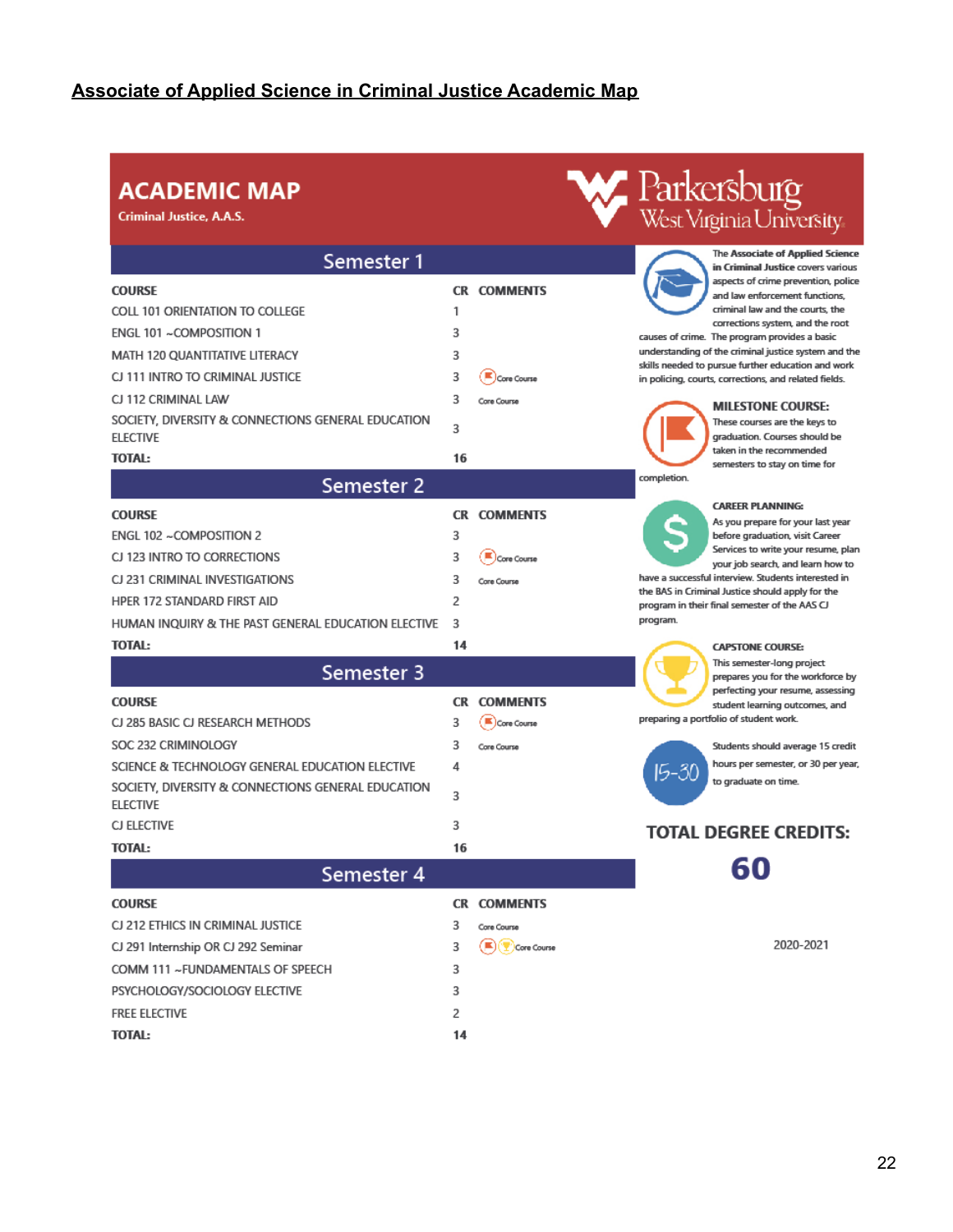# Associate of Applied Science in Criminal Justice Academic Map

## ACADEMIC MAP

Criminal Justice, A.A.S.

Parkersburg West Virginia University

### Semester 1

| COURSE | CR | COMMENTS |
|---|---|---|
| COLL 101 ORIENTATION TO COLLEGE | 1 | |
| ENGL 101 ~COMPOSITION 1 | 3 | |
| MATH 120 QUANTITATIVE LITERACY | 3 | |
| CJ 111 INTRO TO CRIMINAL JUSTICE | 3 | Core Course |
| CJ 112 CRIMINAL LAW | 3 | Core Course |
| SOCIETY, DIVERSITY & CONNECTIONS GENERAL EDUCATION ELECTIVE | 3 | |
| TOTAL: | 16 | |

### Semester 2

| COURSE | CR | COMMENTS |
|---|---|---|
| ENGL 102 ~COMPOSITION 2 | 3 | |
| CJ 123 INTRO TO CORRECTIONS | 3 | Core Course |
| CJ 231 CRIMINAL INVESTIGATIONS | 3 | Core Course |
| HPER 172 STANDARD FIRST AID | 2 | |
| HUMAN INQUIRY & THE PAST GENERAL EDUCATION ELECTIVE | 3 | |
| TOTAL: | 14 | |

### Semester 3

| COURSE | CR | COMMENTS |
|---|---|---|
| CJ 285 BASIC CJ RESEARCH METHODS | 3 | Core Course |
| SOC 232 CRIMINOLOGY | 3 | Core Course |
| SCIENCE & TECHNOLOGY GENERAL EDUCATION ELECTIVE | 4 | |
| SOCIETY, DIVERSITY & CONNECTIONS GENERAL EDUCATION ELECTIVE | 3 | |
| CJ ELECTIVE | 3 | |
| TOTAL: | 16 | |

### Semester 4

| COURSE | CR | COMMENTS |
|---|---|---|
| CJ 212 ETHICS IN CRIMINAL JUSTICE | 3 | Core Course |
| CJ 291 Internship OR CJ 292 Seminar | 3 | Core Course |
| COMM 111 ~FUNDAMENTALS OF SPEECH | 3 | |
| PSYCHOLOGY/SOCIOLOGY ELECTIVE | 3 | |
| FREE ELECTIVE | 2 | |
| TOTAL: | 14 | |

The **Associate of Applied Science in Criminal Justice** covers various aspects of crime prevention, police and law enforcement functions, criminal law and the courts, the corrections system, and the root causes of crime. The program provides a basic understanding of the criminal justice system and the skills needed to pursue further education and work in policing, courts, corrections, and related fields.

**MILESTONE COURSE:** These courses are the keys to graduation. Courses should be taken in the recommended semesters to stay on time for completion.

**CAREER PLANNING:** As you prepare for your last year before graduation, visit Career Services to write your resume, plan your job search, and learn how to have a successful interview. Students interested in the BAS in Criminal Justice should apply for the program in their final semester of the AAS CJ program.

**CAPSTONE COURSE:** This semester-long project prepares you for the workforce by perfecting your resume, assessing student learning outcomes, and preparing a portfolio of student work.

15-30 Students should average 15 credit hours per semester, or 30 per year, to graduate on time.

**TOTAL DEGREE CREDITS:**

**60**

2020-2021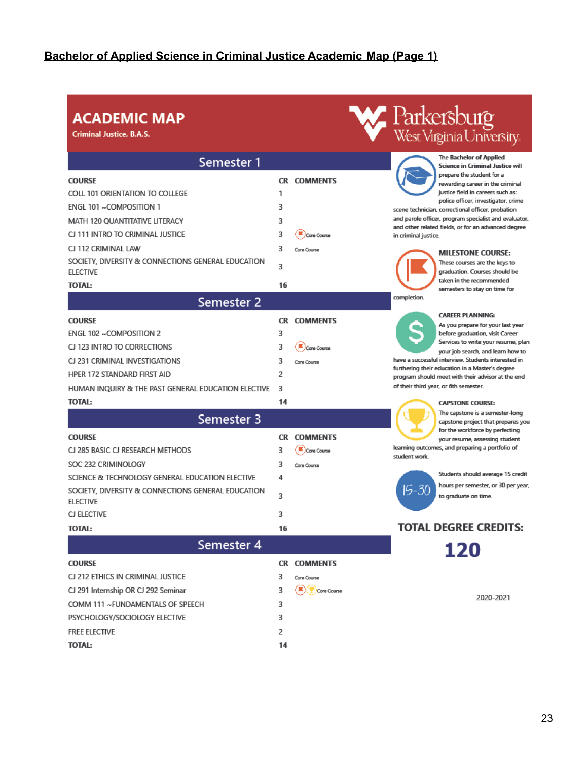## Bachelor of Applied Science in Criminal Justice Academic Map (Page 1)

# ACADEMIC MAP

**Criminal Justice, B.A.S.**

Parkersburg West Virginia University

### Semester 1

| COURSE | CR | COMMENTS |
|---|---|---|
| COLL 101 ORIENTATION TO COLLEGE | 1 | |
| ENGL 101 ~COMPOSITION 1 | 3 | |
| MATH 120 QUANTITATIVE LITERACY | 3 | |
| CJ 111 INTRO TO CRIMINAL JUSTICE | 3 | Core Course |
| CJ 112 CRIMINAL LAW | 3 | Core Course |
| SOCIETY, DIVERSITY & CONNECTIONS GENERAL EDUCATION ELECTIVE | 3 | |
| TOTAL: | 16 | |

### Semester 2

| COURSE | CR | COMMENTS |
|---|---|---|
| ENGL 102 ~COMPOSITION 2 | 3 | |
| CJ 123 INTRO TO CORRECTIONS | 3 | Core Course |
| CJ 231 CRIMINAL INVESTIGATIONS | 3 | Core Course |
| HPER 172 STANDARD FIRST AID | 2 | |
| HUMAN INQUIRY & THE PAST GENERAL EDUCATION ELECTIVE | 3 | |
| TOTAL: | 14 | |

### Semester 3

| COURSE | CR | COMMENTS |
|---|---|---|
| CJ 285 BASIC CJ RESEARCH METHODS | 3 | Core Course |
| SOC 232 CRIMINOLOGY | 3 | Core Course |
| SCIENCE & TECHNOLOGY GENERAL EDUCATION ELECTIVE | 4 | |
| SOCIETY, DIVERSITY & CONNECTIONS GENERAL EDUCATION ELECTIVE | 3 | |
| CJ ELECTIVE | 3 | |
| TOTAL: | 16 | |

### Semester 4

| COURSE | CR | COMMENTS |
|---|---|---|
| CJ 212 ETHICS IN CRIMINAL JUSTICE | 3 | Core Course |
| CJ 291 Internship OR CJ 292 Seminar | 3 | Core Course |
| COMM 111 ~FUNDAMENTALS OF SPEECH | 3 | |
| PSYCHOLOGY/SOCIOLOGY ELECTIVE | 3 | |
| FREE ELECTIVE | 2 | |
| TOTAL: | 14 | |

The **Bachelor of Applied Science in Criminal Justice** will prepare the student for a rewarding career in the criminal justice field in careers such as: police officer, investigator, crime scene technician, correctional officer, probation and parole officer, program specialist and evaluator, and other related fields, or for an advanced degree in criminal justice.

**MILESTONE COURSE:** These courses are the keys to graduation. Courses should be taken in the recommended semesters to stay on time for completion.

**CAREER PLANNING:** As you prepare for your last year before graduation, visit Career Services to write your resume, plan your job search, and learn how to have a successful interview. Students interested in furthering their education in a Master's degree program should meet with their advisor at the end of their third year, or 6th semester.

**CAPSTONE COURSE:** The capstone is a semester-long capstone project that prepares you for the workforce by perfecting your resume, assessing student learning outcomes, and preparing a portfolio of student work.

15-30: Students should average 15 credit hours per semester, or 30 per year, to graduate on time.

**TOTAL DEGREE CREDITS: 120**

2020-2021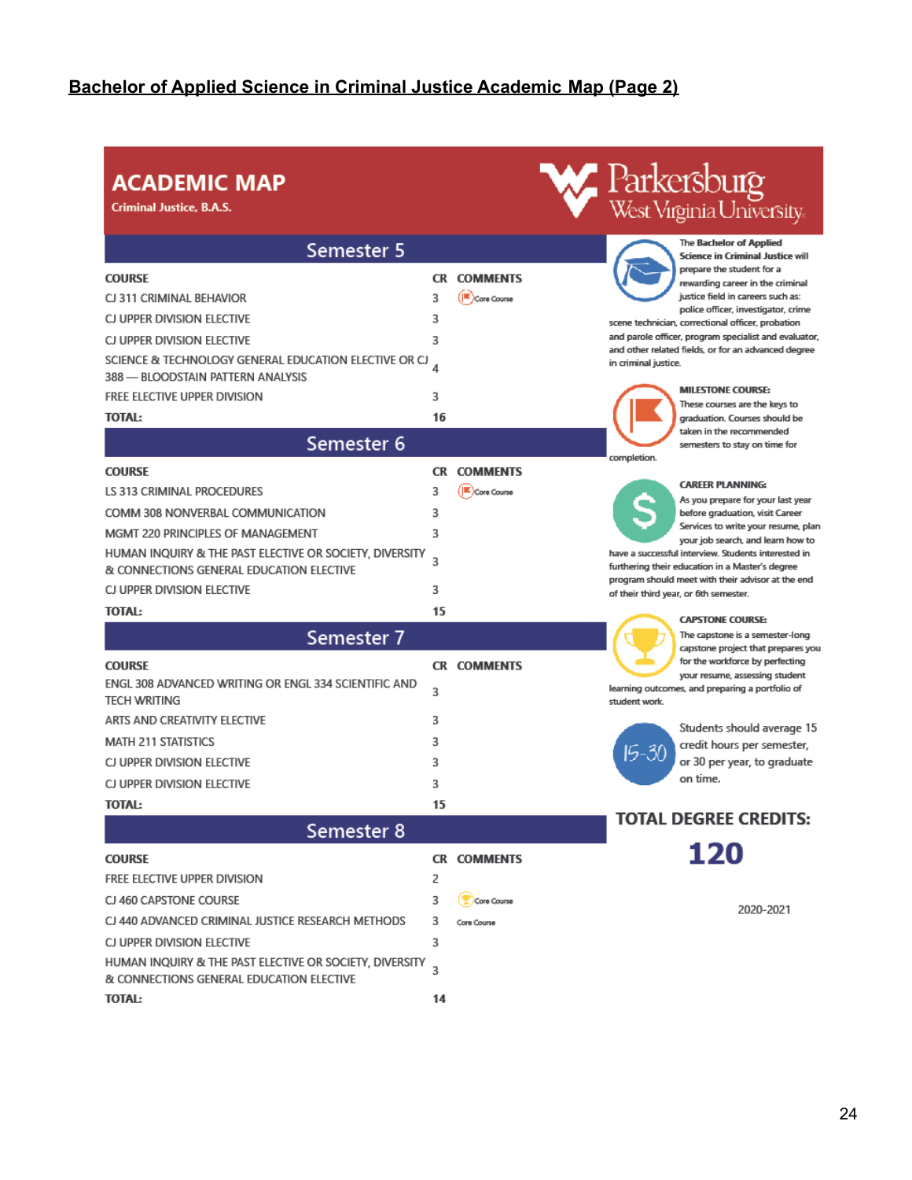**Bachelor of Applied Science in Criminal Justice Academic Map (Page 2)**

# ACADEMIC MAP

Criminal Justice, B.A.S.

Parkersburg West Virginia University

## Semester 5

| COURSE | CR | COMMENTS |
|---|---|---|
| CJ 311 CRIMINAL BEHAVIOR | 3 | Core Course |
| CJ UPPER DIVISION ELECTIVE | 3 | |
| CJ UPPER DIVISION ELECTIVE | 3 | |
| SCIENCE & TECHNOLOGY GENERAL EDUCATION ELECTIVE OR CJ 388 — BLOODSTAIN PATTERN ANALYSIS | 4 | |
| FREE ELECTIVE UPPER DIVISION | 3 | |
| TOTAL: | 16 | |

## Semester 6

| COURSE | CR | COMMENTS |
|---|---|---|
| LS 313 CRIMINAL PROCEDURES | 3 | Core Course |
| COMM 308 NONVERBAL COMMUNICATION | 3 | |
| MGMT 220 PRINCIPLES OF MANAGEMENT | 3 | |
| HUMAN INQUIRY & THE PAST ELECTIVE OR SOCIETY, DIVERSITY & CONNECTIONS GENERAL EDUCATION ELECTIVE | 3 | |
| CJ UPPER DIVISION ELECTIVE | 3 | |
| TOTAL: | 15 | |

## Semester 7

| COURSE | CR | COMMENTS |
|---|---|---|
| ENGL 308 ADVANCED WRITING OR ENGL 334 SCIENTIFIC AND TECH WRITING | 3 | |
| ARTS AND CREATIVITY ELECTIVE | 3 | |
| MATH 211 STATISTICS | 3 | |
| CJ UPPER DIVISION ELECTIVE | 3 | |
| CJ UPPER DIVISION ELECTIVE | 3 | |
| TOTAL: | 15 | |

## Semester 8

| COURSE | CR | COMMENTS |
|---|---|---|
| FREE ELECTIVE UPPER DIVISION | 2 | |
| CJ 460 CAPSTONE COURSE | 3 | Core Course |
| CJ 440 ADVANCED CRIMINAL JUSTICE RESEARCH METHODS | 3 | Core Course |
| CJ UPPER DIVISION ELECTIVE | 3 | |
| HUMAN INQUIRY & THE PAST ELECTIVE OR SOCIETY, DIVERSITY & CONNECTIONS GENERAL EDUCATION ELECTIVE | 3 | |
| TOTAL: | 14 | |

The **Bachelor of Applied Science in Criminal Justice** will prepare the student for a rewarding career in the criminal justice field in careers such as: police officer, investigator, crime scene technician, correctional officer, probation and parole officer, program specialist and evaluator, and other related fields, or for an advanced degree in criminal justice.

**MILESTONE COURSE:** These courses are the keys to graduation. Courses should be taken in the recommended semesters to stay on time for completion.

**CAREER PLANNING:** As you prepare for your last year before graduation, visit Career Services to write your resume, plan your job search, and learn how to have a successful interview. Students interested in furthering their education in a Master's degree program should meet with their advisor at the end of their third year, or 6th semester.

**CAPSTONE COURSE:** The capstone is a semester-long capstone project that prepares you for the workforce by perfecting your resume, assessing student learning outcomes, and preparing a portfolio of student work.

15-30 Students should average 15 credit hours per semester, or 30 per year, to graduate on time.

**TOTAL DEGREE CREDITS:**

**120**

2020-2021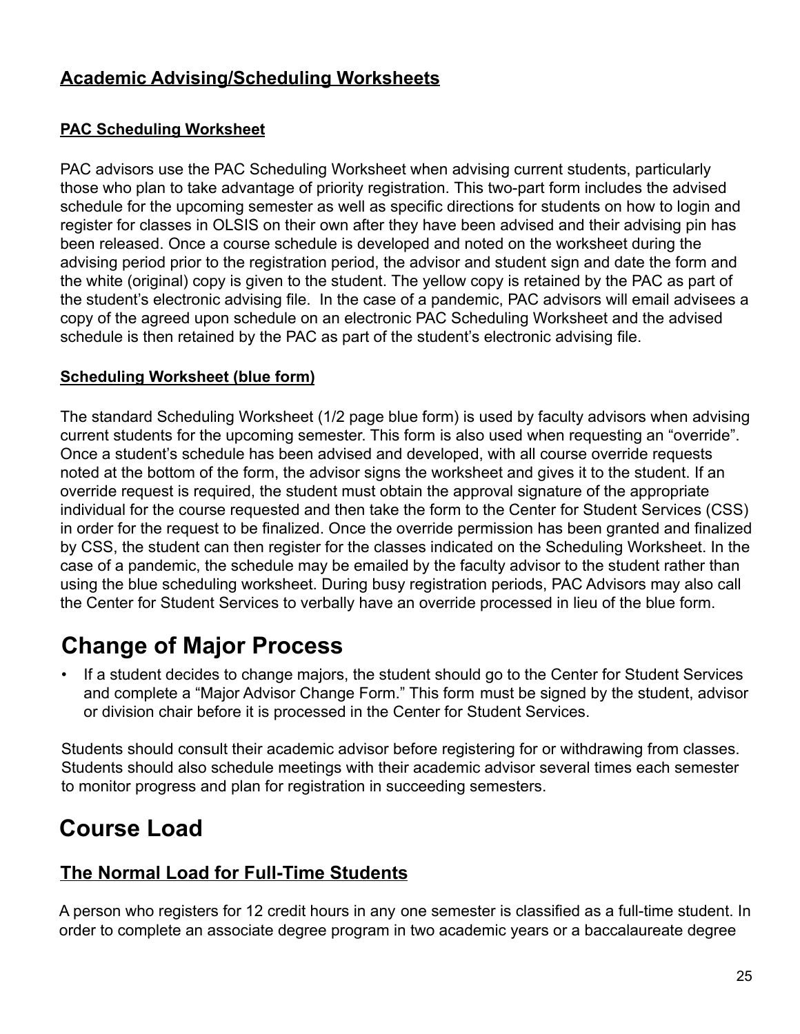## Academic Advising/Scheduling Worksheets

### PAC Scheduling Worksheet

PAC advisors use the PAC Scheduling Worksheet when advising current students, particularly those who plan to take advantage of priority registration. This two-part form includes the advised schedule for the upcoming semester as well as specific directions for students on how to login and register for classes in OLSIS on their own after they have been advised and their advising pin has been released. Once a course schedule is developed and noted on the worksheet during the advising period prior to the registration period, the advisor and student sign and date the form and the white (original) copy is given to the student. The yellow copy is retained by the PAC as part of the student's electronic advising file. In the case of a pandemic, PAC advisors will email advisees a copy of the agreed upon schedule on an electronic PAC Scheduling Worksheet and the advised schedule is then retained by the PAC as part of the student's electronic advising file.

### Scheduling Worksheet (blue form)

The standard Scheduling Worksheet (1/2 page blue form) is used by faculty advisors when advising current students for the upcoming semester. This form is also used when requesting an "override". Once a student's schedule has been advised and developed, with all course override requests noted at the bottom of the form, the advisor signs the worksheet and gives it to the student. If an override request is required, the student must obtain the approval signature of the appropriate individual for the course requested and then take the form to the Center for Student Services (CSS) in order for the request to be finalized. Once the override permission has been granted and finalized by CSS, the student can then register for the classes indicated on the Scheduling Worksheet. In the case of a pandemic, the schedule may be emailed by the faculty advisor to the student rather than using the blue scheduling worksheet. During busy registration periods, PAC Advisors may also call the Center for Student Services to verbally have an override processed in lieu of the blue form.

# Change of Major Process

- If a student decides to change majors, the student should go to the Center for Student Services and complete a "Major Advisor Change Form." This form must be signed by the student, advisor or division chair before it is processed in the Center for Student Services.

Students should consult their academic advisor before registering for or withdrawing from classes. Students should also schedule meetings with their academic advisor several times each semester to monitor progress and plan for registration in succeeding semesters.

# Course Load

## The Normal Load for Full-Time Students

A person who registers for 12 credit hours in any one semester is classified as a full-time student. In order to complete an associate degree program in two academic years or a baccalaureate degree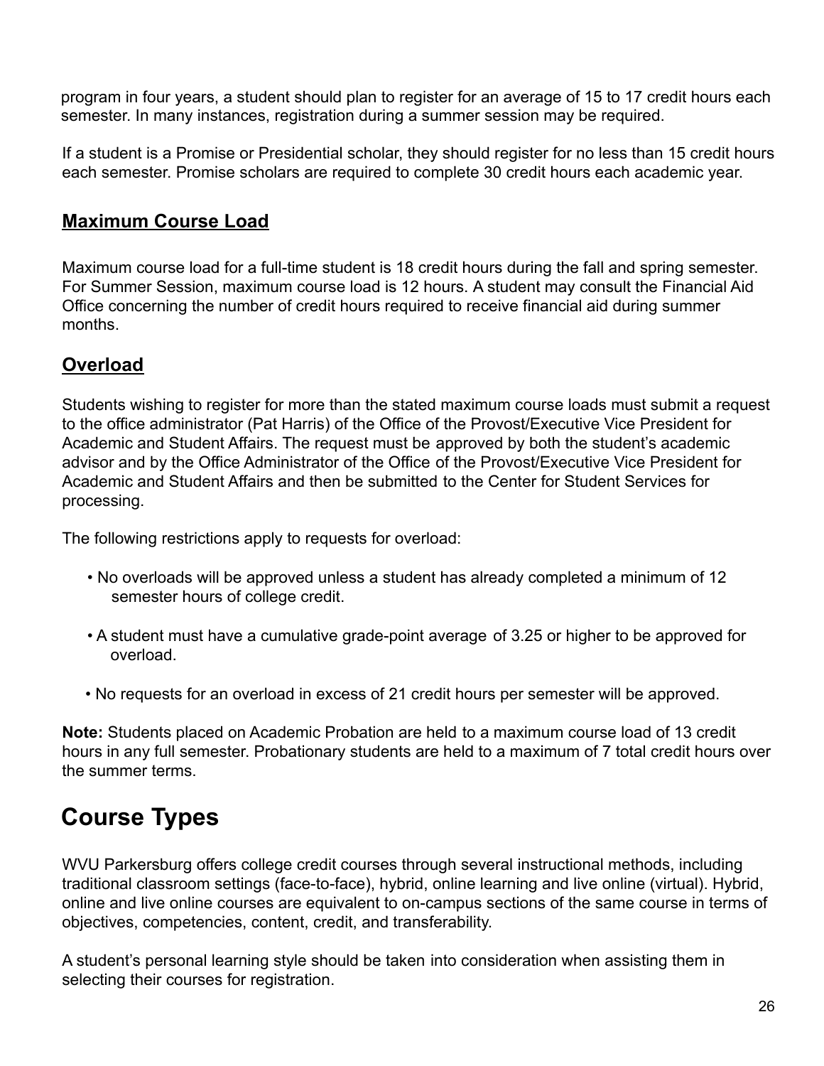program in four years, a student should plan to register for an average of 15 to 17 credit hours each semester. In many instances, registration during a summer session may be required.

If a student is a Promise or Presidential scholar, they should register for no less than 15 credit hours each semester. Promise scholars are required to complete 30 credit hours each academic year.

### Maximum Course Load

Maximum course load for a full-time student is 18 credit hours during the fall and spring semester. For Summer Session, maximum course load is 12 hours. A student may consult the Financial Aid Office concerning the number of credit hours required to receive financial aid during summer months.

### Overload

Students wishing to register for more than the stated maximum course loads must submit a request to the office administrator (Pat Harris) of the Office of the Provost/Executive Vice President for Academic and Student Affairs. The request must be approved by both the student's academic advisor and by the Office Administrator of the Office of the Provost/Executive Vice President for Academic and Student Affairs and then be submitted to the Center for Student Services for processing.

The following restrictions apply to requests for overload:

- No overloads will be approved unless a student has already completed a minimum of 12 semester hours of college credit.
- A student must have a cumulative grade-point average of 3.25 or higher to be approved for overload.
- No requests for an overload in excess of 21 credit hours per semester will be approved.

**Note:** Students placed on Academic Probation are held to a maximum course load of 13 credit hours in any full semester. Probationary students are held to a maximum of 7 total credit hours over the summer terms.

## Course Types

WVU Parkersburg offers college credit courses through several instructional methods, including traditional classroom settings (face-to-face), hybrid, online learning and live online (virtual). Hybrid, online and live online courses are equivalent to on-campus sections of the same course in terms of objectives, competencies, content, credit, and transferability.

A student's personal learning style should be taken into consideration when assisting them in selecting their courses for registration.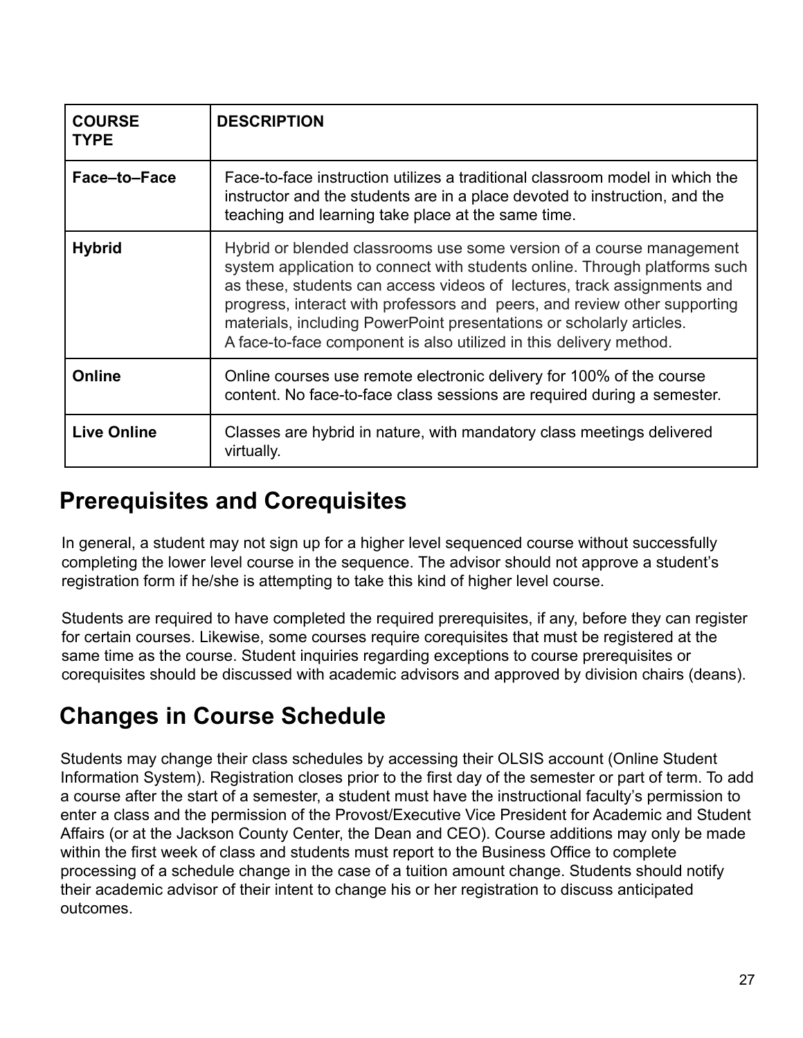| COURSE TYPE | DESCRIPTION |
| --- | --- |
| **Face–to–Face** | Face-to-face instruction utilizes a traditional classroom model in which the instructor and the students are in a place devoted to instruction, and the teaching and learning take place at the same time. |
| **Hybrid** | Hybrid or blended classrooms use some version of a course management system application to connect with students online. Through platforms such as these, students can access videos of lectures, track assignments and progress, interact with professors and peers, and review other supporting materials, including PowerPoint presentations or scholarly articles. A face-to-face component is also utilized in this delivery method. |
| **Online** | Online courses use remote electronic delivery for 100% of the course content. No face-to-face class sessions are required during a semester. |
| **Live Online** | Classes are hybrid in nature, with mandatory class meetings delivered virtually. |

## Prerequisites and Corequisites

In general, a student may not sign up for a higher level sequenced course without successfully completing the lower level course in the sequence. The advisor should not approve a student's registration form if he/she is attempting to take this kind of higher level course.

Students are required to have completed the required prerequisites, if any, before they can register for certain courses. Likewise, some courses require corequisites that must be registered at the same time as the course. Student inquiries regarding exceptions to course prerequisites or corequisites should be discussed with academic advisors and approved by division chairs (deans).

## Changes in Course Schedule

Students may change their class schedules by accessing their OLSIS account (Online Student Information System). Registration closes prior to the first day of the semester or part of term. To add a course after the start of a semester, a student must have the instructional faculty's permission to enter a class and the permission of the Provost/Executive Vice President for Academic and Student Affairs (or at the Jackson County Center, the Dean and CEO). Course additions may only be made within the first week of class and students must report to the Business Office to complete processing of a schedule change in the case of a tuition amount change. Students should notify their academic advisor of their intent to change his or her registration to discuss anticipated outcomes.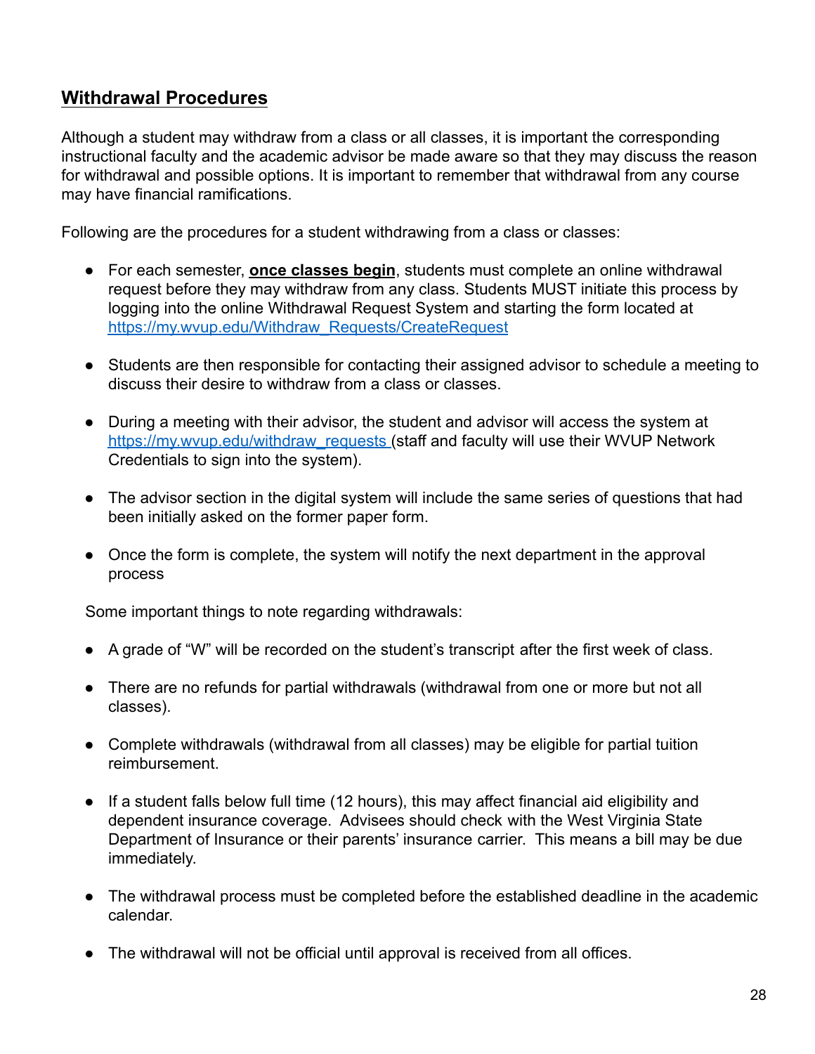## **Withdrawal Procedures**

Although a student may withdraw from a class or all classes, it is important the corresponding instructional faculty and the academic advisor be made aware so that they may discuss the reason for withdrawal and possible options. It is important to remember that withdrawal from any course may have financial ramifications.

Following are the procedures for a student withdrawing from a class or classes:

- For each semester, **once classes begin**, students must complete an online withdrawal request before they may withdraw from any class. Students MUST initiate this process by logging into the online Withdrawal Request System and starting the form located at [https://my.wvup.edu/Withdraw_Requests/CreateRequest](https://my.wvup.edu/Withdraw_Requests/CreateRequest)

- Students are then responsible for contacting their assigned advisor to schedule a meeting to discuss their desire to withdraw from a class or classes.

- During a meeting with their advisor, the student and advisor will access the system at [https://my.wvup.edu/withdraw_requests](https://my.wvup.edu/withdraw_requests) (staff and faculty will use their WVUP Network Credentials to sign into the system).

- The advisor section in the digital system will include the same series of questions that had been initially asked on the former paper form.

- Once the form is complete, the system will notify the next department in the approval process

Some important things to note regarding withdrawals:

- A grade of "W" will be recorded on the student's transcript after the first week of class.

- There are no refunds for partial withdrawals (withdrawal from one or more but not all classes).

- Complete withdrawals (withdrawal from all classes) may be eligible for partial tuition reimbursement.

- If a student falls below full time (12 hours), this may affect financial aid eligibility and dependent insurance coverage. Advisees should check with the West Virginia State Department of Insurance or their parents' insurance carrier. This means a bill may be due immediately.

- The withdrawal process must be completed before the established deadline in the academic calendar.

- The withdrawal will not be official until approval is received from all offices.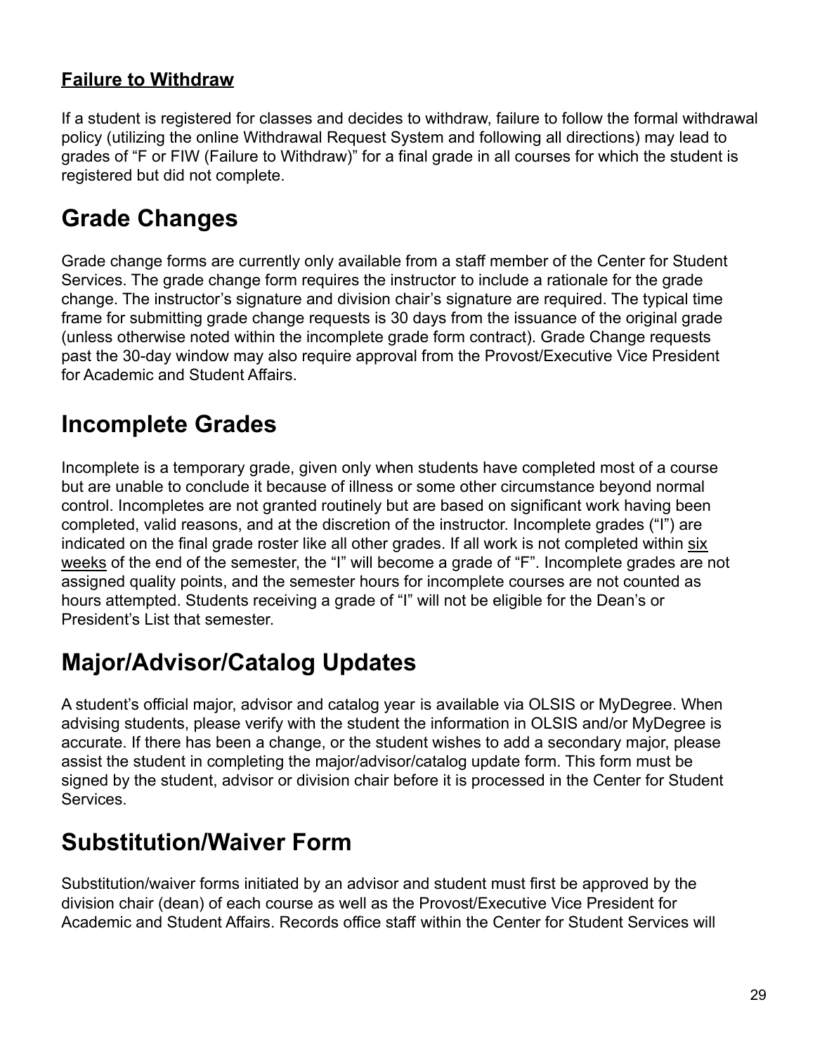**Failure to Withdraw**

If a student is registered for classes and decides to withdraw, failure to follow the formal withdrawal policy (utilizing the online Withdrawal Request System and following all directions) may lead to grades of "F or FIW (Failure to Withdraw)" for a final grade in all courses for which the student is registered but did not complete.

# Grade Changes

Grade change forms are currently only available from a staff member of the Center for Student Services. The grade change form requires the instructor to include a rationale for the grade change. The instructor's signature and division chair's signature are required. The typical time frame for submitting grade change requests is 30 days from the issuance of the original grade (unless otherwise noted within the incomplete grade form contract). Grade Change requests past the 30-day window may also require approval from the Provost/Executive Vice President for Academic and Student Affairs.

# Incomplete Grades

Incomplete is a temporary grade, given only when students have completed most of a course but are unable to conclude it because of illness or some other circumstance beyond normal control. Incompletes are not granted routinely but are based on significant work having been completed, valid reasons, and at the discretion of the instructor. Incomplete grades ("I") are indicated on the final grade roster like all other grades. If all work is not completed within <u>six weeks</u> of the end of the semester, the "I" will become a grade of "F". Incomplete grades are not assigned quality points, and the semester hours for incomplete courses are not counted as hours attempted. Students receiving a grade of "I" will not be eligible for the Dean's or President's List that semester.

# Major/Advisor/Catalog Updates

A student's official major, advisor and catalog year is available via OLSIS or MyDegree. When advising students, please verify with the student the information in OLSIS and/or MyDegree is accurate. If there has been a change, or the student wishes to add a secondary major, please assist the student in completing the major/advisor/catalog update form. This form must be signed by the student, advisor or division chair before it is processed in the Center for Student Services.

# Substitution/Waiver Form

Substitution/waiver forms initiated by an advisor and student must first be approved by the division chair (dean) of each course as well as the Provost/Executive Vice President for Academic and Student Affairs. Records office staff within the Center for Student Services will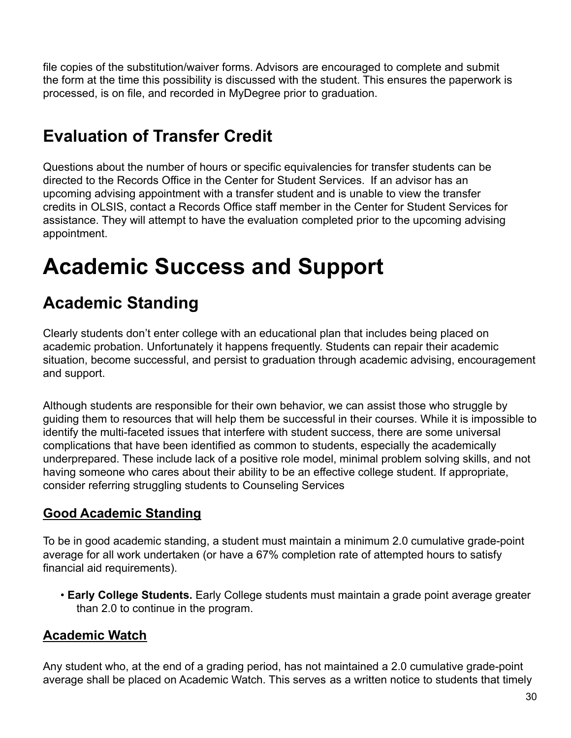file copies of the substitution/waiver forms. Advisors are encouraged to complete and submit the form at the time this possibility is discussed with the student. This ensures the paperwork is processed, is on file, and recorded in MyDegree prior to graduation.

## Evaluation of Transfer Credit

Questions about the number of hours or specific equivalencies for transfer students can be directed to the Records Office in the Center for Student Services. If an advisor has an upcoming advising appointment with a transfer student and is unable to view the transfer credits in OLSIS, contact a Records Office staff member in the Center for Student Services for assistance. They will attempt to have the evaluation completed prior to the upcoming advising appointment.

# Academic Success and Support

## Academic Standing

Clearly students don't enter college with an educational plan that includes being placed on academic probation. Unfortunately it happens frequently. Students can repair their academic situation, become successful, and persist to graduation through academic advising, encouragement and support.

Although students are responsible for their own behavior, we can assist those who struggle by guiding them to resources that will help them be successful in their courses. While it is impossible to identify the multi-faceted issues that interfere with student success, there are some universal complications that have been identified as common to students, especially the academically underprepared. These include lack of a positive role model, minimal problem solving skills, and not having someone who cares about their ability to be an effective college student. If appropriate, consider referring struggling students to Counseling Services

### Good Academic Standing

To be in good academic standing, a student must maintain a minimum 2.0 cumulative grade-point average for all work undertaken (or have a 67% completion rate of attempted hours to satisfy financial aid requirements).

- **Early College Students.** Early College students must maintain a grade point average greater than 2.0 to continue in the program.

### Academic Watch

Any student who, at the end of a grading period, has not maintained a 2.0 cumulative grade-point average shall be placed on Academic Watch. This serves as a written notice to students that timely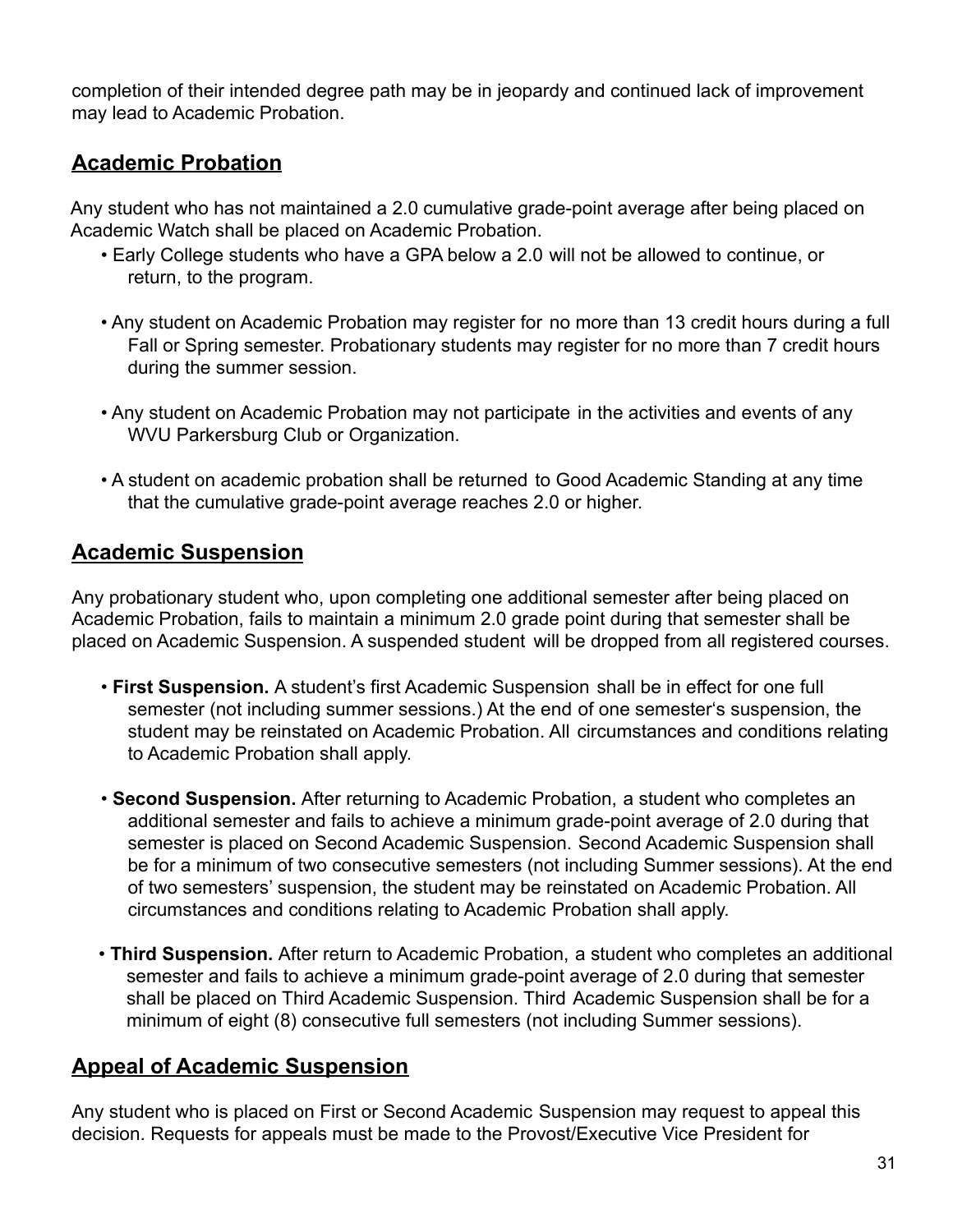completion of their intended degree path may be in jeopardy and continued lack of improvement may lead to Academic Probation.

## Academic Probation

Any student who has not maintained a 2.0 cumulative grade-point average after being placed on Academic Watch shall be placed on Academic Probation.

- Early College students who have a GPA below a 2.0 will not be allowed to continue, or return, to the program.
- Any student on Academic Probation may register for no more than 13 credit hours during a full Fall or Spring semester. Probationary students may register for no more than 7 credit hours during the summer session.
- Any student on Academic Probation may not participate in the activities and events of any WVU Parkersburg Club or Organization.
- A student on academic probation shall be returned to Good Academic Standing at any time that the cumulative grade-point average reaches 2.0 or higher.

## Academic Suspension

Any probationary student who, upon completing one additional semester after being placed on Academic Probation, fails to maintain a minimum 2.0 grade point during that semester shall be placed on Academic Suspension. A suspended student will be dropped from all registered courses.

- **First Suspension.** A student's first Academic Suspension shall be in effect for one full semester (not including summer sessions.) At the end of one semester's suspension, the student may be reinstated on Academic Probation. All circumstances and conditions relating to Academic Probation shall apply.
- **Second Suspension.** After returning to Academic Probation, a student who completes an additional semester and fails to achieve a minimum grade-point average of 2.0 during that semester is placed on Second Academic Suspension. Second Academic Suspension shall be for a minimum of two consecutive semesters (not including Summer sessions). At the end of two semesters' suspension, the student may be reinstated on Academic Probation. All circumstances and conditions relating to Academic Probation shall apply.
- **Third Suspension.** After return to Academic Probation, a student who completes an additional semester and fails to achieve a minimum grade-point average of 2.0 during that semester shall be placed on Third Academic Suspension. Third Academic Suspension shall be for a minimum of eight (8) consecutive full semesters (not including Summer sessions).

## Appeal of Academic Suspension

Any student who is placed on First or Second Academic Suspension may request to appeal this decision. Requests for appeals must be made to the Provost/Executive Vice President for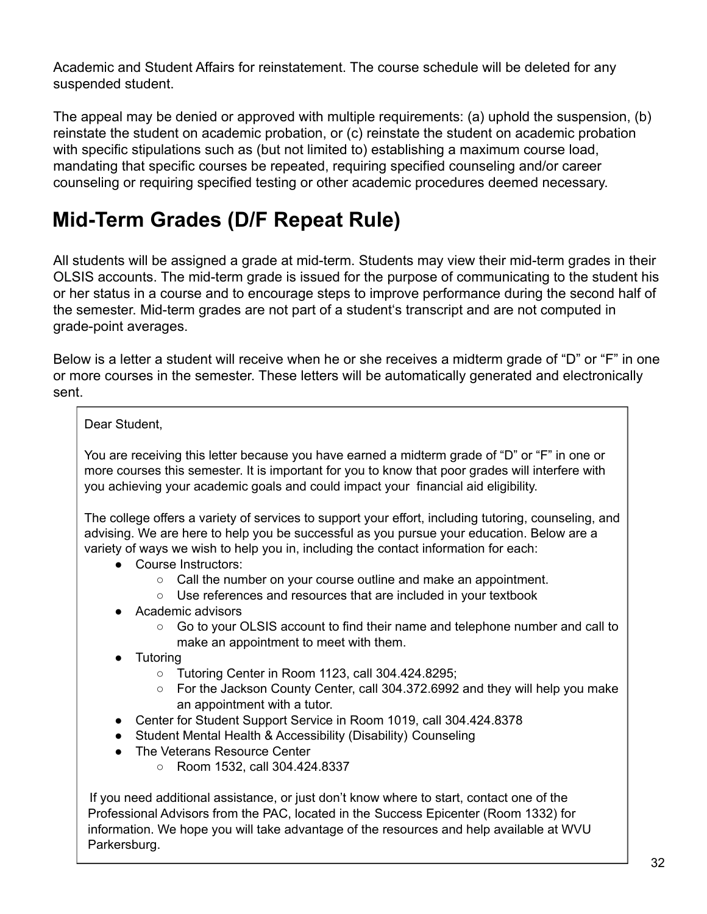Academic and Student Affairs for reinstatement. The course schedule will be deleted for any suspended student.

The appeal may be denied or approved with multiple requirements: (a) uphold the suspension, (b) reinstate the student on academic probation, or (c) reinstate the student on academic probation with specific stipulations such as (but not limited to) establishing a maximum course load, mandating that specific courses be repeated, requiring specified counseling and/or career counseling or requiring specified testing or other academic procedures deemed necessary.

# Mid-Term Grades (D/F Repeat Rule)

All students will be assigned a grade at mid-term. Students may view their mid-term grades in their OLSIS accounts. The mid-term grade is issued for the purpose of communicating to the student his or her status in a course and to encourage steps to improve performance during the second half of the semester. Mid-term grades are not part of a student's transcript and are not computed in grade-point averages.

Below is a letter a student will receive when he or she receives a midterm grade of "D" or "F" in one or more courses in the semester. These letters will be automatically generated and electronically sent.

> Dear Student,
>
> You are receiving this letter because you have earned a midterm grade of "D" or "F" in one or more courses this semester. It is important for you to know that poor grades will interfere with you achieving your academic goals and could impact your financial aid eligibility.
>
> The college offers a variety of services to support your effort, including tutoring, counseling, and advising. We are here to help you be successful as you pursue your education. Below are a variety of ways we wish to help you in, including the contact information for each:
>
> - Course Instructors:
>   - Call the number on your course outline and make an appointment.
>   - Use references and resources that are included in your textbook
> - Academic advisors
>   - Go to your OLSIS account to find their name and telephone number and call to make an appointment to meet with them.
> - Tutoring
>   - Tutoring Center in Room 1123, call 304.424.8295;
>   - For the Jackson County Center, call 304.372.6992 and they will help you make an appointment with a tutor.
> - Center for Student Support Service in Room 1019, call 304.424.8378
> - Student Mental Health & Accessibility (Disability) Counseling
> - The Veterans Resource Center
>   - Room 1532, call 304.424.8337
>
> If you need additional assistance, or just don't know where to start, contact one of the Professional Advisors from the PAC, located in the Success Epicenter (Room 1332) for information. We hope you will take advantage of the resources and help available at WVU Parkersburg.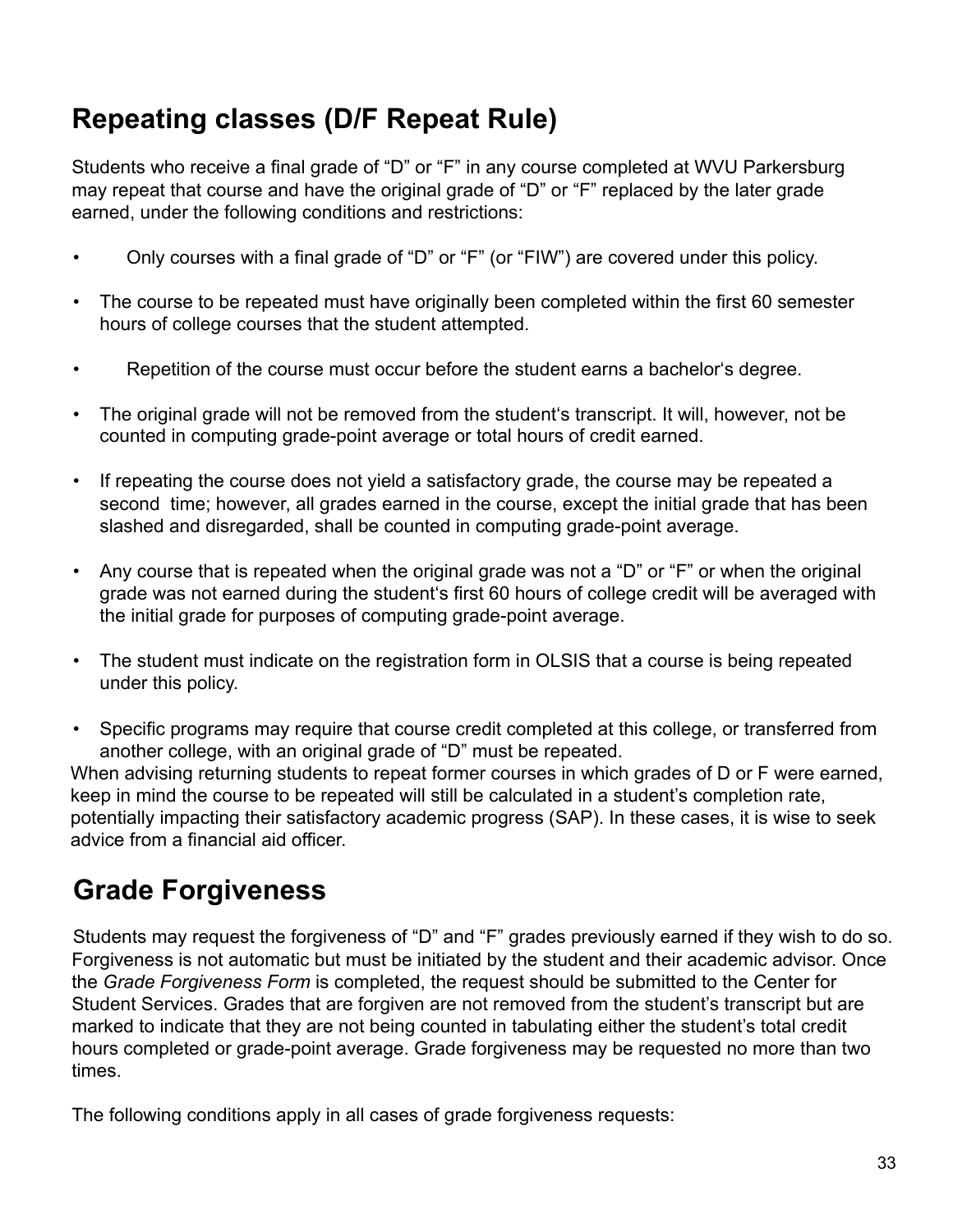## Repeating classes (D/F Repeat Rule)

Students who receive a final grade of "D" or "F" in any course completed at WVU Parkersburg may repeat that course and have the original grade of "D" or "F" replaced by the later grade earned, under the following conditions and restrictions:

- Only courses with a final grade of "D" or "F" (or "FIW") are covered under this policy.
- The course to be repeated must have originally been completed within the first 60 semester hours of college courses that the student attempted.
- Repetition of the course must occur before the student earns a bachelor's degree.
- The original grade will not be removed from the student's transcript. It will, however, not be counted in computing grade-point average or total hours of credit earned.
- If repeating the course does not yield a satisfactory grade, the course may be repeated a second time; however, all grades earned in the course, except the initial grade that has been slashed and disregarded, shall be counted in computing grade-point average.
- Any course that is repeated when the original grade was not a "D" or "F" or when the original grade was not earned during the student's first 60 hours of college credit will be averaged with the initial grade for purposes of computing grade-point average.
- The student must indicate on the registration form in OLSIS that a course is being repeated under this policy.
- Specific programs may require that course credit completed at this college, or transferred from another college, with an original grade of "D" must be repeated.

When advising returning students to repeat former courses in which grades of D or F were earned, keep in mind the course to be repeated will still be calculated in a student's completion rate, potentially impacting their satisfactory academic progress (SAP). In these cases, it is wise to seek advice from a financial aid officer.

## Grade Forgiveness

Students may request the forgiveness of "D" and "F" grades previously earned if they wish to do so. Forgiveness is not automatic but must be initiated by the student and their academic advisor. Once the *Grade Forgiveness Form* is completed, the request should be submitted to the Center for Student Services. Grades that are forgiven are not removed from the student's transcript but are marked to indicate that they are not being counted in tabulating either the student's total credit hours completed or grade-point average. Grade forgiveness may be requested no more than two times.

The following conditions apply in all cases of grade forgiveness requests: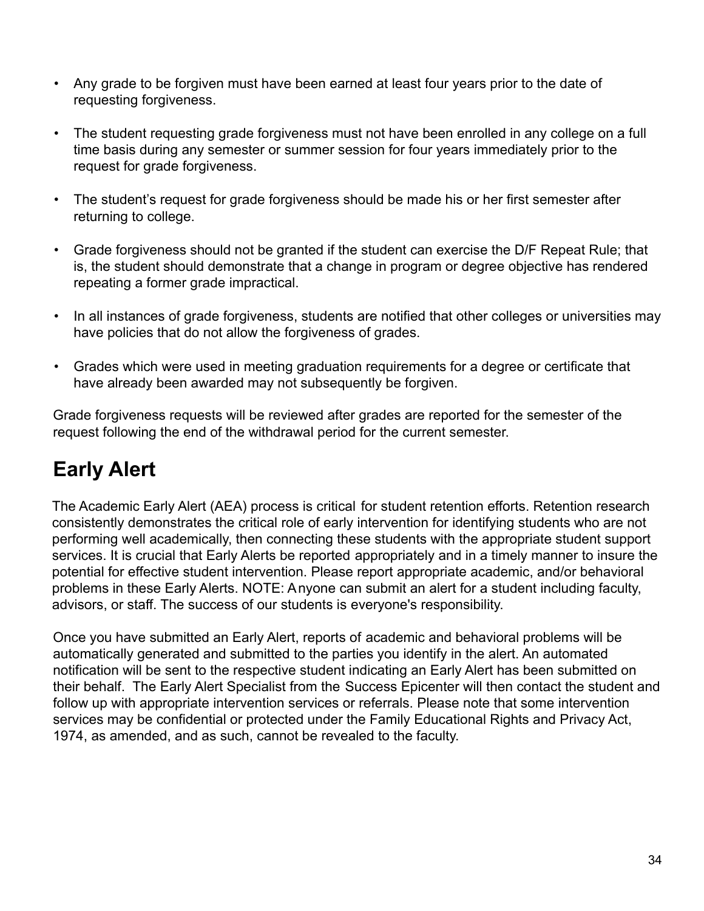- Any grade to be forgiven must have been earned at least four years prior to the date of requesting forgiveness.

- The student requesting grade forgiveness must not have been enrolled in any college on a full time basis during any semester or summer session for four years immediately prior to the request for grade forgiveness.

- The student's request for grade forgiveness should be made his or her first semester after returning to college.

- Grade forgiveness should not be granted if the student can exercise the D/F Repeat Rule; that is, the student should demonstrate that a change in program or degree objective has rendered repeating a former grade impractical.

- In all instances of grade forgiveness, students are notified that other colleges or universities may have policies that do not allow the forgiveness of grades.

- Grades which were used in meeting graduation requirements for a degree or certificate that have already been awarded may not subsequently be forgiven.

Grade forgiveness requests will be reviewed after grades are reported for the semester of the request following the end of the withdrawal period for the current semester.

## Early Alert

The Academic Early Alert (AEA) process is critical for student retention efforts. Retention research consistently demonstrates the critical role of early intervention for identifying students who are not performing well academically, then connecting these students with the appropriate student support services. It is crucial that Early Alerts be reported appropriately and in a timely manner to insure the potential for effective student intervention. Please report appropriate academic, and/or behavioral problems in these Early Alerts. NOTE: Anyone can submit an alert for a student including faculty, advisors, or staff. The success of our students is everyone's responsibility.

Once you have submitted an Early Alert, reports of academic and behavioral problems will be automatically generated and submitted to the parties you identify in the alert. An automated notification will be sent to the respective student indicating an Early Alert has been submitted on their behalf. The Early Alert Specialist from the Success Epicenter will then contact the student and follow up with appropriate intervention services or referrals. Please note that some intervention services may be confidential or protected under the Family Educational Rights and Privacy Act, 1974, as amended, and as such, cannot be revealed to the faculty.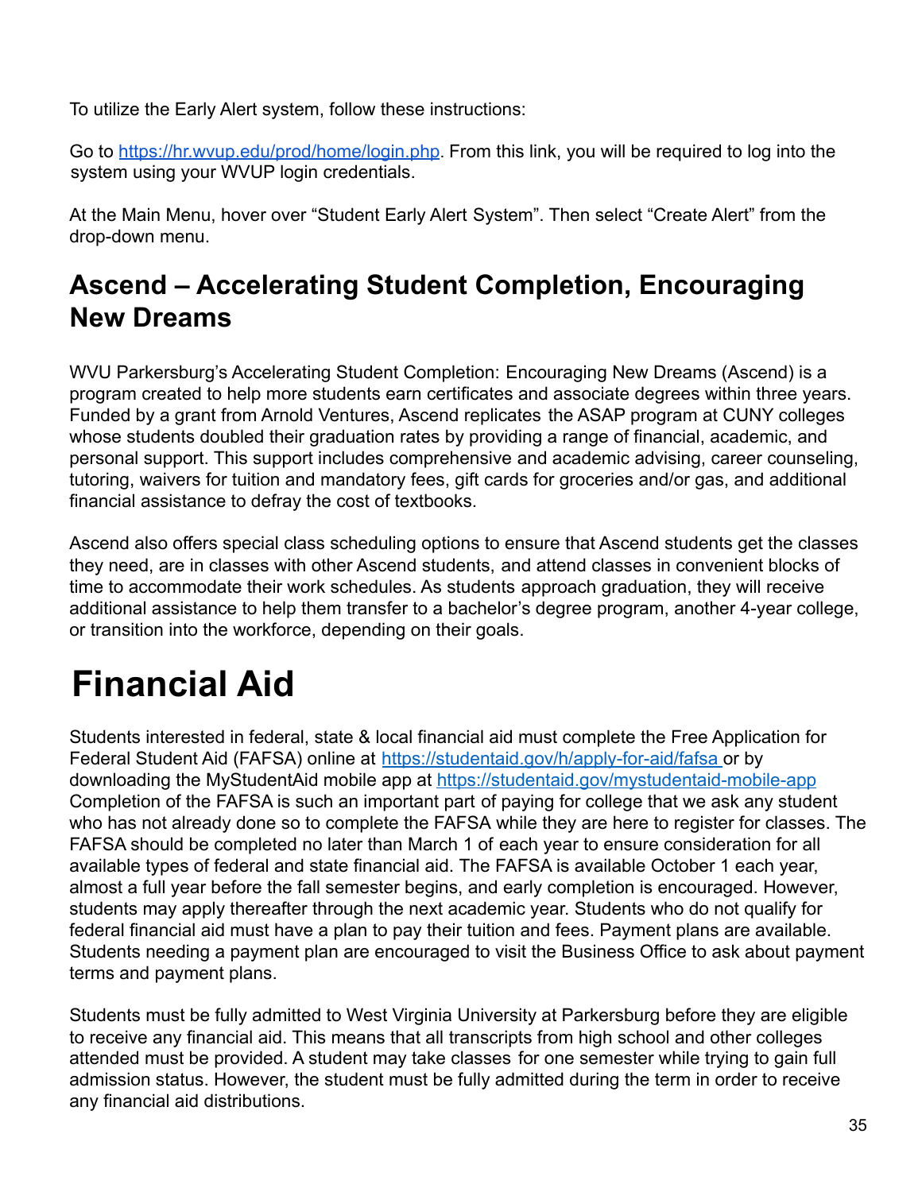To utilize the Early Alert system, follow these instructions:

Go to https://hr.wvup.edu/prod/home/login.php. From this link, you will be required to log into the system using your WVUP login credentials.

At the Main Menu, hover over "Student Early Alert System". Then select "Create Alert" from the drop-down menu.

## Ascend – Accelerating Student Completion, Encouraging New Dreams

WVU Parkersburg's Accelerating Student Completion: Encouraging New Dreams (Ascend) is a program created to help more students earn certificates and associate degrees within three years. Funded by a grant from Arnold Ventures, Ascend replicates the ASAP program at CUNY colleges whose students doubled their graduation rates by providing a range of financial, academic, and personal support. This support includes comprehensive and academic advising, career counseling, tutoring, waivers for tuition and mandatory fees, gift cards for groceries and/or gas, and additional financial assistance to defray the cost of textbooks.

Ascend also offers special class scheduling options to ensure that Ascend students get the classes they need, are in classes with other Ascend students, and attend classes in convenient blocks of time to accommodate their work schedules. As students approach graduation, they will receive additional assistance to help them transfer to a bachelor's degree program, another 4-year college, or transition into the workforce, depending on their goals.

# Financial Aid

Students interested in federal, state & local financial aid must complete the Free Application for Federal Student Aid (FAFSA) online at https://studentaid.gov/h/apply-for-aid/fafsa or by downloading the MyStudentAid mobile app at https://studentaid.gov/mystudentaid-mobile-app Completion of the FAFSA is such an important part of paying for college that we ask any student who has not already done so to complete the FAFSA while they are here to register for classes. The FAFSA should be completed no later than March 1 of each year to ensure consideration for all available types of federal and state financial aid. The FAFSA is available October 1 each year, almost a full year before the fall semester begins, and early completion is encouraged. However, students may apply thereafter through the next academic year. Students who do not qualify for federal financial aid must have a plan to pay their tuition and fees. Payment plans are available. Students needing a payment plan are encouraged to visit the Business Office to ask about payment terms and payment plans.

Students must be fully admitted to West Virginia University at Parkersburg before they are eligible to receive any financial aid. This means that all transcripts from high school and other colleges attended must be provided. A student may take classes for one semester while trying to gain full admission status. However, the student must be fully admitted during the term in order to receive any financial aid distributions.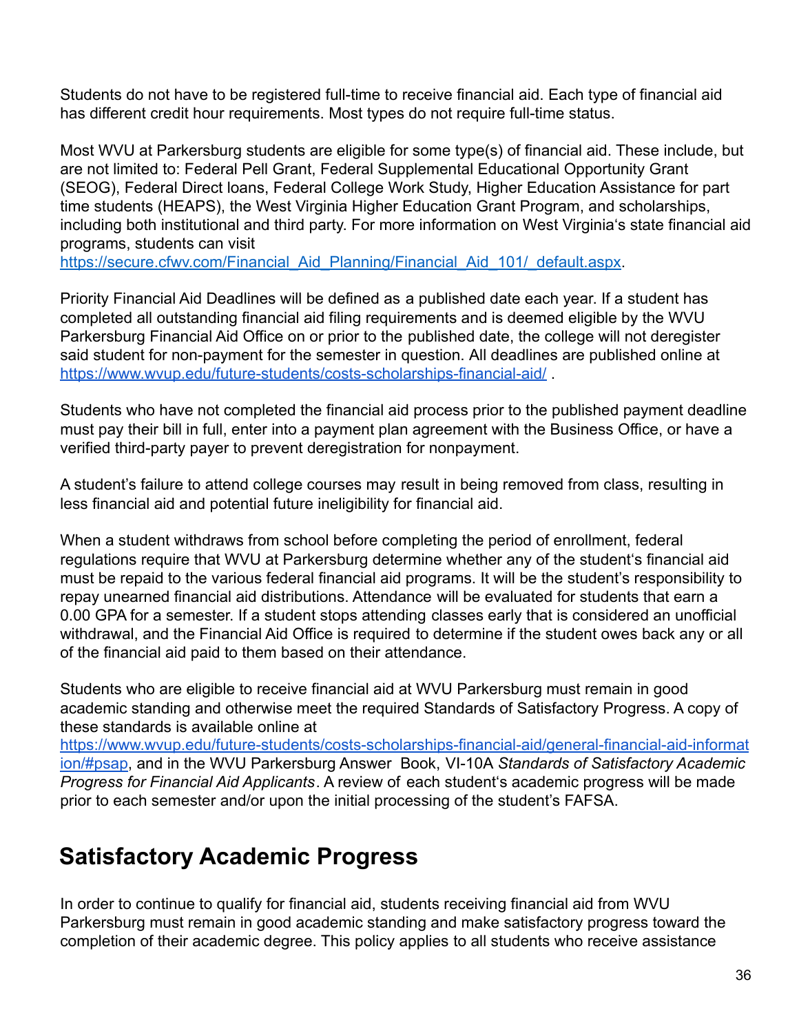Students do not have to be registered full-time to receive financial aid. Each type of financial aid has different credit hour requirements. Most types do not require full-time status.

Most WVU at Parkersburg students are eligible for some type(s) of financial aid. These include, but are not limited to: Federal Pell Grant, Federal Supplemental Educational Opportunity Grant (SEOG), Federal Direct loans, Federal College Work Study, Higher Education Assistance for part time students (HEAPS), the West Virginia Higher Education Grant Program, and scholarships, including both institutional and third party. For more information on West Virginia's state financial aid programs, students can visit [https://secure.cfwv.com/Financial_Aid_Planning/Financial_Aid_101/_default.aspx](https://secure.cfwv.com/Financial_Aid_Planning/Financial_Aid_101/_default.aspx).

Priority Financial Aid Deadlines will be defined as a published date each year. If a student has completed all outstanding financial aid filing requirements and is deemed eligible by the WVU Parkersburg Financial Aid Office on or prior to the published date, the college will not deregister said student for non-payment for the semester in question. All deadlines are published online at [https://www.wvup.edu/future-students/costs-scholarships-financial-aid/](https://www.wvup.edu/future-students/costs-scholarships-financial-aid/) .

Students who have not completed the financial aid process prior to the published payment deadline must pay their bill in full, enter into a payment plan agreement with the Business Office, or have a verified third-party payer to prevent deregistration for nonpayment.

A student's failure to attend college courses may result in being removed from class, resulting in less financial aid and potential future ineligibility for financial aid.

When a student withdraws from school before completing the period of enrollment, federal regulations require that WVU at Parkersburg determine whether any of the student's financial aid must be repaid to the various federal financial aid programs. It will be the student's responsibility to repay unearned financial aid distributions. Attendance will be evaluated for students that earn a 0.00 GPA for a semester. If a student stops attending classes early that is considered an unofficial withdrawal, and the Financial Aid Office is required to determine if the student owes back any or all of the financial aid paid to them based on their attendance.

Students who are eligible to receive financial aid at WVU Parkersburg must remain in good academic standing and otherwise meet the required Standards of Satisfactory Progress. A copy of these standards is available online at [https://www.wvup.edu/future-students/costs-scholarships-financial-aid/general-financial-aid-information/#psap](https://www.wvup.edu/future-students/costs-scholarships-financial-aid/general-financial-aid-information/#psap), and in the WVU Parkersburg Answer Book, VI-10A *Standards of Satisfactory Academic Progress for Financial Aid Applicants*. A review of each student's academic progress will be made prior to each semester and/or upon the initial processing of the student's FAFSA.

## Satisfactory Academic Progress

In order to continue to qualify for financial aid, students receiving financial aid from WVU Parkersburg must remain in good academic standing and make satisfactory progress toward the completion of their academic degree. This policy applies to all students who receive assistance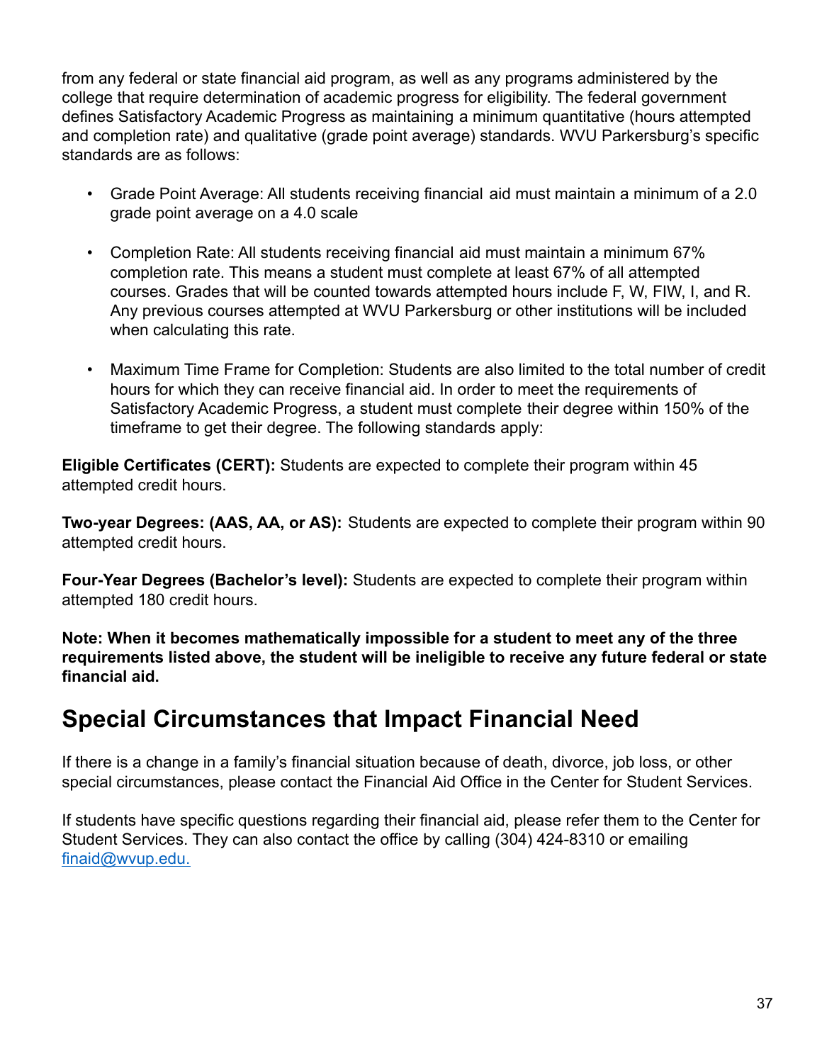from any federal or state financial aid program, as well as any programs administered by the college that require determination of academic progress for eligibility. The federal government defines Satisfactory Academic Progress as maintaining a minimum quantitative (hours attempted and completion rate) and qualitative (grade point average) standards. WVU Parkersburg's specific standards are as follows:

- Grade Point Average: All students receiving financial aid must maintain a minimum of a 2.0 grade point average on a 4.0 scale
- Completion Rate: All students receiving financial aid must maintain a minimum 67% completion rate. This means a student must complete at least 67% of all attempted courses. Grades that will be counted towards attempted hours include F, W, FIW, I, and R. Any previous courses attempted at WVU Parkersburg or other institutions will be included when calculating this rate.
- Maximum Time Frame for Completion: Students are also limited to the total number of credit hours for which they can receive financial aid. In order to meet the requirements of Satisfactory Academic Progress, a student must complete their degree within 150% of the timeframe to get their degree. The following standards apply:

**Eligible Certificates (CERT):** Students are expected to complete their program within 45 attempted credit hours.

**Two-year Degrees: (AAS, AA, or AS):** Students are expected to complete their program within 90 attempted credit hours.

**Four-Year Degrees (Bachelor's level):** Students are expected to complete their program within attempted 180 credit hours.

**Note: When it becomes mathematically impossible for a student to meet any of the three requirements listed above, the student will be ineligible to receive any future federal or state financial aid.**

## Special Circumstances that Impact Financial Need

If there is a change in a family's financial situation because of death, divorce, job loss, or other special circumstances, please contact the Financial Aid Office in the Center for Student Services.

If students have specific questions regarding their financial aid, please refer them to the Center for Student Services. They can also contact the office by calling (304) 424-8310 or emailing finaid@wvup.edu.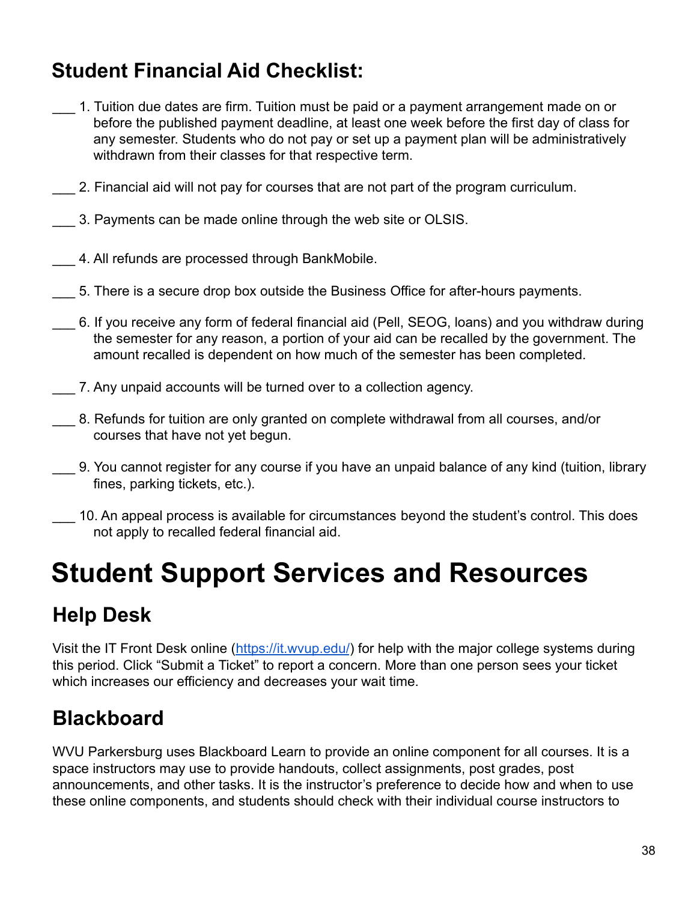## Student Financial Aid Checklist:

___ 1. Tuition due dates are firm. Tuition must be paid or a payment arrangement made on or before the published payment deadline, at least one week before the first day of class for any semester. Students who do not pay or set up a payment plan will be administratively withdrawn from their classes for that respective term.

___ 2. Financial aid will not pay for courses that are not part of the program curriculum.

___ 3. Payments can be made online through the web site or OLSIS.

___ 4. All refunds are processed through BankMobile.

___ 5. There is a secure drop box outside the Business Office for after-hours payments.

___ 6. If you receive any form of federal financial aid (Pell, SEOG, loans) and you withdraw during the semester for any reason, a portion of your aid can be recalled by the government. The amount recalled is dependent on how much of the semester has been completed.

___ 7. Any unpaid accounts will be turned over to a collection agency.

___ 8. Refunds for tuition are only granted on complete withdrawal from all courses, and/or courses that have not yet begun.

___ 9. You cannot register for any course if you have an unpaid balance of any kind (tuition, library fines, parking tickets, etc.).

___ 10. An appeal process is available for circumstances beyond the student's control. This does not apply to recalled federal financial aid.

# Student Support Services and Resources

## Help Desk

Visit the IT Front Desk online ([https://it.wvup.edu/](https://it.wvup.edu/)) for help with the major college systems during this period. Click "Submit a Ticket" to report a concern. More than one person sees your ticket which increases our efficiency and decreases your wait time.

## Blackboard

WVU Parkersburg uses Blackboard Learn to provide an online component for all courses. It is a space instructors may use to provide handouts, collect assignments, post grades, post announcements, and other tasks. It is the instructor's preference to decide how and when to use these online components, and students should check with their individual course instructors to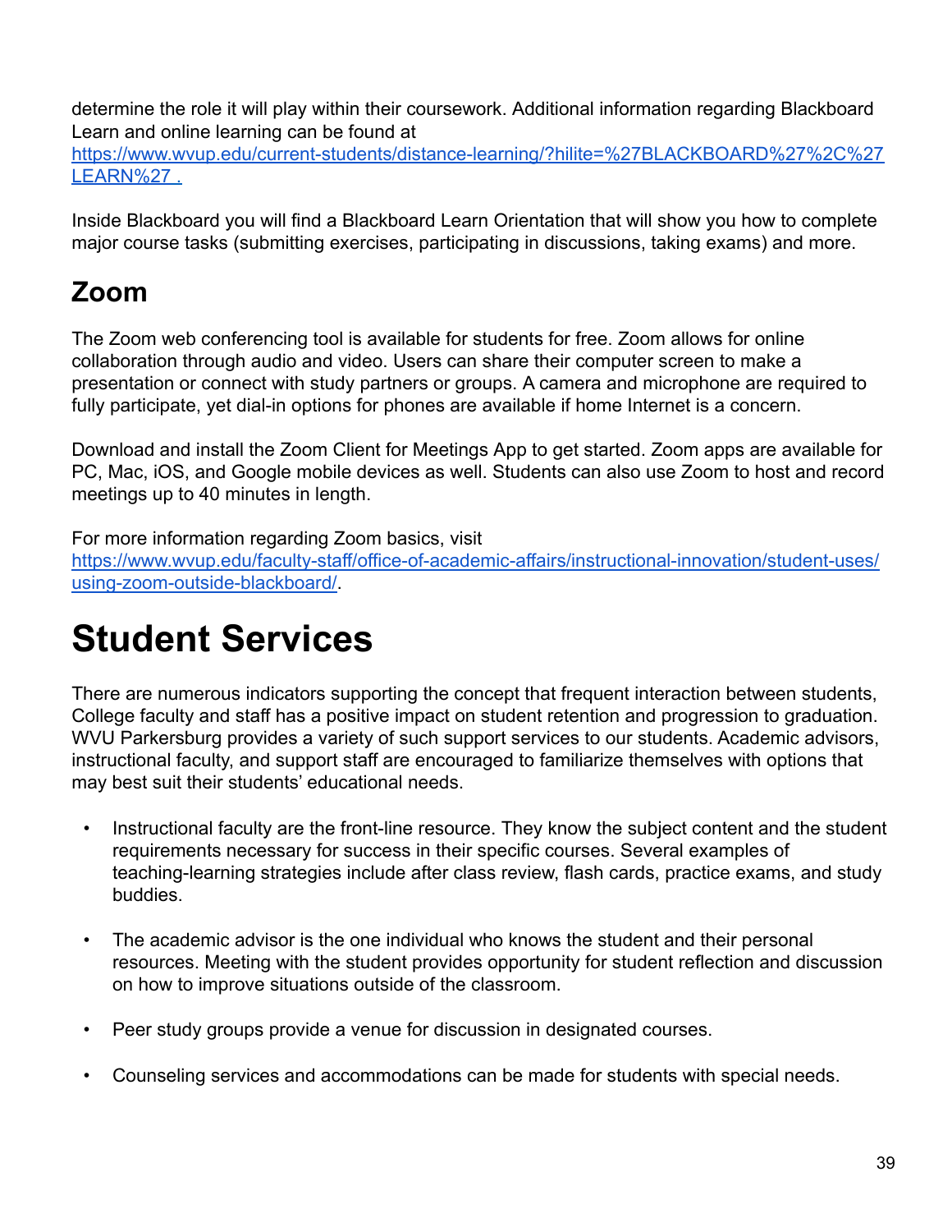determine the role it will play within their coursework. Additional information regarding Blackboard Learn and online learning can be found at [https://www.wvup.edu/current-students/distance-learning/?hilite=%27BLACKBOARD%27%2C%27LEARN%27 .](https://www.wvup.edu/current-students/distance-learning/?hilite=%27BLACKBOARD%27%2C%27LEARN%27)

Inside Blackboard you will find a Blackboard Learn Orientation that will show you how to complete major course tasks (submitting exercises, participating in discussions, taking exams) and more.

## Zoom

The Zoom web conferencing tool is available for students for free. Zoom allows for online collaboration through audio and video. Users can share their computer screen to make a presentation or connect with study partners or groups. A camera and microphone are required to fully participate, yet dial-in options for phones are available if home Internet is a concern.

Download and install the Zoom Client for Meetings App to get started. Zoom apps are available for PC, Mac, iOS, and Google mobile devices as well. Students can also use Zoom to host and record meetings up to 40 minutes in length.

For more information regarding Zoom basics, visit [https://www.wvup.edu/faculty-staff/office-of-academic-affairs/instructional-innovation/student-uses/using-zoom-outside-blackboard/](https://www.wvup.edu/faculty-staff/office-of-academic-affairs/instructional-innovation/student-uses/using-zoom-outside-blackboard/).

# Student Services

There are numerous indicators supporting the concept that frequent interaction between students, College faculty and staff has a positive impact on student retention and progression to graduation. WVU Parkersburg provides a variety of such support services to our students. Academic advisors, instructional faculty, and support staff are encouraged to familiarize themselves with options that may best suit their students' educational needs.

- Instructional faculty are the front-line resource. They know the subject content and the student requirements necessary for success in their specific courses. Several examples of teaching-learning strategies include after class review, flash cards, practice exams, and study buddies.
- The academic advisor is the one individual who knows the student and their personal resources. Meeting with the student provides opportunity for student reflection and discussion on how to improve situations outside of the classroom.
- Peer study groups provide a venue for discussion in designated courses.
- Counseling services and accommodations can be made for students with special needs.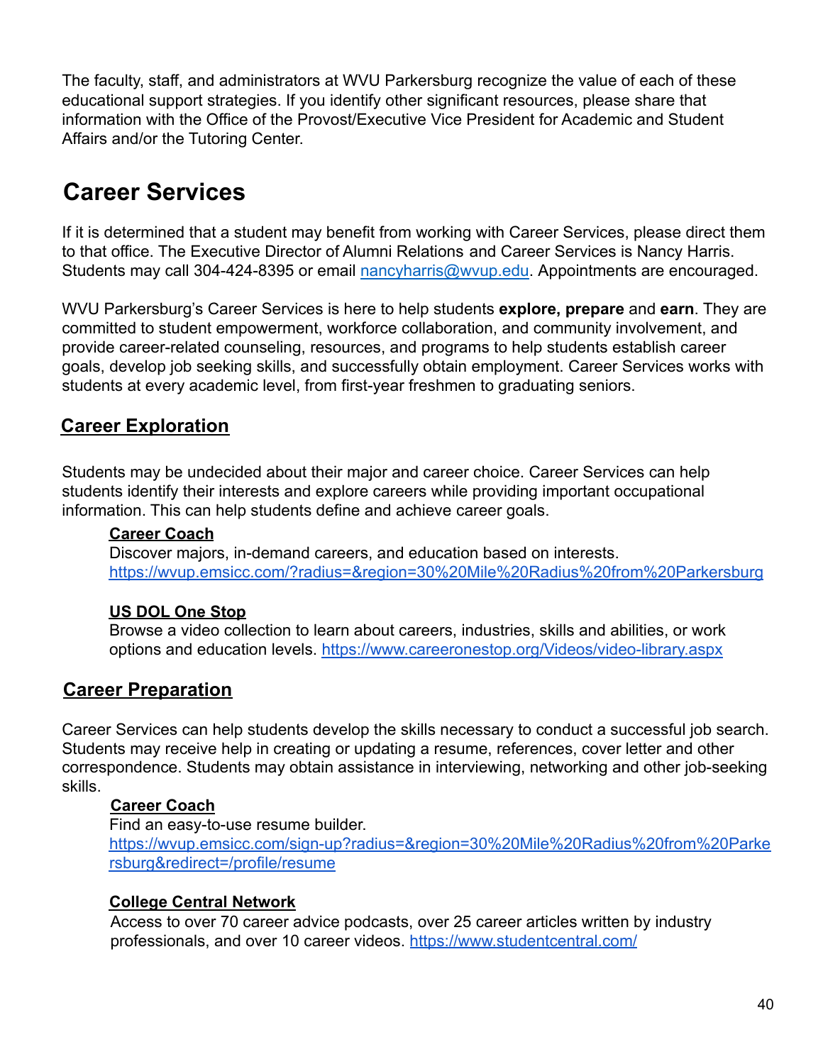The faculty, staff, and administrators at WVU Parkersburg recognize the value of each of these educational support strategies. If you identify other significant resources, please share that information with the Office of the Provost/Executive Vice President for Academic and Student Affairs and/or the Tutoring Center.

# Career Services

If it is determined that a student may benefit from working with Career Services, please direct them to that office. The Executive Director of Alumni Relations and Career Services is Nancy Harris. Students may call 304-424-8395 or email [nancyharris@wvup.edu](mailto:nancyharris@wvup.edu). Appointments are encouraged.

WVU Parkersburg's Career Services is here to help students **explore, prepare** and **earn**. They are committed to student empowerment, workforce collaboration, and community involvement, and provide career-related counseling, resources, and programs to help students establish career goals, develop job seeking skills, and successfully obtain employment. Career Services works with students at every academic level, from first-year freshmen to graduating seniors.

## Career Exploration

Students may be undecided about their major and career choice. Career Services can help students identify their interests and explore careers while providing important occupational information. This can help students define and achieve career goals.

### Career Coach

Discover majors, in-demand careers, and education based on interests.
https://wvup.emsicc.com/?radius=&region=30%20Mile%20Radius%20from%20Parkersburg

### US DOL One Stop

Browse a video collection to learn about careers, industries, skills and abilities, or work options and education levels. https://www.careeronestop.org/Videos/video-library.aspx

## Career Preparation

Career Services can help students develop the skills necessary to conduct a successful job search. Students may receive help in creating or updating a resume, references, cover letter and other correspondence. Students may obtain assistance in interviewing, networking and other job-seeking skills.

### Career Coach

Find an easy-to-use resume builder.
https://wvup.emsicc.com/sign-up?radius=&region=30%20Mile%20Radius%20from%20Parkersburg&redirect=/profile/resume

### College Central Network

Access to over 70 career advice podcasts, over 25 career articles written by industry professionals, and over 10 career videos. https://www.studentcentral.com/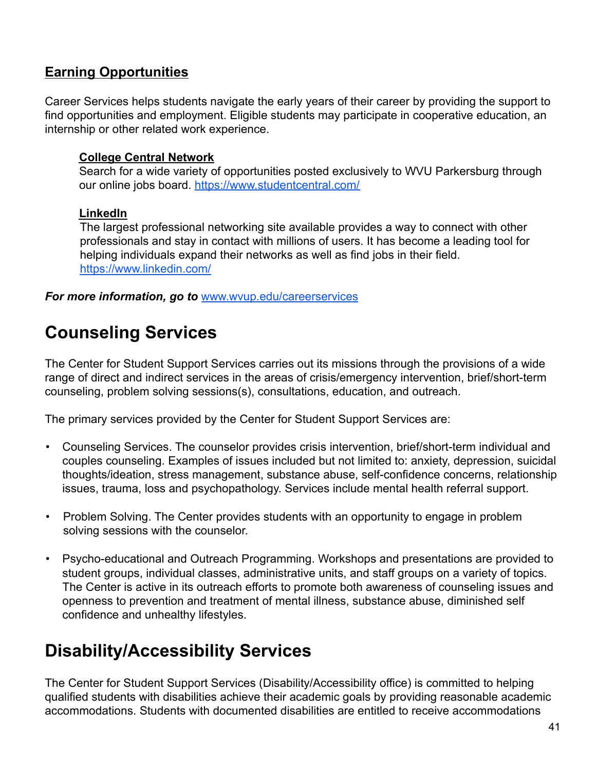### Earning Opportunities

Career Services helps students navigate the early years of their career by providing the support to find opportunities and employment. Eligible students may participate in cooperative education, an internship or other related work experience.

**College Central Network**
Search for a wide variety of opportunities posted exclusively to WVU Parkersburg through our online jobs board. https://www.studentcentral.com/

**LinkedIn**
The largest professional networking site available provides a way to connect with other professionals and stay in contact with millions of users. It has become a leading tool for helping individuals expand their networks as well as find jobs in their field. https://www.linkedin.com/

***For more information, go to*** www.wvup.edu/careerservices

# Counseling Services

The Center for Student Support Services carries out its missions through the provisions of a wide range of direct and indirect services in the areas of crisis/emergency intervention, brief/short-term counseling, problem solving sessions(s), consultations, education, and outreach.

The primary services provided by the Center for Student Support Services are:

- Counseling Services. The counselor provides crisis intervention, brief/short-term individual and couples counseling. Examples of issues included but not limited to: anxiety, depression, suicidal thoughts/ideation, stress management, substance abuse, self-confidence concerns, relationship issues, trauma, loss and psychopathology. Services include mental health referral support.

- Problem Solving. The Center provides students with an opportunity to engage in problem solving sessions with the counselor.

- Psycho-educational and Outreach Programming. Workshops and presentations are provided to student groups, individual classes, administrative units, and staff groups on a variety of topics. The Center is active in its outreach efforts to promote both awareness of counseling issues and openness to prevention and treatment of mental illness, substance abuse, diminished self confidence and unhealthy lifestyles.

# Disability/Accessibility Services

The Center for Student Support Services (Disability/Accessibility office) is committed to helping qualified students with disabilities achieve their academic goals by providing reasonable academic accommodations. Students with documented disabilities are entitled to receive accommodations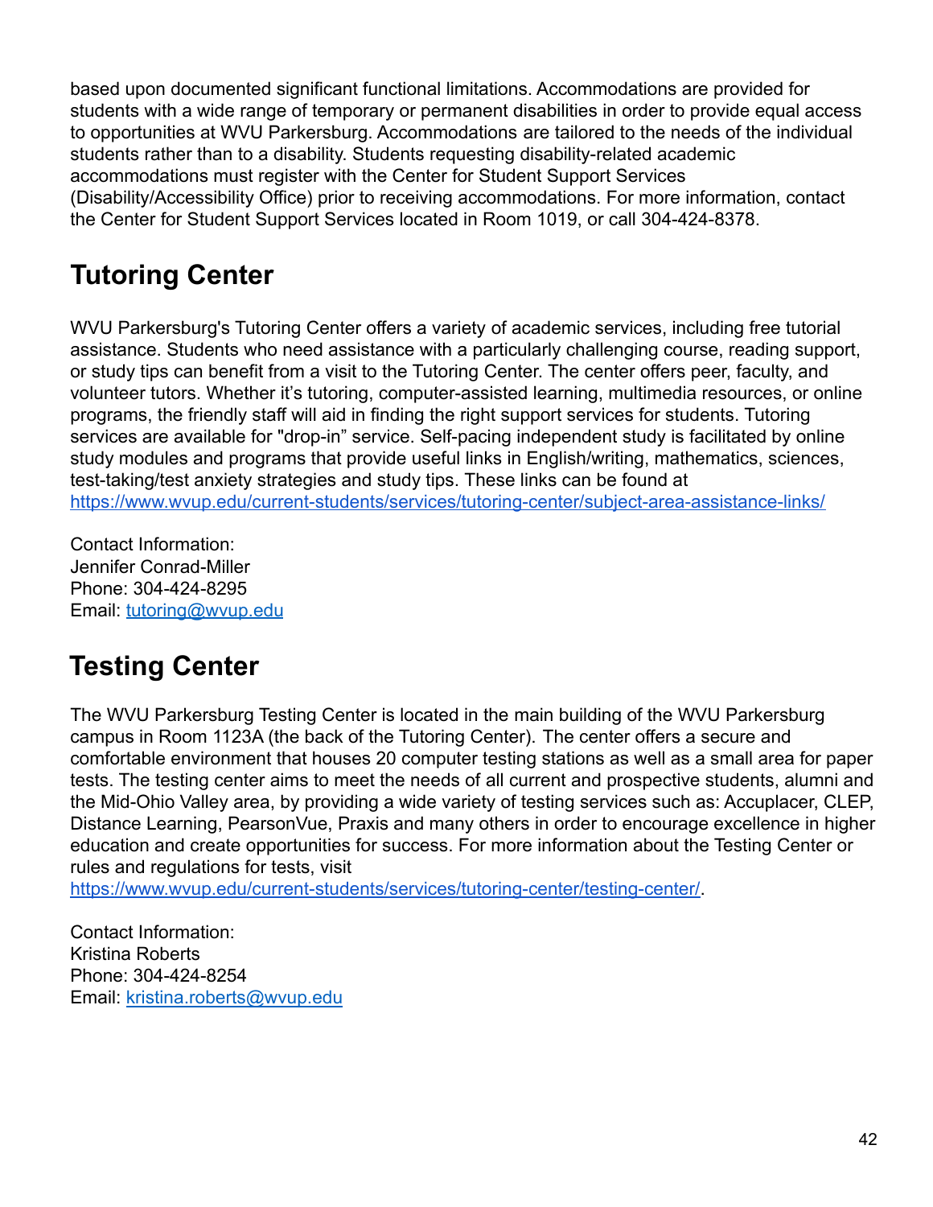based upon documented significant functional limitations. Accommodations are provided for students with a wide range of temporary or permanent disabilities in order to provide equal access to opportunities at WVU Parkersburg. Accommodations are tailored to the needs of the individual students rather than to a disability. Students requesting disability-related academic accommodations must register with the Center for Student Support Services (Disability/Accessibility Office) prior to receiving accommodations. For more information, contact the Center for Student Support Services located in Room 1019, or call 304-424-8378.

## Tutoring Center

WVU Parkersburg's Tutoring Center offers a variety of academic services, including free tutorial assistance. Students who need assistance with a particularly challenging course, reading support, or study tips can benefit from a visit to the Tutoring Center. The center offers peer, faculty, and volunteer tutors. Whether it's tutoring, computer-assisted learning, multimedia resources, or online programs, the friendly staff will aid in finding the right support services for students. Tutoring services are available for "drop-in" service. Self-pacing independent study is facilitated by online study modules and programs that provide useful links in English/writing, mathematics, sciences, test-taking/test anxiety strategies and study tips. These links can be found at [https://www.wvup.edu/current-students/services/tutoring-center/subject-area-assistance-links/](https://www.wvup.edu/current-students/services/tutoring-center/subject-area-assistance-links/)

Contact Information:
Jennifer Conrad-Miller
Phone: 304-424-8295
Email: [tutoring@wvup.edu](mailto:tutoring@wvup.edu)

## Testing Center

The WVU Parkersburg Testing Center is located in the main building of the WVU Parkersburg campus in Room 1123A (the back of the Tutoring Center). The center offers a secure and comfortable environment that houses 20 computer testing stations as well as a small area for paper tests. The testing center aims to meet the needs of all current and prospective students, alumni and the Mid-Ohio Valley area, by providing a wide variety of testing services such as: Accuplacer, CLEP, Distance Learning, PearsonVue, Praxis and many others in order to encourage excellence in higher education and create opportunities for success. For more information about the Testing Center or rules and regulations for tests, visit [https://www.wvup.edu/current-students/services/tutoring-center/testing-center/](https://www.wvup.edu/current-students/services/tutoring-center/testing-center/).

Contact Information:
Kristina Roberts
Phone: 304-424-8254
Email: [kristina.roberts@wvup.edu](mailto:kristina.roberts@wvup.edu)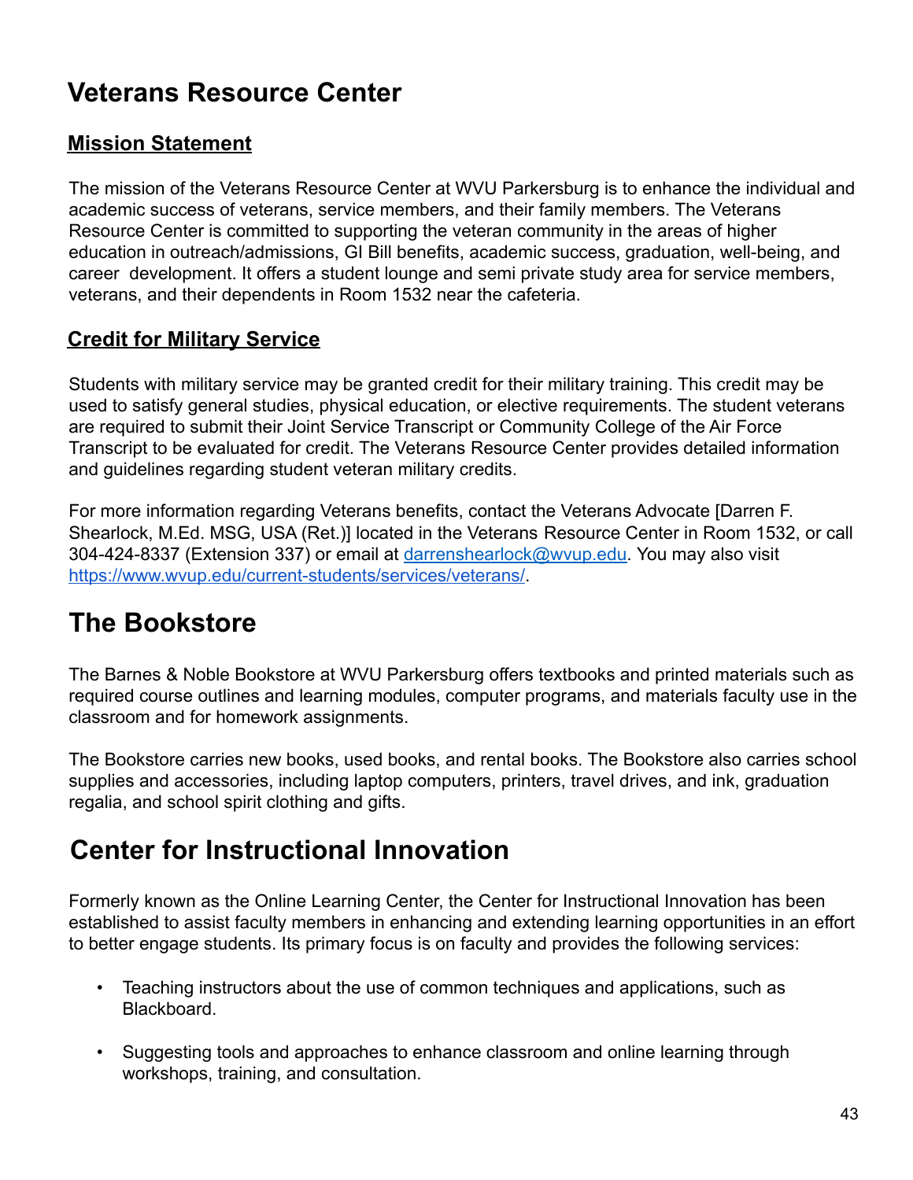# Veterans Resource Center

## Mission Statement

The mission of the Veterans Resource Center at WVU Parkersburg is to enhance the individual and academic success of veterans, service members, and their family members. The Veterans Resource Center is committed to supporting the veteran community in the areas of higher education in outreach/admissions, GI Bill benefits, academic success, graduation, well-being, and career development. It offers a student lounge and semi private study area for service members, veterans, and their dependents in Room 1532 near the cafeteria.

## Credit for Military Service

Students with military service may be granted credit for their military training. This credit may be used to satisfy general studies, physical education, or elective requirements. The student veterans are required to submit their Joint Service Transcript or Community College of the Air Force Transcript to be evaluated for credit. The Veterans Resource Center provides detailed information and guidelines regarding student veteran military credits.

For more information regarding Veterans benefits, contact the Veterans Advocate [Darren F. Shearlock, M.Ed. MSG, USA (Ret.)] located in the Veterans Resource Center in Room 1532, or call 304-424-8337 (Extension 337) or email at [darrenshearlock@wvup.edu](mailto:darrenshearlock@wvup.edu). You may also visit [https://www.wvup.edu/current-students/services/veterans/](https://www.wvup.edu/current-students/services/veterans/).

# The Bookstore

The Barnes & Noble Bookstore at WVU Parkersburg offers textbooks and printed materials such as required course outlines and learning modules, computer programs, and materials faculty use in the classroom and for homework assignments.

The Bookstore carries new books, used books, and rental books. The Bookstore also carries school supplies and accessories, including laptop computers, printers, travel drives, and ink, graduation regalia, and school spirit clothing and gifts.

# Center for Instructional Innovation

Formerly known as the Online Learning Center, the Center for Instructional Innovation has been established to assist faculty members in enhancing and extending learning opportunities in an effort to better engage students. Its primary focus is on faculty and provides the following services:

- Teaching instructors about the use of common techniques and applications, such as Blackboard.
- Suggesting tools and approaches to enhance classroom and online learning through workshops, training, and consultation.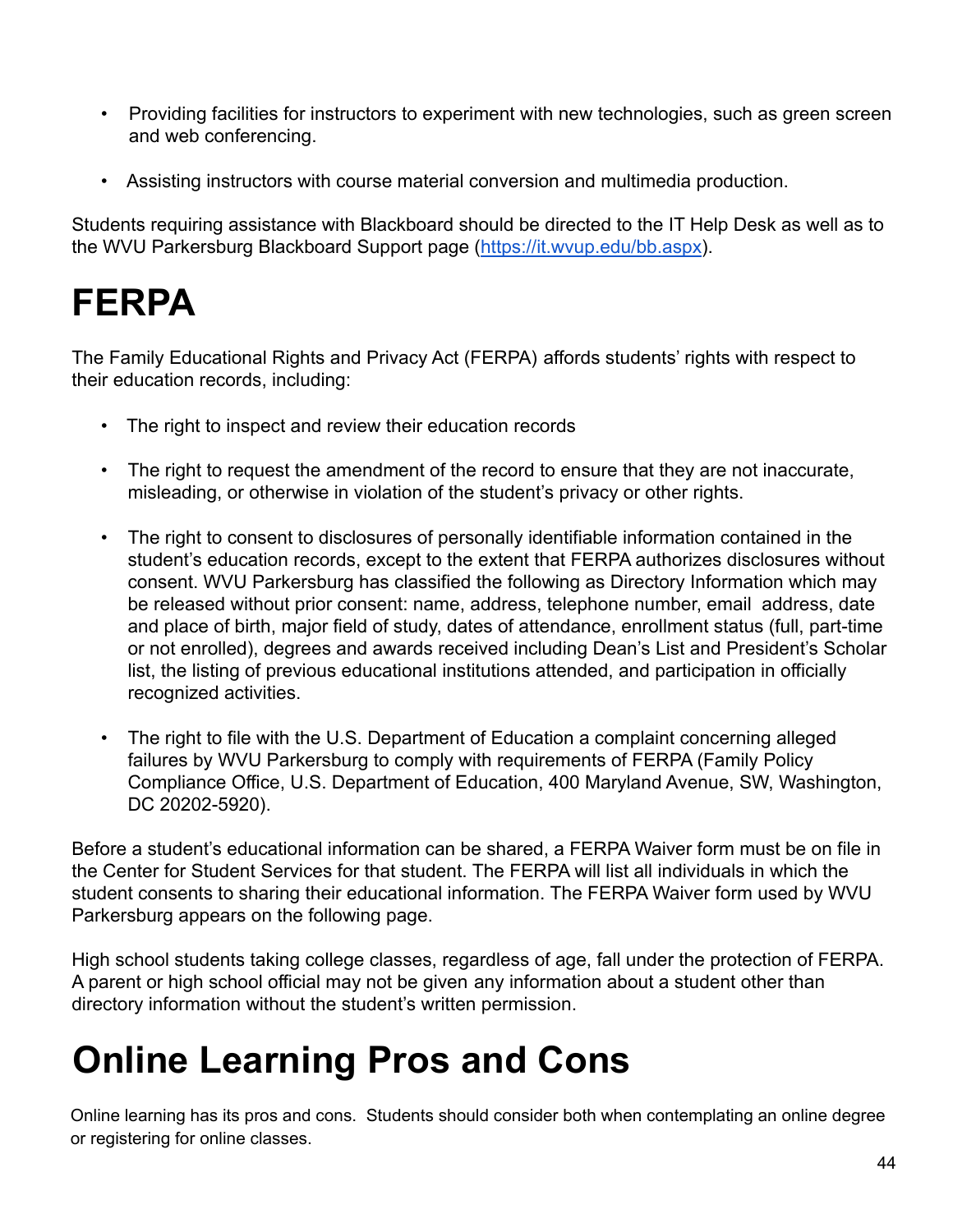- Providing facilities for instructors to experiment with new technologies, such as green screen and web conferencing.
- Assisting instructors with course material conversion and multimedia production.

Students requiring assistance with Blackboard should be directed to the IT Help Desk as well as to the WVU Parkersburg Blackboard Support page (https://it.wvup.edu/bb.aspx).

# FERPA

The Family Educational Rights and Privacy Act (FERPA) affords students' rights with respect to their education records, including:

- The right to inspect and review their education records
- The right to request the amendment of the record to ensure that they are not inaccurate, misleading, or otherwise in violation of the student's privacy or other rights.
- The right to consent to disclosures of personally identifiable information contained in the student's education records, except to the extent that FERPA authorizes disclosures without consent. WVU Parkersburg has classified the following as Directory Information which may be released without prior consent: name, address, telephone number, email address, date and place of birth, major field of study, dates of attendance, enrollment status (full, part-time or not enrolled), degrees and awards received including Dean's List and President's Scholar list, the listing of previous educational institutions attended, and participation in officially recognized activities.
- The right to file with the U.S. Department of Education a complaint concerning alleged failures by WVU Parkersburg to comply with requirements of FERPA (Family Policy Compliance Office, U.S. Department of Education, 400 Maryland Avenue, SW, Washington, DC 20202-5920).

Before a student's educational information can be shared, a FERPA Waiver form must be on file in the Center for Student Services for that student. The FERPA will list all individuals in which the student consents to sharing their educational information. The FERPA Waiver form used by WVU Parkersburg appears on the following page.

High school students taking college classes, regardless of age, fall under the protection of FERPA. A parent or high school official may not be given any information about a student other than directory information without the student's written permission.

# Online Learning Pros and Cons

Online learning has its pros and cons. Students should consider both when contemplating an online degree or registering for online classes.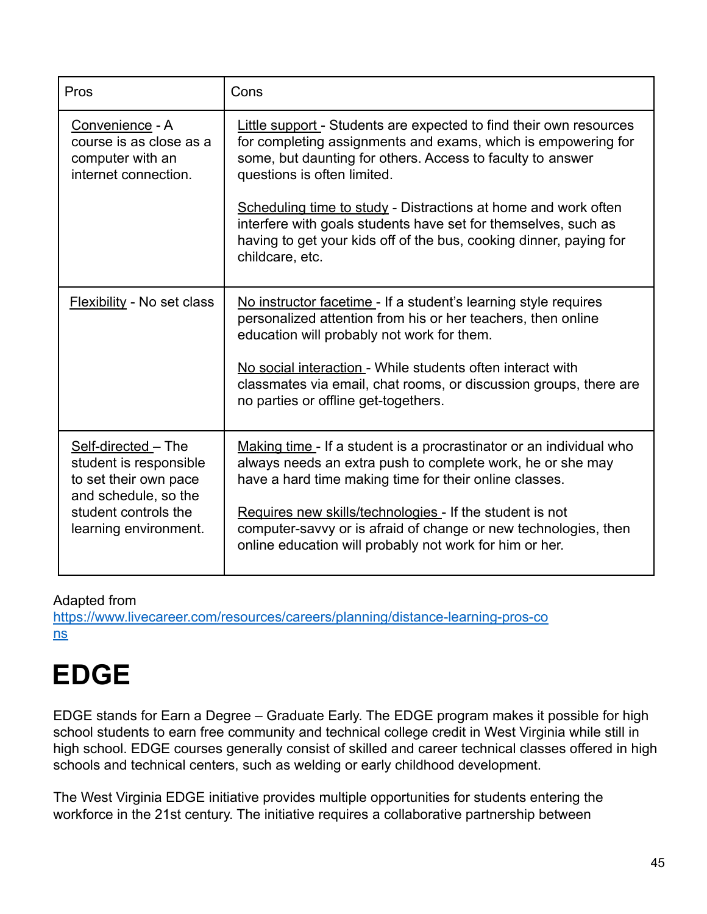| Pros | Cons |
|---|---|
| Convenience - A course is as close as a computer with an internet connection. | Little support - Students are expected to find their own resources for completing assignments and exams, which is empowering for some, but daunting for others. Access to faculty to answer questions is often limited.<br><br>Scheduling time to study - Distractions at home and work often interfere with goals students have set for themselves, such as having to get your kids off of the bus, cooking dinner, paying for childcare, etc. |
| Flexibility - No set class | No instructor facetime - If a student's learning style requires personalized attention from his or her teachers, then online education will probably not work for them.<br><br>No social interaction - While students often interact with classmates via email, chat rooms, or discussion groups, there are no parties or offline get-togethers. |
| Self-directed – The student is responsible to set their own pace and schedule, so the student controls the learning environment. | Making time - If a student is a procrastinator or an individual who always needs an extra push to complete work, he or she may have a hard time making time for their online classes.<br><br>Requires new skills/technologies - If the student is not computer-savvy or is afraid of change or new technologies, then online education will probably not work for him or her. |

Adapted from
https://www.livecareer.com/resources/careers/planning/distance-learning-pros-cons

# EDGE

EDGE stands for Earn a Degree – Graduate Early. The EDGE program makes it possible for high school students to earn free community and technical college credit in West Virginia while still in high school. EDGE courses generally consist of skilled and career technical classes offered in high schools and technical centers, such as welding or early childhood development.

The West Virginia EDGE initiative provides multiple opportunities for students entering the workforce in the 21st century. The initiative requires a collaborative partnership between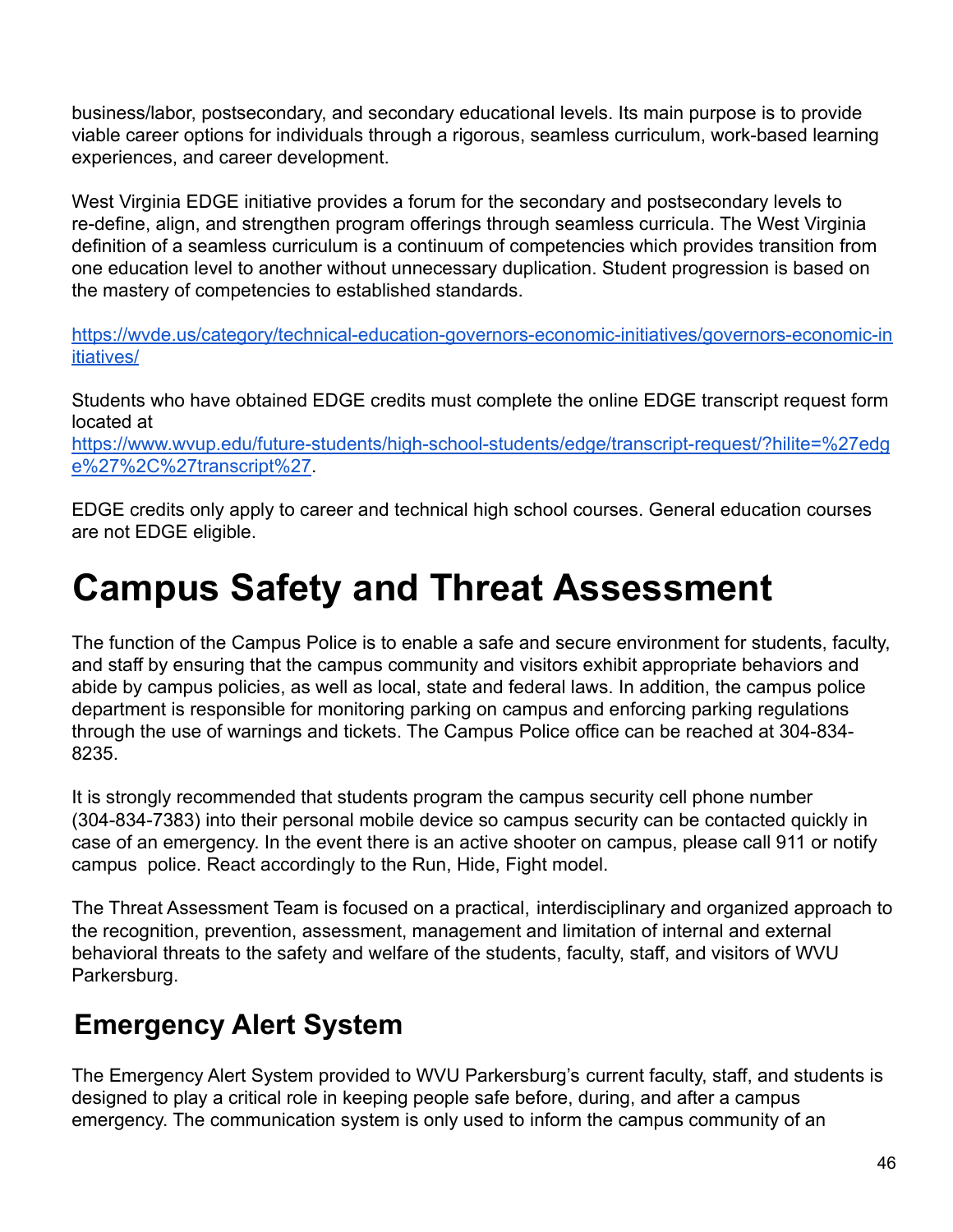business/labor, postsecondary, and secondary educational levels. Its main purpose is to provide viable career options for individuals through a rigorous, seamless curriculum, work-based learning experiences, and career development.

West Virginia EDGE initiative provides a forum for the secondary and postsecondary levels to re-define, align, and strengthen program offerings through seamless curricula. The West Virginia definition of a seamless curriculum is a continuum of competencies which provides transition from one education level to another without unnecessary duplication. Student progression is based on the mastery of competencies to established standards.

https://wvde.us/category/technical-education-governors-economic-initiatives/governors-economic-initiatives/

Students who have obtained EDGE credits must complete the online EDGE transcript request form located at https://www.wvup.edu/future-students/high-school-students/edge/transcript-request/?hilite=%27edge%27%2C%27transcript%27.

EDGE credits only apply to career and technical high school courses. General education courses are not EDGE eligible.

# Campus Safety and Threat Assessment

The function of the Campus Police is to enable a safe and secure environment for students, faculty, and staff by ensuring that the campus community and visitors exhibit appropriate behaviors and abide by campus policies, as well as local, state and federal laws. In addition, the campus police department is responsible for monitoring parking on campus and enforcing parking regulations through the use of warnings and tickets. The Campus Police office can be reached at 304-834-8235.

It is strongly recommended that students program the campus security cell phone number (304-834-7383) into their personal mobile device so campus security can be contacted quickly in case of an emergency. In the event there is an active shooter on campus, please call 911 or notify campus police. React accordingly to the Run, Hide, Fight model.

The Threat Assessment Team is focused on a practical, interdisciplinary and organized approach to the recognition, prevention, assessment, management and limitation of internal and external behavioral threats to the safety and welfare of the students, faculty, staff, and visitors of WVU Parkersburg.

## Emergency Alert System

The Emergency Alert System provided to WVU Parkersburg's current faculty, staff, and students is designed to play a critical role in keeping people safe before, during, and after a campus emergency. The communication system is only used to inform the campus community of an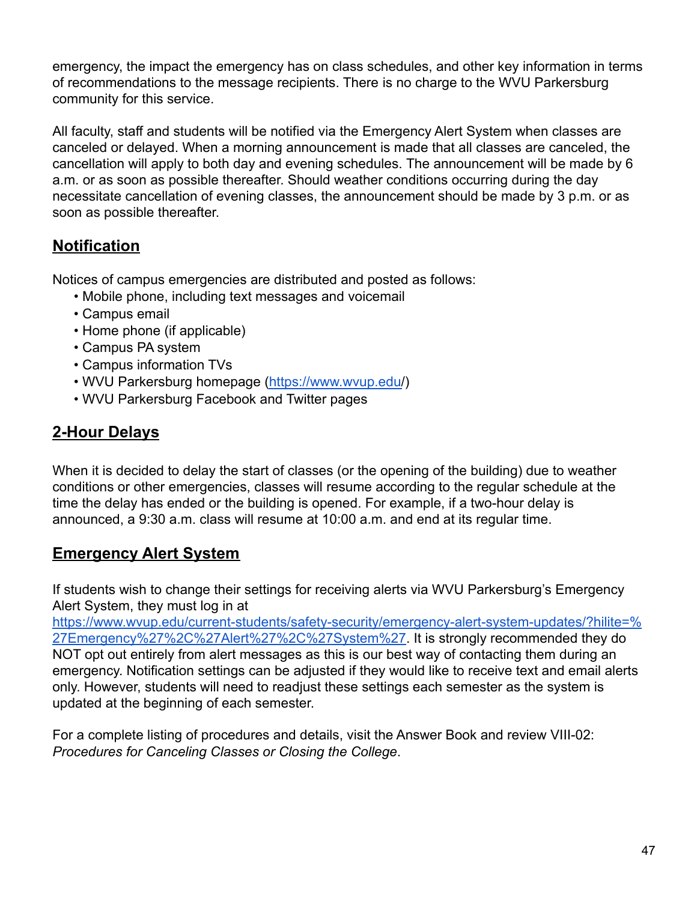emergency, the impact the emergency has on class schedules, and other key information in terms of recommendations to the message recipients. There is no charge to the WVU Parkersburg community for this service.

All faculty, staff and students will be notified via the Emergency Alert System when classes are canceled or delayed. When a morning announcement is made that all classes are canceled, the cancellation will apply to both day and evening schedules. The announcement will be made by 6 a.m. or as soon as possible thereafter. Should weather conditions occurring during the day necessitate cancellation of evening classes, the announcement should be made by 3 p.m. or as soon as possible thereafter.

## Notification

Notices of campus emergencies are distributed and posted as follows:

- Mobile phone, including text messages and voicemail
- Campus email
- Home phone (if applicable)
- Campus PA system
- Campus information TVs
- WVU Parkersburg homepage (https://www.wvup.edu/)
- WVU Parkersburg Facebook and Twitter pages

## 2-Hour Delays

When it is decided to delay the start of classes (or the opening of the building) due to weather conditions or other emergencies, classes will resume according to the regular schedule at the time the delay has ended or the building is opened. For example, if a two-hour delay is announced, a 9:30 a.m. class will resume at 10:00 a.m. and end at its regular time.

## Emergency Alert System

If students wish to change their settings for receiving alerts via WVU Parkersburg's Emergency Alert System, they must log in at https://www.wvup.edu/current-students/safety-security/emergency-alert-system-updates/?hilite=%27Emergency%27%2C%27Alert%27%2C%27System%27. It is strongly recommended they do NOT opt out entirely from alert messages as this is our best way of contacting them during an emergency. Notification settings can be adjusted if they would like to receive text and email alerts only. However, students will need to readjust these settings each semester as the system is updated at the beginning of each semester.

For a complete listing of procedures and details, visit the Answer Book and review VIII-02: *Procedures for Canceling Classes or Closing the College*.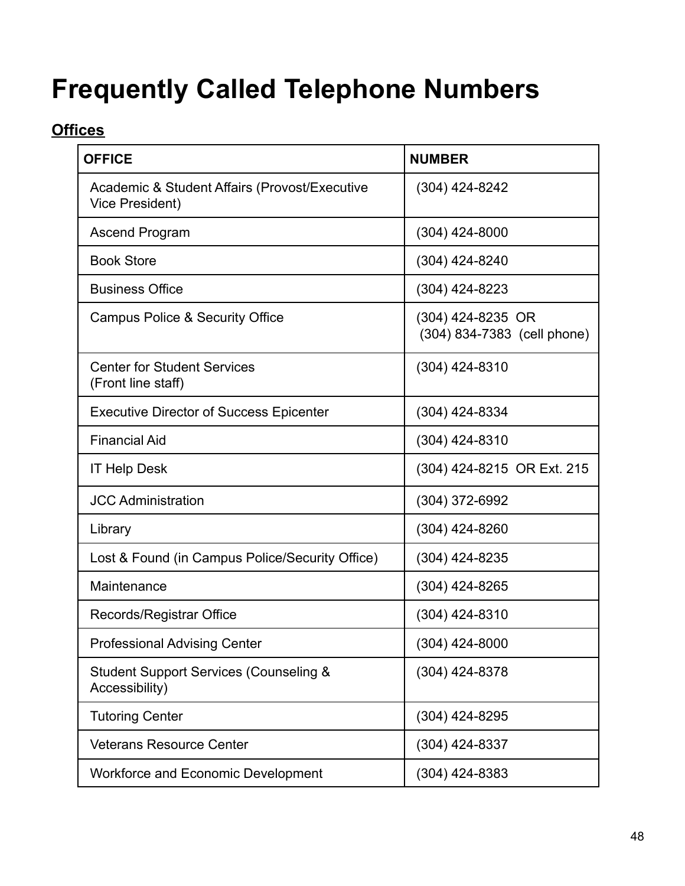# Frequently Called Telephone Numbers

## Offices

| OFFICE | NUMBER |
|---|---|
| Academic & Student Affairs (Provost/Executive Vice President) | (304) 424-8242 |
| Ascend Program | (304) 424-8000 |
| Book Store | (304) 424-8240 |
| Business Office | (304) 424-8223 |
| Campus Police & Security Office | (304) 424-8235 OR (304) 834-7383 (cell phone) |
| Center for Student Services (Front line staff) | (304) 424-8310 |
| Executive Director of Success Epicenter | (304) 424-8334 |
| Financial Aid | (304) 424-8310 |
| IT Help Desk | (304) 424-8215 OR Ext. 215 |
| JCC Administration | (304) 372-6992 |
| Library | (304) 424-8260 |
| Lost & Found (in Campus Police/Security Office) | (304) 424-8235 |
| Maintenance | (304) 424-8265 |
| Records/Registrar Office | (304) 424-8310 |
| Professional Advising Center | (304) 424-8000 |
| Student Support Services (Counseling & Accessibility) | (304) 424-8378 |
| Tutoring Center | (304) 424-8295 |
| Veterans Resource Center | (304) 424-8337 |
| Workforce and Economic Development | (304) 424-8383 |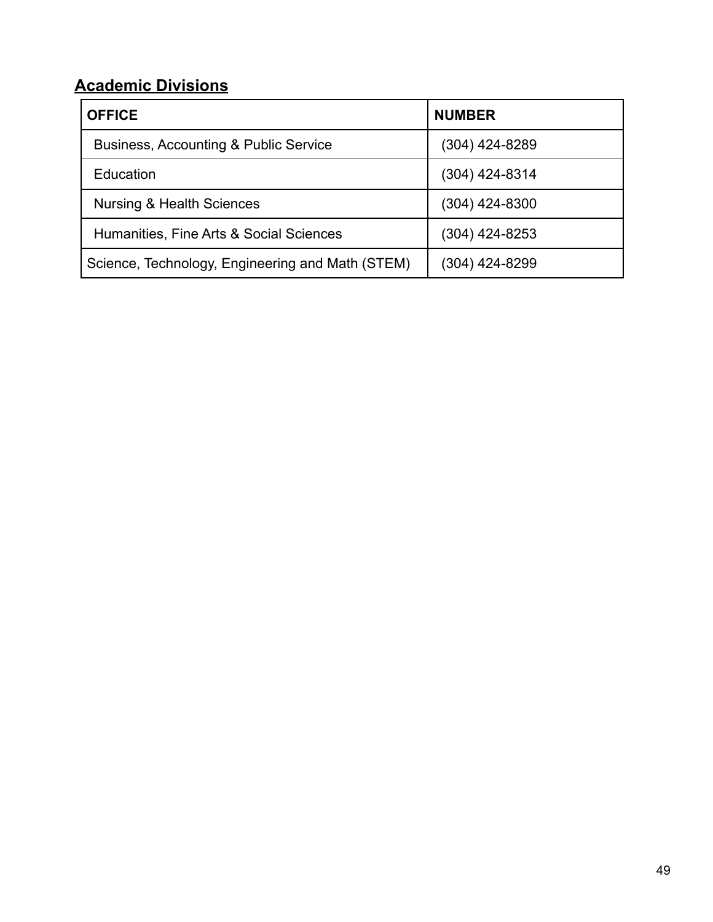## Academic Divisions

| OFFICE | NUMBER |
|---|---|
| Business, Accounting & Public Service | (304) 424-8289 |
| Education | (304) 424-8314 |
| Nursing & Health Sciences | (304) 424-8300 |
| Humanities, Fine Arts & Social Sciences | (304) 424-8253 |
| Science, Technology, Engineering and Math (STEM) | (304) 424-8299 |